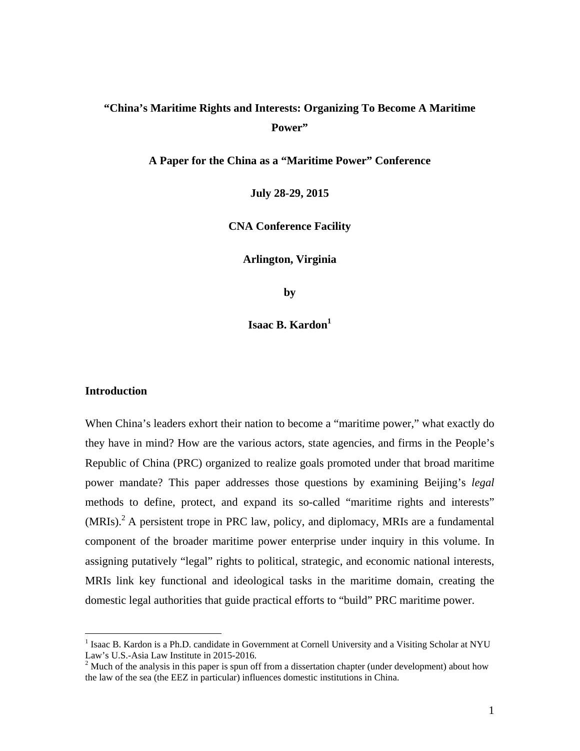# "China's Maritime Rights and Interests: Organizing To Become A Maritime Power"

**A Paper for the China as a "Maritime Power" Conference**

**July 28-29, 2015**

**CNA Conference Facility**

**Arlington, Virginia**

**by**

**Isaac B. Kardon[1]**

## Introduction

When China's leaders exhort their nation to become a "maritime power," what exactly do they have in mind? How are the various actors, state agencies, and firms in the People's Republic of China (PRC) organized to realize goals promoted under that broad maritime power mandate? This paper addresses those questions by examining Beijing's *legal* methods to define, protect, and expand its so-called "maritime rights and interests" (MRIs).[2] A persistent trope in PRC law, policy, and diplomacy, MRIs are a fundamental component of the broader maritime power enterprise under inquiry in this volume. In assigning putatively "legal" rights to political, strategic, and economic national interests, MRIs link key functional and ideological tasks in the maritime domain, creating the domestic legal authorities that guide practical efforts to "build" PRC maritime power.

---

[1] Isaac B. Kardon is a Ph.D. candidate in Government at Cornell University and a Visiting Scholar at NYU Law's U.S.-Asia Law Institute in 2015-2016.

[2] Much of the analysis in this paper is spun off from a dissertation chapter (under development) about how the law of the sea (the EEZ in particular) influences domestic institutions in China.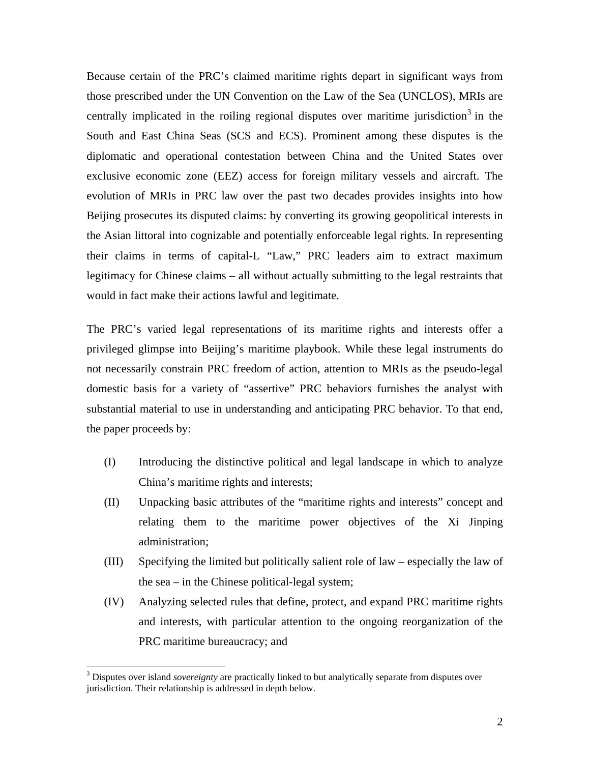Because certain of the PRC's claimed maritime rights depart in significant ways from those prescribed under the UN Convention on the Law of the Sea (UNCLOS), MRIs are centrally implicated in the roiling regional disputes over maritime jurisdiction[3] in the South and East China Seas (SCS and ECS). Prominent among these disputes is the diplomatic and operational contestation between China and the United States over exclusive economic zone (EEZ) access for foreign military vessels and aircraft. The evolution of MRIs in PRC law over the past two decades provides insights into how Beijing prosecutes its disputed claims: by converting its growing geopolitical interests in the Asian littoral into cognizable and potentially enforceable legal rights. In representing their claims in terms of capital-L "Law," PRC leaders aim to extract maximum legitimacy for Chinese claims – all without actually submitting to the legal restraints that would in fact make their actions lawful and legitimate.

The PRC's varied legal representations of its maritime rights and interests offer a privileged glimpse into Beijing's maritime playbook. While these legal instruments do not necessarily constrain PRC freedom of action, attention to MRIs as the pseudo-legal domestic basis for a variety of "assertive" PRC behaviors furnishes the analyst with substantial material to use in understanding and anticipating PRC behavior. To that end, the paper proceeds by:

(I) Introducing the distinctive political and legal landscape in which to analyze China's maritime rights and interests;

(II) Unpacking basic attributes of the "maritime rights and interests" concept and relating them to the maritime power objectives of the Xi Jinping administration;

(III) Specifying the limited but politically salient role of law – especially the law of the sea – in the Chinese political-legal system;

(IV) Analyzing selected rules that define, protect, and expand PRC maritime rights and interests, with particular attention to the ongoing reorganization of the PRC maritime bureaucracy; and

---

[3] Disputes over island *sovereignty* are practically linked to but analytically separate from disputes over jurisdiction. Their relationship is addressed in depth below.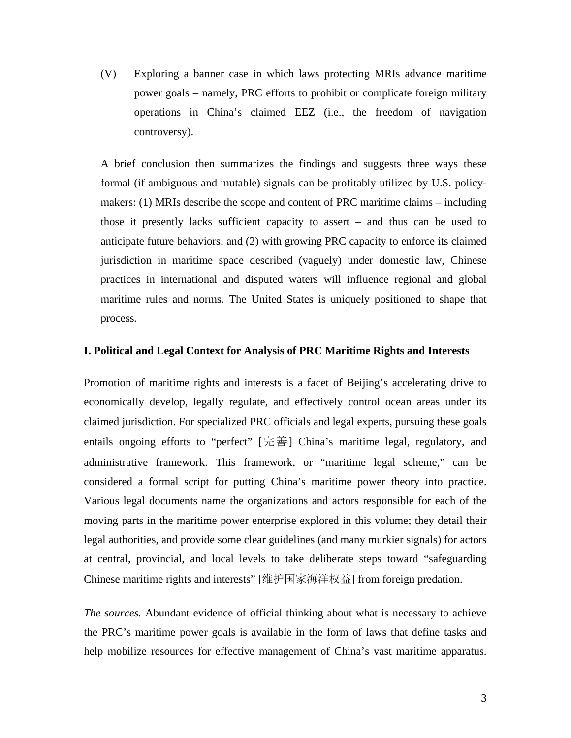(V) Exploring a banner case in which laws protecting MRIs advance maritime power goals – namely, PRC efforts to prohibit or complicate foreign military operations in China's claimed EEZ (i.e., the freedom of navigation controversy).

A brief conclusion then summarizes the findings and suggests three ways these formal (if ambiguous and mutable) signals can be profitably utilized by U.S. policy-makers: (1) MRIs describe the scope and content of PRC maritime claims – including those it presently lacks sufficient capacity to assert – and thus can be used to anticipate future behaviors; and (2) with growing PRC capacity to enforce its claimed jurisdiction in maritime space described (vaguely) under domestic law, Chinese practices in international and disputed waters will influence regional and global maritime rules and norms. The United States is uniquely positioned to shape that process.

## I. Political and Legal Context for Analysis of PRC Maritime Rights and Interests

Promotion of maritime rights and interests is a facet of Beijing's accelerating drive to economically develop, legally regulate, and effectively control ocean areas under its claimed jurisdiction. For specialized PRC officials and legal experts, pursuing these goals entails ongoing efforts to "perfect" [完善] China's maritime legal, regulatory, and administrative framework. This framework, or "maritime legal scheme," can be considered a formal script for putting China's maritime power theory into practice. Various legal documents name the organizations and actors responsible for each of the moving parts in the maritime power enterprise explored in this volume; they detail their legal authorities, and provide some clear guidelines (and many murkier signals) for actors at central, provincial, and local levels to take deliberate steps toward "safeguarding Chinese maritime rights and interests" [维护国家海洋权益] from foreign predation.

*The sources.* Abundant evidence of official thinking about what is necessary to achieve the PRC's maritime power goals is available in the form of laws that define tasks and help mobilize resources for effective management of China's vast maritime apparatus.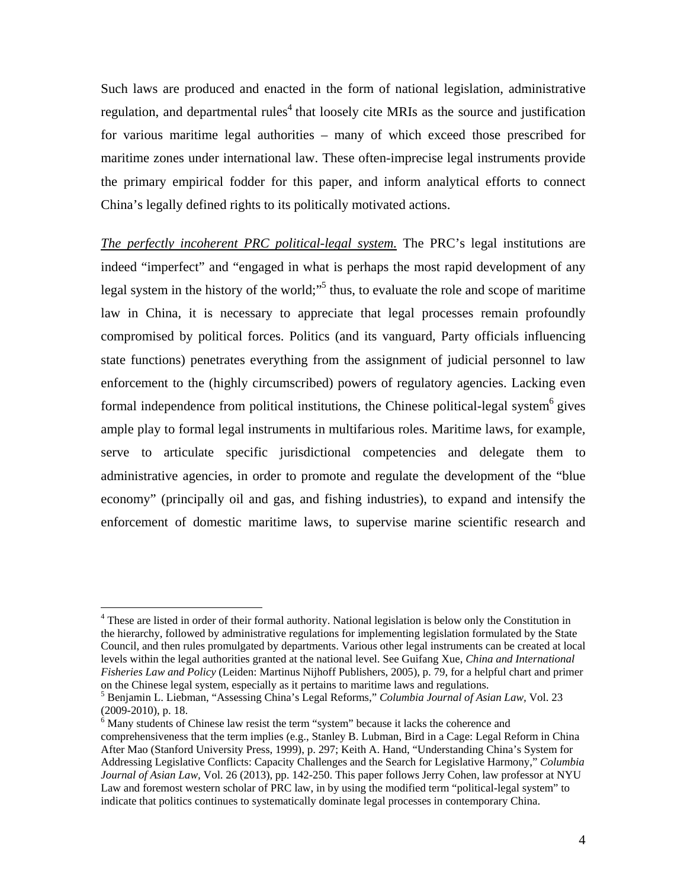Such laws are produced and enacted in the form of national legislation, administrative regulation, and departmental rules[4] that loosely cite MRIs as the source and justification for various maritime legal authorities – many of which exceed those prescribed for maritime zones under international law. These often-imprecise legal instruments provide the primary empirical fodder for this paper, and inform analytical efforts to connect China's legally defined rights to its politically motivated actions.

<u>*The perfectly incoherent PRC political-legal system.*</u> The PRC's legal institutions are indeed "imperfect" and "engaged in what is perhaps the most rapid development of any legal system in the history of the world;"[5] thus, to evaluate the role and scope of maritime law in China, it is necessary to appreciate that legal processes remain profoundly compromised by political forces. Politics (and its vanguard, Party officials influencing state functions) penetrates everything from the assignment of judicial personnel to law enforcement to the (highly circumscribed) powers of regulatory agencies. Lacking even formal independence from political institutions, the Chinese political-legal system[6] gives ample play to formal legal instruments in multifarious roles. Maritime laws, for example, serve to articulate specific jurisdictional competencies and delegate them to administrative agencies, in order to promote and regulate the development of the "blue economy" (principally oil and gas, and fishing industries), to expand and intensify the enforcement of domestic maritime laws, to supervise marine scientific research and

---

[4] These are listed in order of their formal authority. National legislation is below only the Constitution in the hierarchy, followed by administrative regulations for implementing legislation formulated by the State Council, and then rules promulgated by departments. Various other legal instruments can be created at local levels within the legal authorities granted at the national level. See Guifang Xue, *China and International Fisheries Law and Policy* (Leiden: Martinus Nijhoff Publishers, 2005), p. 79, for a helpful chart and primer on the Chinese legal system, especially as it pertains to maritime laws and regulations.

[5] Benjamin L. Liebman, "Assessing China's Legal Reforms," *Columbia Journal of Asian Law,* Vol. 23 (2009-2010), p. 18.

[6] Many students of Chinese law resist the term "system" because it lacks the coherence and comprehensiveness that the term implies (e.g., Stanley B. Lubman, Bird in a Cage: Legal Reform in China After Mao (Stanford University Press, 1999), p. 297; Keith A. Hand, "Understanding China's System for Addressing Legislative Conflicts: Capacity Challenges and the Search for Legislative Harmony," *Columbia Journal of Asian Law,* Vol. 26 (2013), pp. 142-250. This paper follows Jerry Cohen, law professor at NYU Law and foremost western scholar of PRC law, in by using the modified term "political-legal system" to indicate that politics continues to systematically dominate legal processes in contemporary China.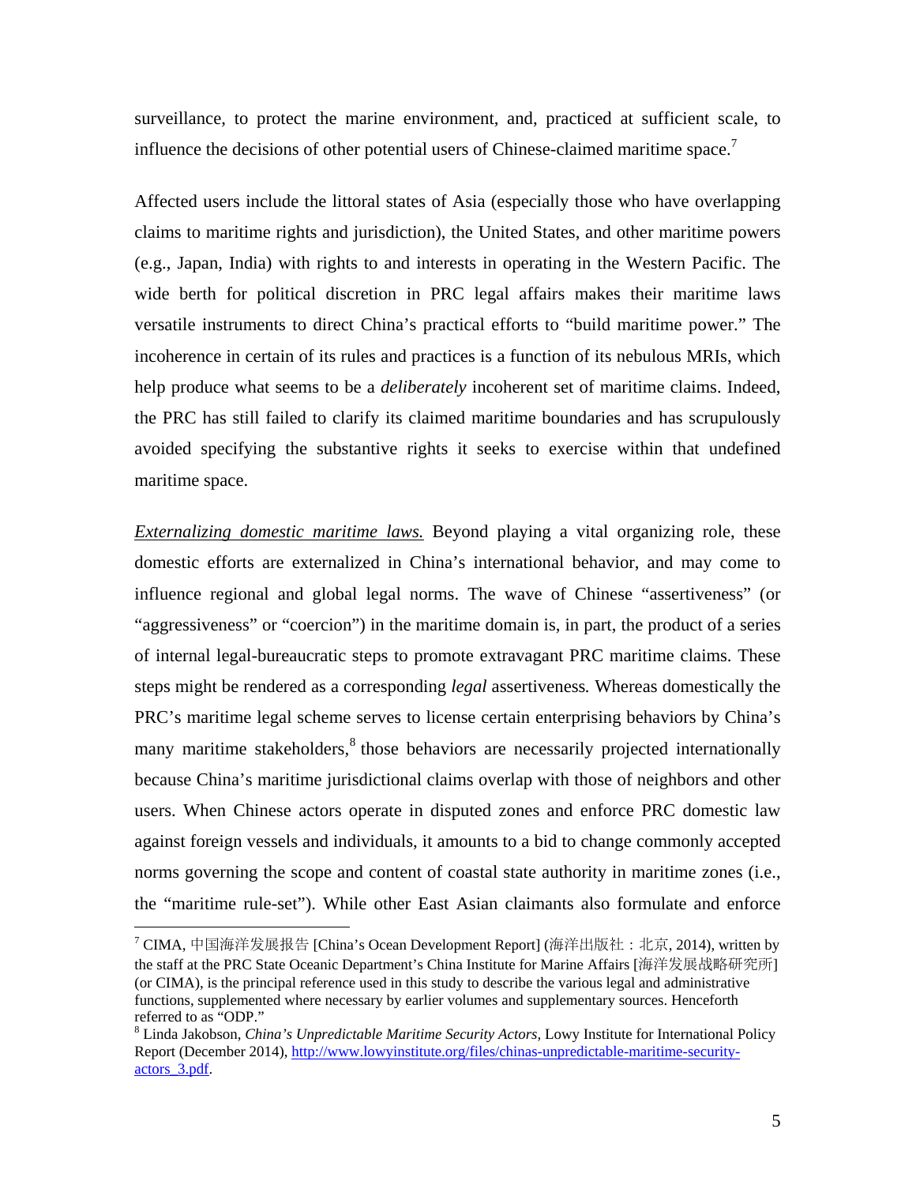surveillance, to protect the marine environment, and, practiced at sufficient scale, to influence the decisions of other potential users of Chinese-claimed maritime space.[7]

Affected users include the littoral states of Asia (especially those who have overlapping claims to maritime rights and jurisdiction), the United States, and other maritime powers (e.g., Japan, India) with rights to and interests in operating in the Western Pacific. The wide berth for political discretion in PRC legal affairs makes their maritime laws versatile instruments to direct China's practical efforts to "build maritime power." The incoherence in certain of its rules and practices is a function of its nebulous MRIs, which help produce what seems to be a *deliberately* incoherent set of maritime claims. Indeed, the PRC has still failed to clarify its claimed maritime boundaries and has scrupulously avoided specifying the substantive rights it seeks to exercise within that undefined maritime space.

*Externalizing domestic maritime laws.* Beyond playing a vital organizing role, these domestic efforts are externalized in China's international behavior, and may come to influence regional and global legal norms. The wave of Chinese "assertiveness" (or "aggressiveness" or "coercion") in the maritime domain is, in part, the product of a series of internal legal-bureaucratic steps to promote extravagant PRC maritime claims. These steps might be rendered as a corresponding *legal* assertiveness*.* Whereas domestically the PRC's maritime legal scheme serves to license certain enterprising behaviors by China's many maritime stakeholders,[8] those behaviors are necessarily projected internationally because China's maritime jurisdictional claims overlap with those of neighbors and other users. When Chinese actors operate in disputed zones and enforce PRC domestic law against foreign vessels and individuals, it amounts to a bid to change commonly accepted norms governing the scope and content of coastal state authority in maritime zones (i.e., the "maritime rule-set"). While other East Asian claimants also formulate and enforce

---

[7] CIMA, 中国海洋发展报告 [China's Ocean Development Report] (海洋出版社：北京, 2014), written by the staff at the PRC State Oceanic Department's China Institute for Marine Affairs [海洋发展战略研究所] (or CIMA), is the principal reference used in this study to describe the various legal and administrative functions, supplemented where necessary by earlier volumes and supplementary sources. Henceforth referred to as "ODP."

[8] Linda Jakobson, *China's Unpredictable Maritime Security Actors*, Lowy Institute for International Policy Report (December 2014), http://www.lowyinstitute.org/files/chinas-unpredictable-maritime-security-actors_3.pdf.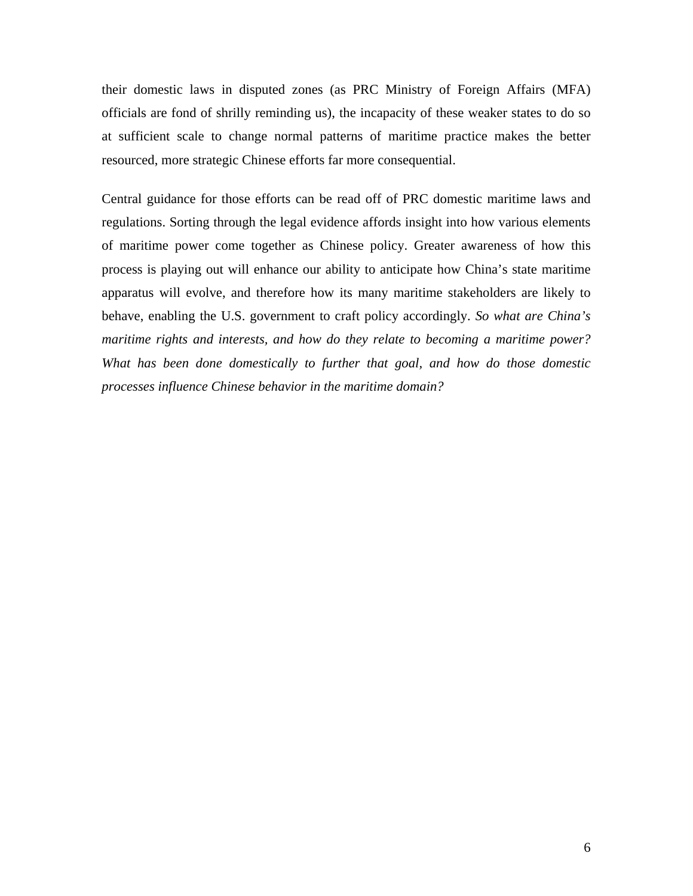their domestic laws in disputed zones (as PRC Ministry of Foreign Affairs (MFA) officials are fond of shrilly reminding us), the incapacity of these weaker states to do so at sufficient scale to change normal patterns of maritime practice makes the better resourced, more strategic Chinese efforts far more consequential.

Central guidance for those efforts can be read off of PRC domestic maritime laws and regulations. Sorting through the legal evidence affords insight into how various elements of maritime power come together as Chinese policy. Greater awareness of how this process is playing out will enhance our ability to anticipate how China's state maritime apparatus will evolve, and therefore how its many maritime stakeholders are likely to behave, enabling the U.S. government to craft policy accordingly. *So what are China's maritime rights and interests, and how do they relate to becoming a maritime power? What has been done domestically to further that goal, and how do those domestic processes influence Chinese behavior in the maritime domain?*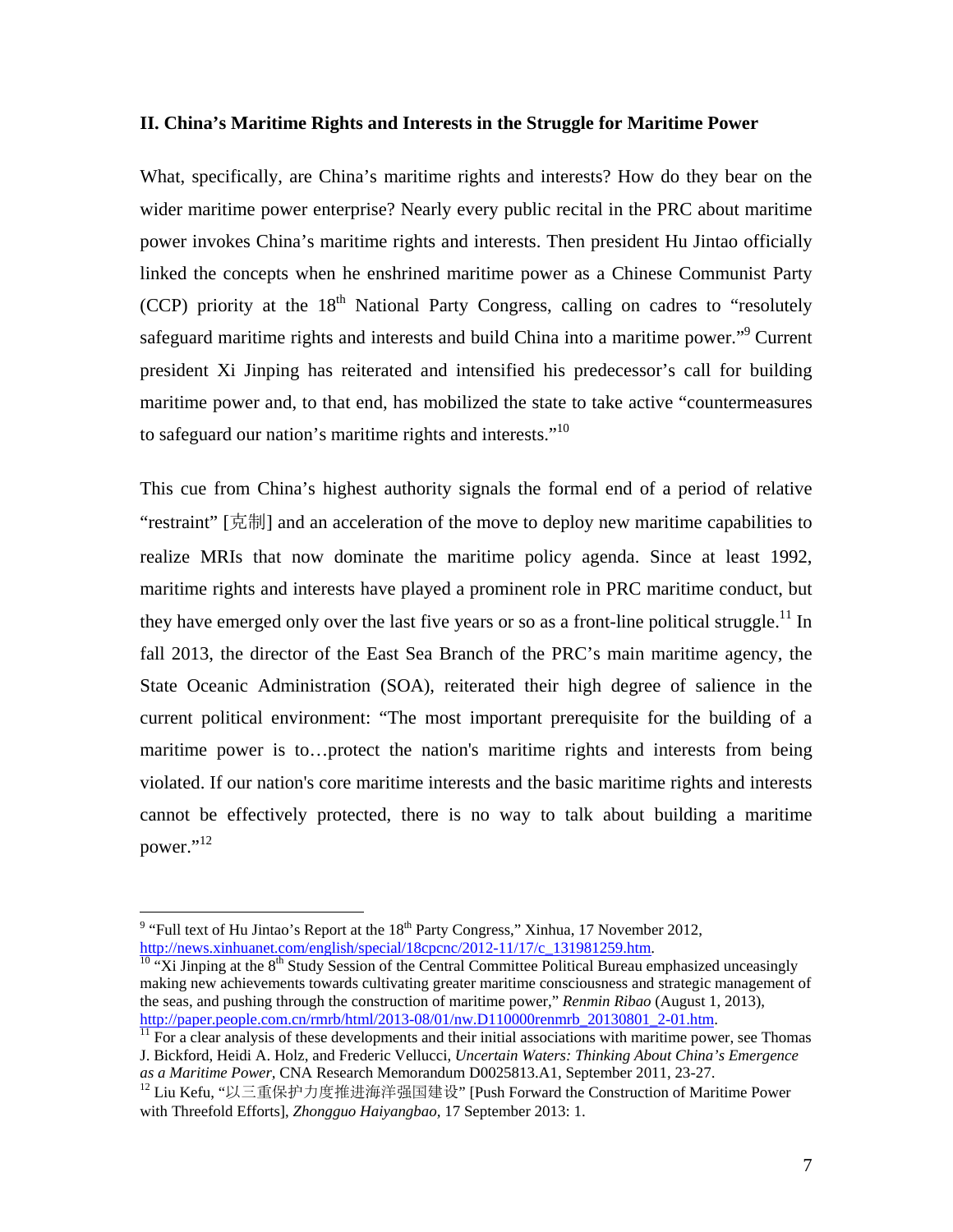## II. China's Maritime Rights and Interests in the Struggle for Maritime Power

What, specifically, are China's maritime rights and interests? How do they bear on the wider maritime power enterprise? Nearly every public recital in the PRC about maritime power invokes China's maritime rights and interests. Then president Hu Jintao officially linked the concepts when he enshrined maritime power as a Chinese Communist Party (CCP) priority at the 18th National Party Congress, calling on cadres to "resolutely safeguard maritime rights and interests and build China into a maritime power."[9] Current president Xi Jinping has reiterated and intensified his predecessor's call for building maritime power and, to that end, has mobilized the state to take active "countermeasures to safeguard our nation's maritime rights and interests."[10]

This cue from China's highest authority signals the formal end of a period of relative "restraint" [克制] and an acceleration of the move to deploy new maritime capabilities to realize MRIs that now dominate the maritime policy agenda. Since at least 1992, maritime rights and interests have played a prominent role in PRC maritime conduct, but they have emerged only over the last five years or so as a front-line political struggle.[11] In fall 2013, the director of the East Sea Branch of the PRC's main maritime agency, the State Oceanic Administration (SOA), reiterated their high degree of salience in the current political environment: "The most important prerequisite for the building of a maritime power is to…protect the nation's maritime rights and interests from being violated. If our nation's core maritime interests and the basic maritime rights and interests cannot be effectively protected, there is no way to talk about building a maritime power."[12]

---

[9] "Full text of Hu Jintao's Report at the 18th Party Congress," Xinhua, 17 November 2012, http://news.xinhuanet.com/english/special/18cpcnc/2012-11/17/c_131981259.htm.

[10] "Xi Jinping at the 8th Study Session of the Central Committee Political Bureau emphasized unceasingly making new achievements towards cultivating greater maritime consciousness and strategic management of the seas, and pushing through the construction of maritime power," *Renmin Ribao* (August 1, 2013), http://paper.people.com.cn/rmrb/html/2013-08/01/nw.D110000renmrb_20130801_2-01.htm.

[11] For a clear analysis of these developments and their initial associations with maritime power, see Thomas J. Bickford, Heidi A. Holz, and Frederic Vellucci, *Uncertain Waters: Thinking About China's Emergence as a Maritime Power*, CNA Research Memorandum D0025813.A1, September 2011, 23-27.

[12] Liu Kefu, "以三重保护力度推进海洋强国建设" [Push Forward the Construction of Maritime Power with Threefold Efforts], *Zhongguo Haiyangbao*, 17 September 2013: 1.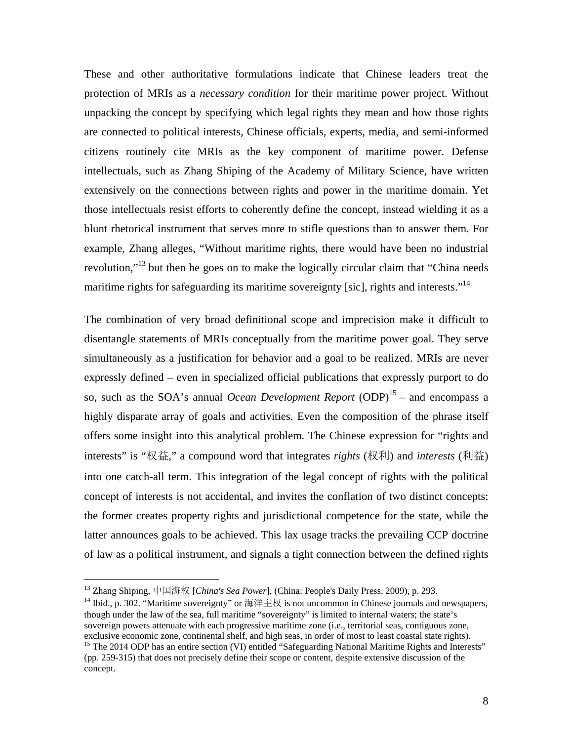These and other authoritative formulations indicate that Chinese leaders treat the protection of MRIs as a *necessary condition* for their maritime power project. Without unpacking the concept by specifying which legal rights they mean and how those rights are connected to political interests, Chinese officials, experts, media, and semi-informed citizens routinely cite MRIs as the key component of maritime power. Defense intellectuals, such as Zhang Shiping of the Academy of Military Science, have written extensively on the connections between rights and power in the maritime domain. Yet those intellectuals resist efforts to coherently define the concept, instead wielding it as a blunt rhetorical instrument that serves more to stifle questions than to answer them. For example, Zhang alleges, "Without maritime rights, there would have been no industrial revolution,"[13] but then he goes on to make the logically circular claim that "China needs maritime rights for safeguarding its maritime sovereignty [sic], rights and interests."[14]

The combination of very broad definitional scope and imprecision make it difficult to disentangle statements of MRIs conceptually from the maritime power goal. They serve simultaneously as a justification for behavior and a goal to be realized. MRIs are never expressly defined – even in specialized official publications that expressly purport to do so, such as the SOA's annual *Ocean Development Report* (ODP)[15] – and encompass a highly disparate array of goals and activities. Even the composition of the phrase itself offers some insight into this analytical problem. The Chinese expression for "rights and interests" is "权益," a compound word that integrates *rights* (权利) and *interests* (利益) into one catch-all term. This integration of the legal concept of rights with the political concept of interests is not accidental, and invites the conflation of two distinct concepts: the former creates property rights and jurisdictional competence for the state, while the latter announces goals to be achieved. This lax usage tracks the prevailing CCP doctrine of law as a political instrument, and signals a tight connection between the defined rights

---

[13] Zhang Shiping, 中国海权 [*China's Sea Power*], (China: People's Daily Press, 2009), p. 293.

[14] Ibid., p. 302. "Maritime sovereignty" or 海洋主权 is not uncommon in Chinese journals and newspapers, though under the law of the sea, full maritime "sovereignty" is limited to internal waters; the state's sovereign powers attenuate with each progressive maritime zone (i.e., territorial seas, contiguous zone, exclusive economic zone, continental shelf, and high seas, in order of most to least coastal state rights).

[15] The 2014 ODP has an entire section (VI) entitled "Safeguarding National Maritime Rights and Interests" (pp. 259-315) that does not precisely define their scope or content, despite extensive discussion of the concept.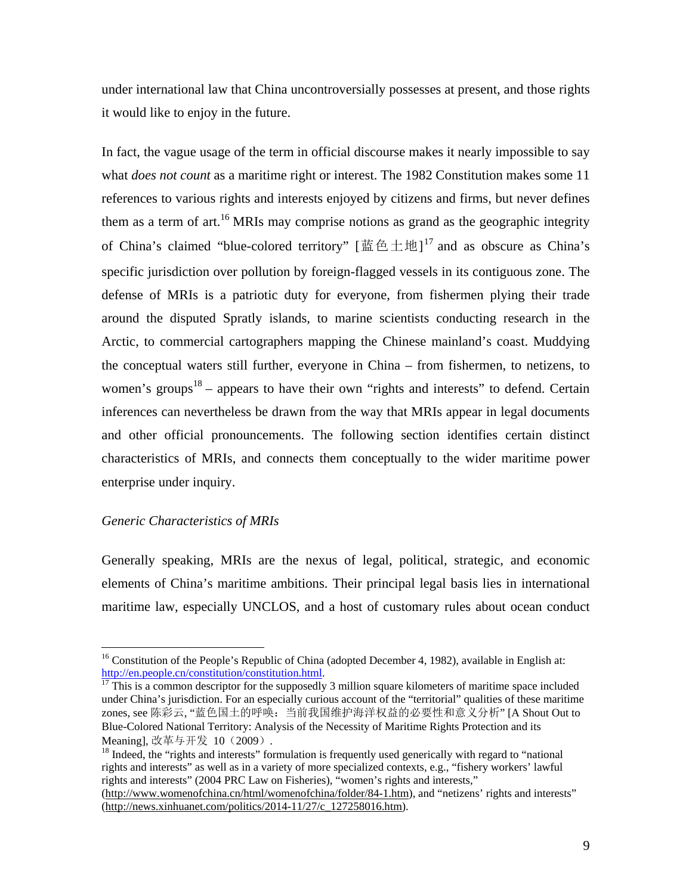under international law that China uncontroversially possesses at present, and those rights it would like to enjoy in the future.

In fact, the vague usage of the term in official discourse makes it nearly impossible to say what *does not count* as a maritime right or interest. The 1982 Constitution makes some 11 references to various rights and interests enjoyed by citizens and firms, but never defines them as a term of art.[16] MRIs may comprise notions as grand as the geographic integrity of China's claimed "blue-colored territory" [蓝色土地][17] and as obscure as China's specific jurisdiction over pollution by foreign-flagged vessels in its contiguous zone. The defense of MRIs is a patriotic duty for everyone, from fishermen plying their trade around the disputed Spratly islands, to marine scientists conducting research in the Arctic, to commercial cartographers mapping the Chinese mainland's coast. Muddying the conceptual waters still further, everyone in China – from fishermen, to netizens, to women's groups[18] – appears to have their own "rights and interests" to defend. Certain inferences can nevertheless be drawn from the way that MRIs appear in legal documents and other official pronouncements. The following section identifies certain distinct characteristics of MRIs, and connects them conceptually to the wider maritime power enterprise under inquiry.

*Generic Characteristics of MRIs*

Generally speaking, MRIs are the nexus of legal, political, strategic, and economic elements of China's maritime ambitions. Their principal legal basis lies in international maritime law, especially UNCLOS, and a host of customary rules about ocean conduct

---

[16] Constitution of the People's Republic of China (adopted December 4, 1982), available in English at: http://en.people.cn/constitution/constitution.html.

[17] This is a common descriptor for the supposedly 3 million square kilometers of maritime space included under China's jurisdiction. For an especially curious account of the "territorial" qualities of these maritime zones, see 陈彩云, "蓝色国土的呼唤：当前我国维护海洋权益的必要性和意义分析" [A Shout Out to Blue-Colored National Territory: Analysis of the Necessity of Maritime Rights Protection and its Meaning], 改革与开发 10（2009）.

[18] Indeed, the "rights and interests" formulation is frequently used generically with regard to "national rights and interests" as well as in a variety of more specialized contexts, e.g., "fishery workers' lawful rights and interests" (2004 PRC Law on Fisheries), "women's rights and interests," (http://www.womenofchina.cn/html/womenofchina/folder/84-1.htm), and "netizens' rights and interests" (http://news.xinhuanet.com/politics/2014-11/27/c_127258016.htm).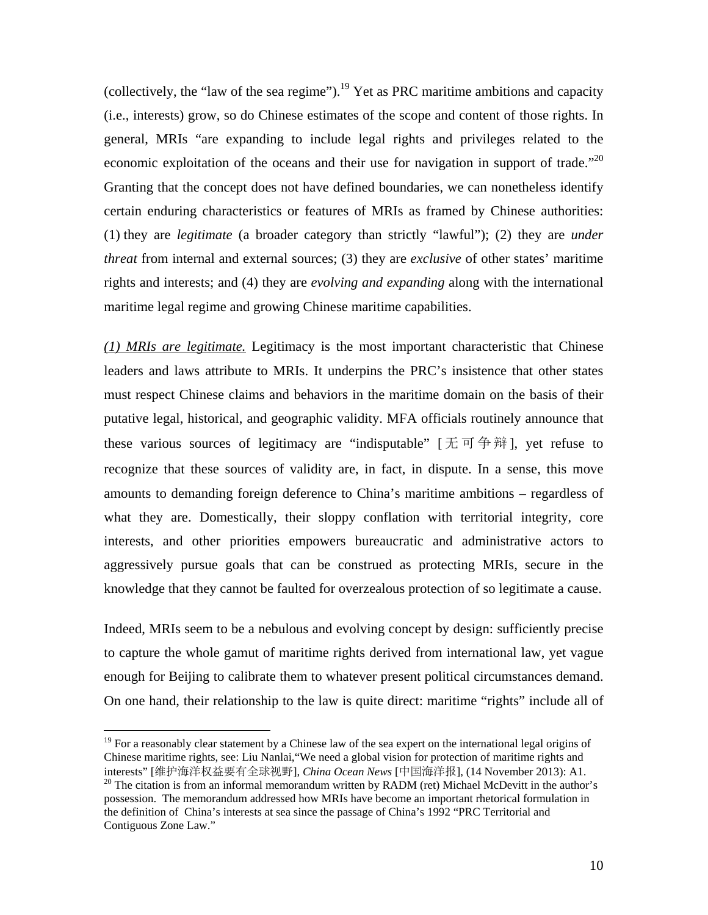(collectively, the "law of the sea regime").[19] Yet as PRC maritime ambitions and capacity (i.e., interests) grow, so do Chinese estimates of the scope and content of those rights. In general, MRIs "are expanding to include legal rights and privileges related to the economic exploitation of the oceans and their use for navigation in support of trade."[20] Granting that the concept does not have defined boundaries, we can nonetheless identify certain enduring characteristics or features of MRIs as framed by Chinese authorities: (1) they are *legitimate* (a broader category than strictly "lawful"); (2) they are *under threat* from internal and external sources; (3) they are *exclusive* of other states' maritime rights and interests; and (4) they are *evolving and expanding* along with the international maritime legal regime and growing Chinese maritime capabilities.

*(1) MRIs are legitimate.* Legitimacy is the most important characteristic that Chinese leaders and laws attribute to MRIs. It underpins the PRC's insistence that other states must respect Chinese claims and behaviors in the maritime domain on the basis of their putative legal, historical, and geographic validity. MFA officials routinely announce that these various sources of legitimacy are "indisputable" [无可争辩], yet refuse to recognize that these sources of validity are, in fact, in dispute. In a sense, this move amounts to demanding foreign deference to China's maritime ambitions – regardless of what they are. Domestically, their sloppy conflation with territorial integrity, core interests, and other priorities empowers bureaucratic and administrative actors to aggressively pursue goals that can be construed as protecting MRIs, secure in the knowledge that they cannot be faulted for overzealous protection of so legitimate a cause.

Indeed, MRIs seem to be a nebulous and evolving concept by design: sufficiently precise to capture the whole gamut of maritime rights derived from international law, yet vague enough for Beijing to calibrate them to whatever present political circumstances demand. On one hand, their relationship to the law is quite direct: maritime "rights" include all of

---

[19] For a reasonably clear statement by a Chinese law of the sea expert on the international legal origins of Chinese maritime rights, see: Liu Nanlai, "We need a global vision for protection of maritime rights and interests" [维护海洋权益要有全球视野], *China Ocean News* [中国海洋报], (14 November 2013): A1.

[20] The citation is from an informal memorandum written by RADM (ret) Michael McDevitt in the author's possession. The memorandum addressed how MRIs have become an important rhetorical formulation in the definition of China's interests at sea since the passage of China's 1992 "PRC Territorial and Contiguous Zone Law."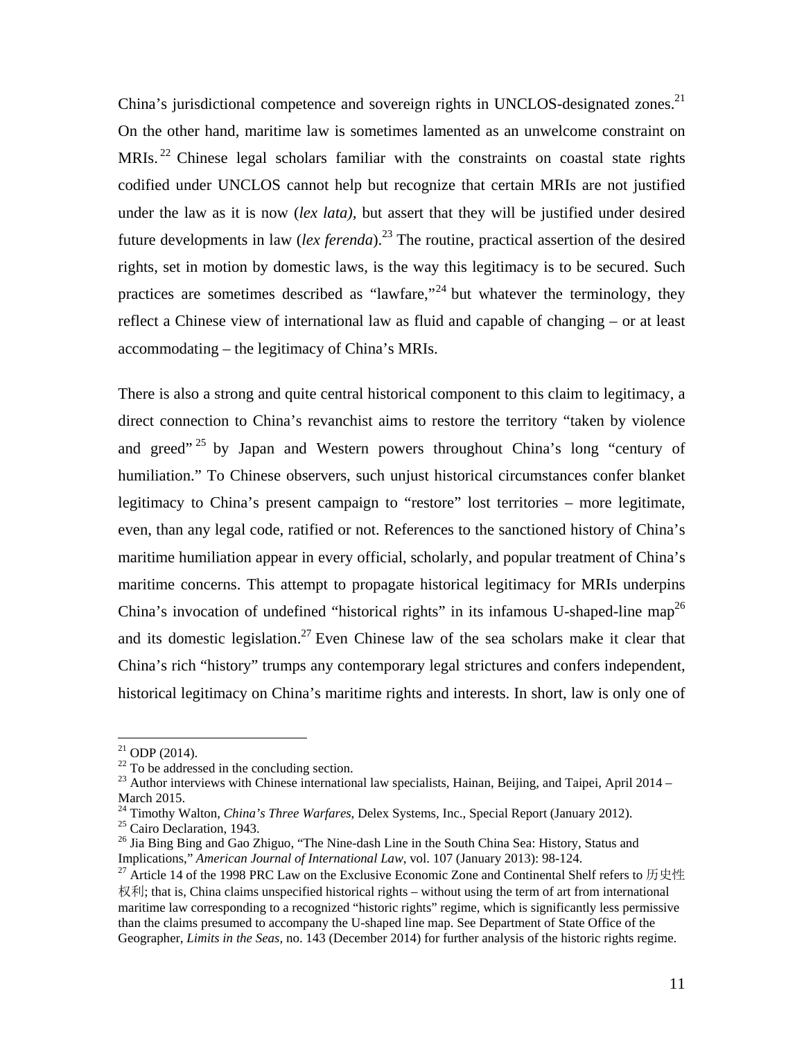China's jurisdictional competence and sovereign rights in UNCLOS-designated zones.[21] On the other hand, maritime law is sometimes lamented as an unwelcome constraint on MRIs.[22] Chinese legal scholars familiar with the constraints on coastal state rights codified under UNCLOS cannot help but recognize that certain MRIs are not justified under the law as it is now (*lex lata),* but assert that they will be justified under desired future developments in law (*lex ferenda*).[23] The routine, practical assertion of the desired rights, set in motion by domestic laws, is the way this legitimacy is to be secured. Such practices are sometimes described as "lawfare,"[24] but whatever the terminology, they reflect a Chinese view of international law as fluid and capable of changing – or at least accommodating – the legitimacy of China's MRIs.

There is also a strong and quite central historical component to this claim to legitimacy, a direct connection to China's revanchist aims to restore the territory "taken by violence and greed"[25] by Japan and Western powers throughout China's long "century of humiliation." To Chinese observers, such unjust historical circumstances confer blanket legitimacy to China's present campaign to "restore" lost territories – more legitimate, even, than any legal code, ratified or not. References to the sanctioned history of China's maritime humiliation appear in every official, scholarly, and popular treatment of China's maritime concerns. This attempt to propagate historical legitimacy for MRIs underpins China's invocation of undefined "historical rights" in its infamous U-shaped-line map[26] and its domestic legislation.[27] Even Chinese law of the sea scholars make it clear that China's rich "history" trumps any contemporary legal strictures and confers independent, historical legitimacy on China's maritime rights and interests. In short, law is only one of

---

[21] ODP (2014).

[22] To be addressed in the concluding section.

[23] Author interviews with Chinese international law specialists, Hainan, Beijing, and Taipei, April 2014 – March 2015.

[24] Timothy Walton, *China's Three Warfares*, Delex Systems, Inc., Special Report (January 2012).

[25] Cairo Declaration, 1943.

[26] Jia Bing Bing and Gao Zhiguo, "The Nine-dash Line in the South China Sea: History, Status and Implications," *American Journal of International Law*, vol. 107 (January 2013): 98-124.

[27] Article 14 of the 1998 PRC Law on the Exclusive Economic Zone and Continental Shelf refers to 历史性权利; that is, China claims unspecified historical rights – without using the term of art from international maritime law corresponding to a recognized "historic rights" regime, which is significantly less permissive than the claims presumed to accompany the U-shaped line map. See Department of State Office of the Geographer, *Limits in the Seas*, no. 143 (December 2014) for further analysis of the historic rights regime.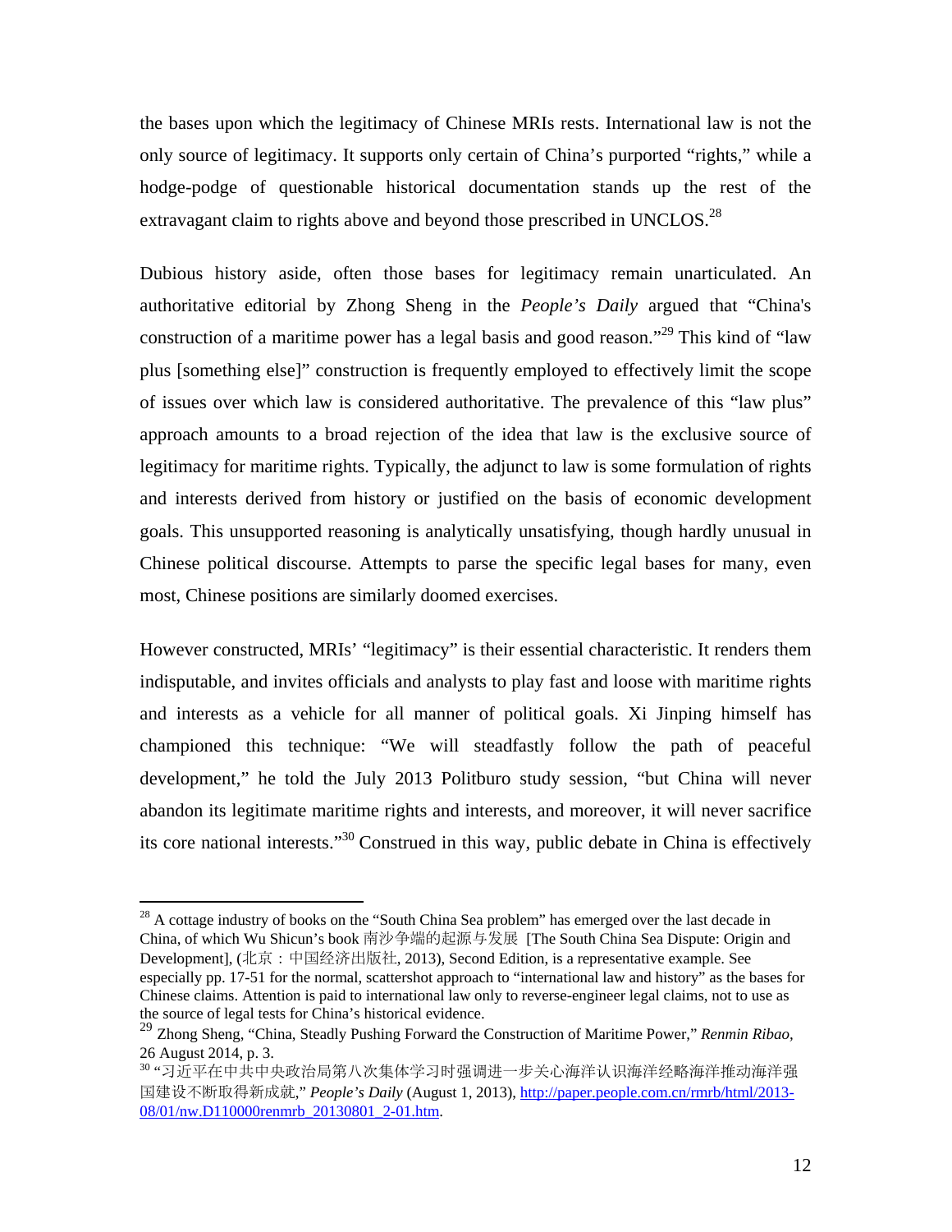the bases upon which the legitimacy of Chinese MRIs rests. International law is not the only source of legitimacy. It supports only certain of China's purported "rights," while a hodge-podge of questionable historical documentation stands up the rest of the extravagant claim to rights above and beyond those prescribed in UNCLOS.[28]

Dubious history aside, often those bases for legitimacy remain unarticulated. An authoritative editorial by Zhong Sheng in the *People's Daily* argued that "China's construction of a maritime power has a legal basis and good reason."[29] This kind of "law plus [something else]" construction is frequently employed to effectively limit the scope of issues over which law is considered authoritative. The prevalence of this "law plus" approach amounts to a broad rejection of the idea that law is the exclusive source of legitimacy for maritime rights. Typically, the adjunct to law is some formulation of rights and interests derived from history or justified on the basis of economic development goals. This unsupported reasoning is analytically unsatisfying, though hardly unusual in Chinese political discourse. Attempts to parse the specific legal bases for many, even most, Chinese positions are similarly doomed exercises.

However constructed, MRIs' "legitimacy" is their essential characteristic. It renders them indisputable, and invites officials and analysts to play fast and loose with maritime rights and interests as a vehicle for all manner of political goals. Xi Jinping himself has championed this technique: "We will steadfastly follow the path of peaceful development," he told the July 2013 Politburo study session, "but China will never abandon its legitimate maritime rights and interests, and moreover, it will never sacrifice its core national interests."[30] Construed in this way, public debate in China is effectively

---

[28] A cottage industry of books on the "South China Sea problem" has emerged over the last decade in China, of which Wu Shicun's book 南沙争端的起源与发展 [The South China Sea Dispute: Origin and Development], (北京：中国经济出版社, 2013), Second Edition, is a representative example. See especially pp. 17-51 for the normal, scattershot approach to "international law and history" as the bases for Chinese claims. Attention is paid to international law only to reverse-engineer legal claims, not to use as the source of legal tests for China's historical evidence.

[29] Zhong Sheng, "China, Steadly Pushing Forward the Construction of Maritime Power," *Renmin Ribao*, 26 August 2014, p. 3.

[30] "习近平在中共中央政治局第八次集体学习时强调进一步关心海洋认识海洋经略海洋推动海洋强国建设不断取得新成就," *People's Daily* (August 1, 2013), http://paper.people.com.cn/rmrb/html/2013-08/01/nw.D110000renmrb_20130801_2-01.htm.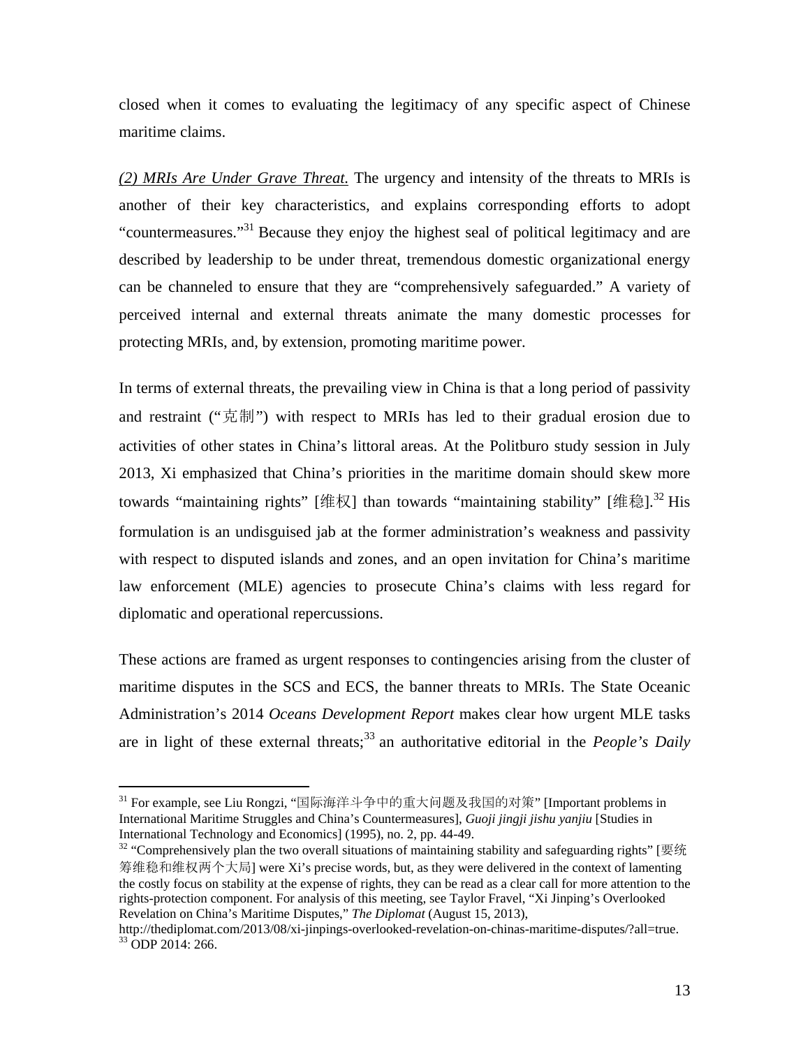closed when it comes to evaluating the legitimacy of any specific aspect of Chinese maritime claims.

*(2) MRIs Are Under Grave Threat.* The urgency and intensity of the threats to MRIs is another of their key characteristics, and explains corresponding efforts to adopt "countermeasures."[31] Because they enjoy the highest seal of political legitimacy and are described by leadership to be under threat, tremendous domestic organizational energy can be channeled to ensure that they are "comprehensively safeguarded." A variety of perceived internal and external threats animate the many domestic processes for protecting MRIs, and, by extension, promoting maritime power.

In terms of external threats, the prevailing view in China is that a long period of passivity and restraint ("克制") with respect to MRIs has led to their gradual erosion due to activities of other states in China's littoral areas. At the Politburo study session in July 2013, Xi emphasized that China's priorities in the maritime domain should skew more towards "maintaining rights" [维权] than towards "maintaining stability" [维稳].[32] His formulation is an undisguised jab at the former administration's weakness and passivity with respect to disputed islands and zones, and an open invitation for China's maritime law enforcement (MLE) agencies to prosecute China's claims with less regard for diplomatic and operational repercussions.

These actions are framed as urgent responses to contingencies arising from the cluster of maritime disputes in the SCS and ECS, the banner threats to MRIs. The State Oceanic Administration's 2014 *Oceans Development Report* makes clear how urgent MLE tasks are in light of these external threats;[33] an authoritative editorial in the *People's Daily*

---

[31] For example, see Liu Rongzi, "国际海洋斗争中的重大问题及我国的对策" [Important problems in International Maritime Struggles and China's Countermeasures], *Guoji jingji jishu yanjiu* [Studies in International Technology and Economics] (1995), no. 2, pp. 44-49.

[32] "Comprehensively plan the two overall situations of maintaining stability and safeguarding rights" [要统筹维稳和维权两个大局] were Xi's precise words, but, as they were delivered in the context of lamenting the costly focus on stability at the expense of rights, they can be read as a clear call for more attention to the rights-protection component. For analysis of this meeting, see Taylor Fravel, "Xi Jinping's Overlooked Revelation on China's Maritime Disputes," *The Diplomat* (August 15, 2013), http://thediplomat.com/2013/08/xi-jinpings-overlooked-revelation-on-chinas-maritime-disputes/?all=true.

[33] ODP 2014: 266.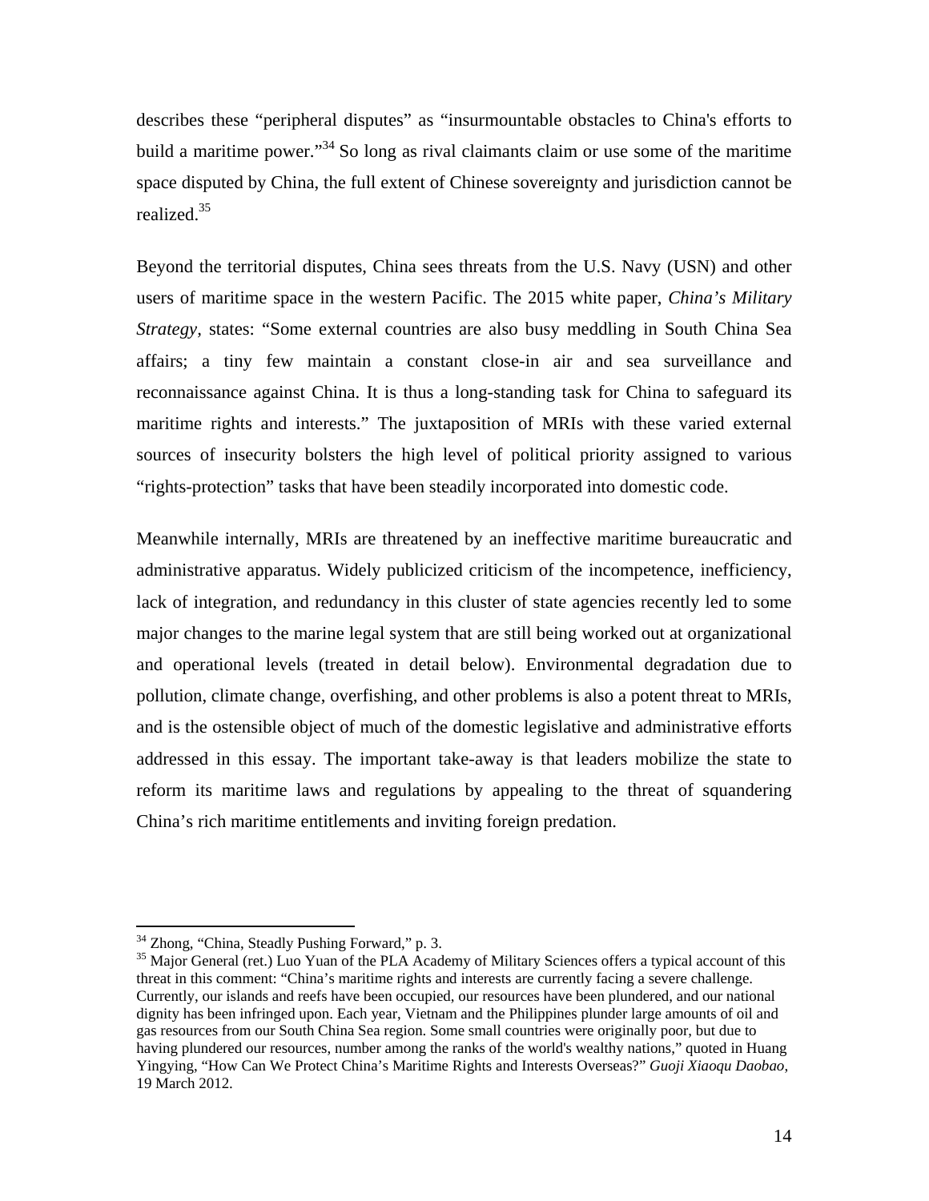describes these "peripheral disputes" as "insurmountable obstacles to China's efforts to build a maritime power."[34] So long as rival claimants claim or use some of the maritime space disputed by China, the full extent of Chinese sovereignty and jurisdiction cannot be realized.[35]

Beyond the territorial disputes, China sees threats from the U.S. Navy (USN) and other users of maritime space in the western Pacific. The 2015 white paper, *China's Military Strategy*, states: "Some external countries are also busy meddling in South China Sea affairs; a tiny few maintain a constant close-in air and sea surveillance and reconnaissance against China. It is thus a long-standing task for China to safeguard its maritime rights and interests." The juxtaposition of MRIs with these varied external sources of insecurity bolsters the high level of political priority assigned to various "rights-protection" tasks that have been steadily incorporated into domestic code.

Meanwhile internally, MRIs are threatened by an ineffective maritime bureaucratic and administrative apparatus. Widely publicized criticism of the incompetence, inefficiency, lack of integration, and redundancy in this cluster of state agencies recently led to some major changes to the marine legal system that are still being worked out at organizational and operational levels (treated in detail below). Environmental degradation due to pollution, climate change, overfishing, and other problems is also a potent threat to MRIs, and is the ostensible object of much of the domestic legislative and administrative efforts addressed in this essay. The important take-away is that leaders mobilize the state to reform its maritime laws and regulations by appealing to the threat of squandering China's rich maritime entitlements and inviting foreign predation.

---

[34] Zhong, "China, Steadly Pushing Forward," p. 3.

[35] Major General (ret.) Luo Yuan of the PLA Academy of Military Sciences offers a typical account of this threat in this comment: "China's maritime rights and interests are currently facing a severe challenge. Currently, our islands and reefs have been occupied, our resources have been plundered, and our national dignity has been infringed upon. Each year, Vietnam and the Philippines plunder large amounts of oil and gas resources from our South China Sea region. Some small countries were originally poor, but due to having plundered our resources, number among the ranks of the world's wealthy nations," quoted in Huang Yingying, "How Can We Protect China's Maritime Rights and Interests Overseas?" *Guoji Xiaoqu Daobao*, 19 March 2012.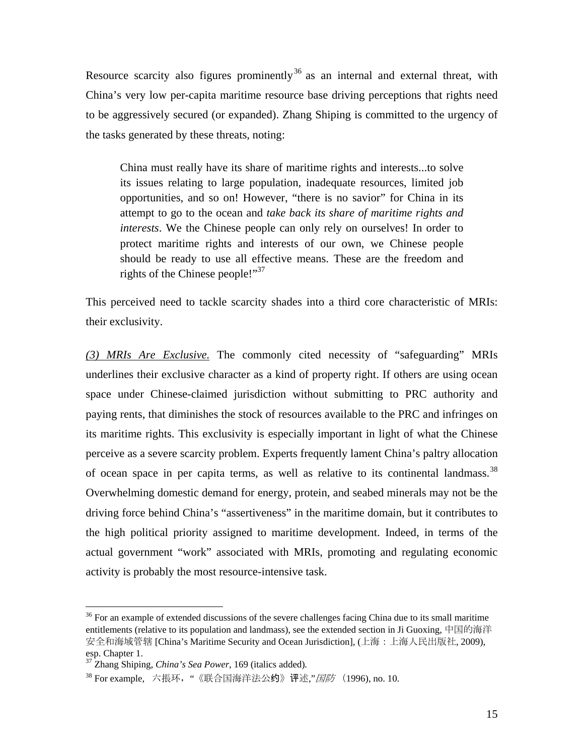Resource scarcity also figures prominently[36] as an internal and external threat, with China's very low per-capita maritime resource base driving perceptions that rights need to be aggressively secured (or expanded). Zhang Shiping is committed to the urgency of the tasks generated by these threats, noting:

> China must really have its share of maritime rights and interests...to solve its issues relating to large population, inadequate resources, limited job opportunities, and so on! However, "there is no savior" for China in its attempt to go to the ocean and *take back its share of maritime rights and interests*. We the Chinese people can only rely on ourselves! In order to protect maritime rights and interests of our own, we Chinese people should be ready to use all effective means. These are the freedom and rights of the Chinese people!"[37]

This perceived need to tackle scarcity shades into a third core characteristic of MRIs: their exclusivity.

*(3) MRIs Are Exclusive.* The commonly cited necessity of "safeguarding" MRIs underlines their exclusive character as a kind of property right. If others are using ocean space under Chinese-claimed jurisdiction without submitting to PRC authority and paying rents, that diminishes the stock of resources available to the PRC and infringes on its maritime rights. This exclusivity is especially important in light of what the Chinese perceive as a severe scarcity problem. Experts frequently lament China's paltry allocation of ocean space in per capita terms, as well as relative to its continental landmass.[38] Overwhelming domestic demand for energy, protein, and seabed minerals may not be the driving force behind China's "assertiveness" in the maritime domain, but it contributes to the high political priority assigned to maritime development. Indeed, in terms of the actual government "work" associated with MRIs, promoting and regulating economic activity is probably the most resource-intensive task.

---

[36] For an example of extended discussions of the severe challenges facing China due to its small maritime entitlements (relative to its population and landmass), see the extended section in Ji Guoxing, 中国的海洋安全和海域管辖 [China's Maritime Security and Ocean Jurisdiction], (上海：上海人民出版社, 2009), esp. Chapter 1.

[37] Zhang Shiping, *China's Sea Power*, 169 (italics added).

[38] For example, 六振环，"《联合国海洋法公约》评述,"*国防* （1996), no. 10.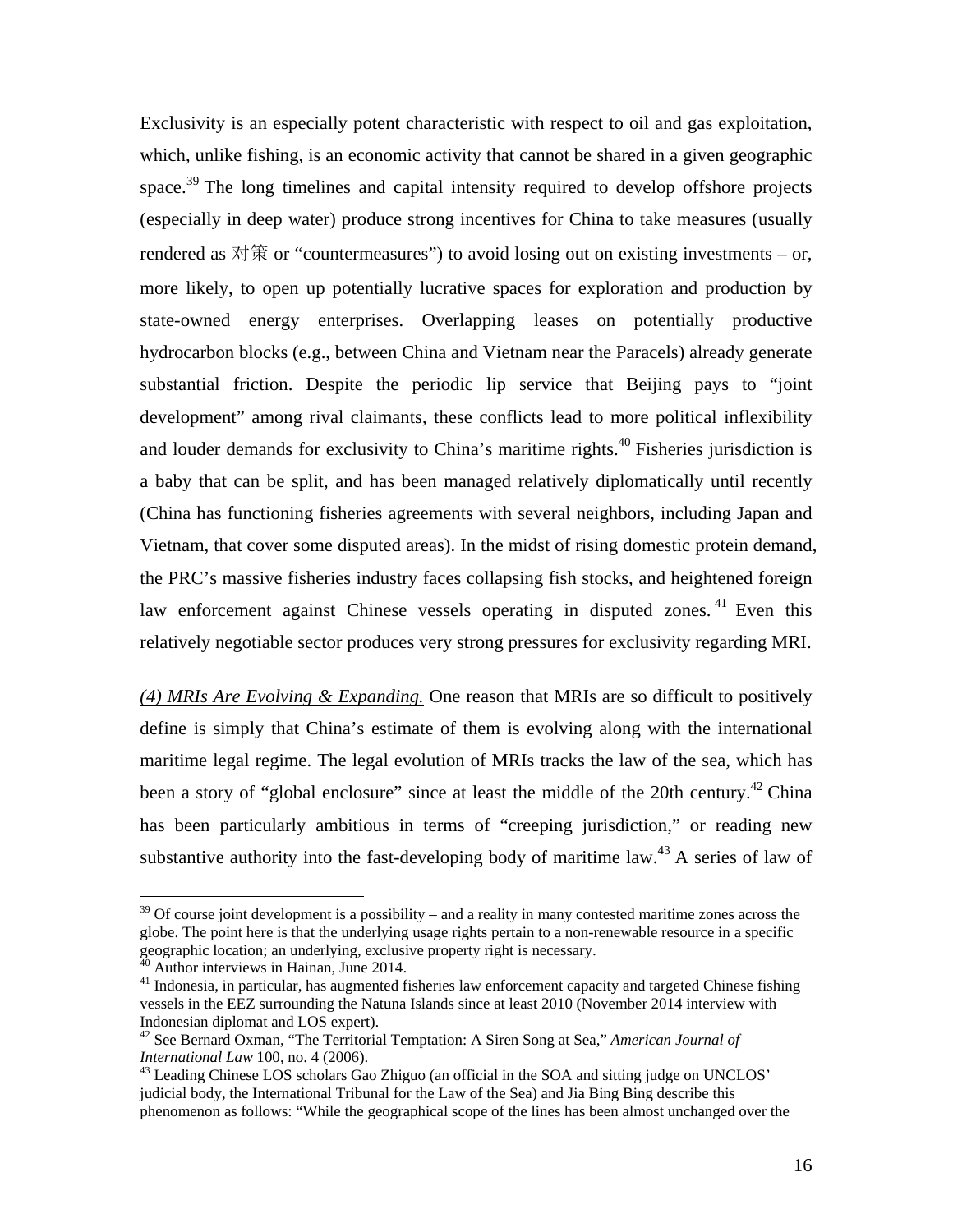Exclusivity is an especially potent characteristic with respect to oil and gas exploitation, which, unlike fishing, is an economic activity that cannot be shared in a given geographic space.[39] The long timelines and capital intensity required to develop offshore projects (especially in deep water) produce strong incentives for China to take measures (usually rendered as 对策 or "countermeasures") to avoid losing out on existing investments – or, more likely, to open up potentially lucrative spaces for exploration and production by state-owned energy enterprises. Overlapping leases on potentially productive hydrocarbon blocks (e.g., between China and Vietnam near the Paracels) already generate substantial friction. Despite the periodic lip service that Beijing pays to "joint development" among rival claimants, these conflicts lead to more political inflexibility and louder demands for exclusivity to China's maritime rights.[40] Fisheries jurisdiction is a baby that can be split, and has been managed relatively diplomatically until recently (China has functioning fisheries agreements with several neighbors, including Japan and Vietnam, that cover some disputed areas). In the midst of rising domestic protein demand, the PRC's massive fisheries industry faces collapsing fish stocks, and heightened foreign law enforcement against Chinese vessels operating in disputed zones.[41] Even this relatively negotiable sector produces very strong pressures for exclusivity regarding MRI.

*<u>(4) MRIs Are Evolving & Expanding.</u>* One reason that MRIs are so difficult to positively define is simply that China's estimate of them is evolving along with the international maritime legal regime. The legal evolution of MRIs tracks the law of the sea, which has been a story of "global enclosure" since at least the middle of the 20th century.[42] China has been particularly ambitious in terms of "creeping jurisdiction," or reading new substantive authority into the fast-developing body of maritime law.[43] A series of law of

---

[39] Of course joint development is a possibility – and a reality in many contested maritime zones across the globe. The point here is that the underlying usage rights pertain to a non-renewable resource in a specific geographic location; an underlying, exclusive property right is necessary.

[40] Author interviews in Hainan, June 2014.

[41] Indonesia, in particular, has augmented fisheries law enforcement capacity and targeted Chinese fishing vessels in the EEZ surrounding the Natuna Islands since at least 2010 (November 2014 interview with Indonesian diplomat and LOS expert).

[42] See Bernard Oxman, "The Territorial Temptation: A Siren Song at Sea," *American Journal of International Law* 100, no. 4 (2006).

[43] Leading Chinese LOS scholars Gao Zhiguo (an official in the SOA and sitting judge on UNCLOS' judicial body, the International Tribunal for the Law of the Sea) and Jia Bing Bing describe this phenomenon as follows: "While the geographical scope of the lines has been almost unchanged over the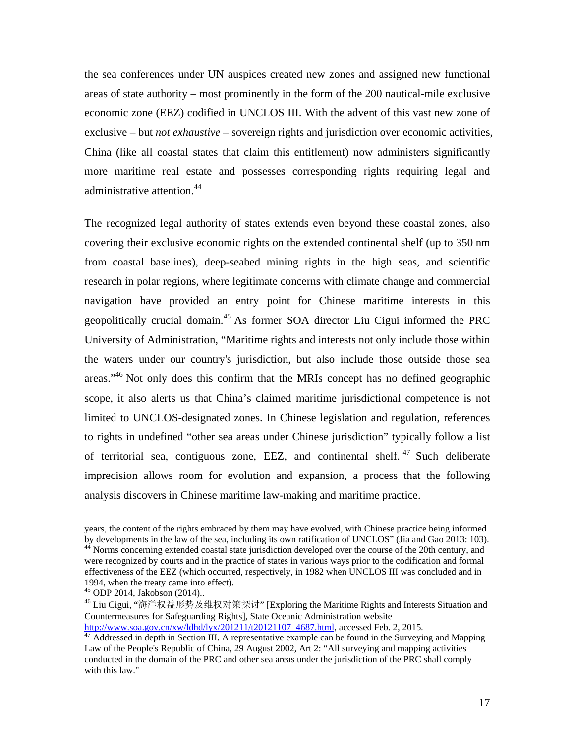the sea conferences under UN auspices created new zones and assigned new functional areas of state authority – most prominently in the form of the 200 nautical-mile exclusive economic zone (EEZ) codified in UNCLOS III. With the advent of this vast new zone of exclusive – but *not exhaustive* – sovereign rights and jurisdiction over economic activities, China (like all coastal states that claim this entitlement) now administers significantly more maritime real estate and possesses corresponding rights requiring legal and administrative attention.[44]

The recognized legal authority of states extends even beyond these coastal zones, also covering their exclusive economic rights on the extended continental shelf (up to 350 nm from coastal baselines), deep-seabed mining rights in the high seas, and scientific research in polar regions, where legitimate concerns with climate change and commercial navigation have provided an entry point for Chinese maritime interests in this geopolitically crucial domain.[45] As former SOA director Liu Cigui informed the PRC University of Administration, "Maritime rights and interests not only include those within the waters under our country's jurisdiction, but also include those outside those sea areas."[46] Not only does this confirm that the MRIs concept has no defined geographic scope, it also alerts us that China's claimed maritime jurisdictional competence is not limited to UNCLOS-designated zones. In Chinese legislation and regulation, references to rights in undefined "other sea areas under Chinese jurisdiction" typically follow a list of territorial sea, contiguous zone, EEZ, and continental shelf.[47] Such deliberate imprecision allows room for evolution and expansion, a process that the following analysis discovers in Chinese maritime law-making and maritime practice.

---

years, the content of the rights embraced by them may have evolved, with Chinese practice being informed by developments in the law of the sea, including its own ratification of UNCLOS" (Jia and Gao 2013: 103).

[44] Norms concerning extended coastal state jurisdiction developed over the course of the 20th century, and were recognized by courts and in the practice of states in various ways prior to the codification and formal effectiveness of the EEZ (which occurred, respectively, in 1982 when UNCLOS III was concluded and in 1994, when the treaty came into effect).

[45] ODP 2014, Jakobson (2014)..

[46] Liu Cigui, "海洋权益形势及维权对策探讨" [Exploring the Maritime Rights and Interests Situation and Countermeasures for Safeguarding Rights], State Oceanic Administration website http://www.soa.gov.cn/xw/ldhd/lyx/201211/t20121107_4687.html, accessed Feb. 2, 2015.

[47] Addressed in depth in Section III. A representative example can be found in the Surveying and Mapping Law of the People's Republic of China, 29 August 2002, Art 2: "All surveying and mapping activities conducted in the domain of the PRC and other sea areas under the jurisdiction of the PRC shall comply with this law."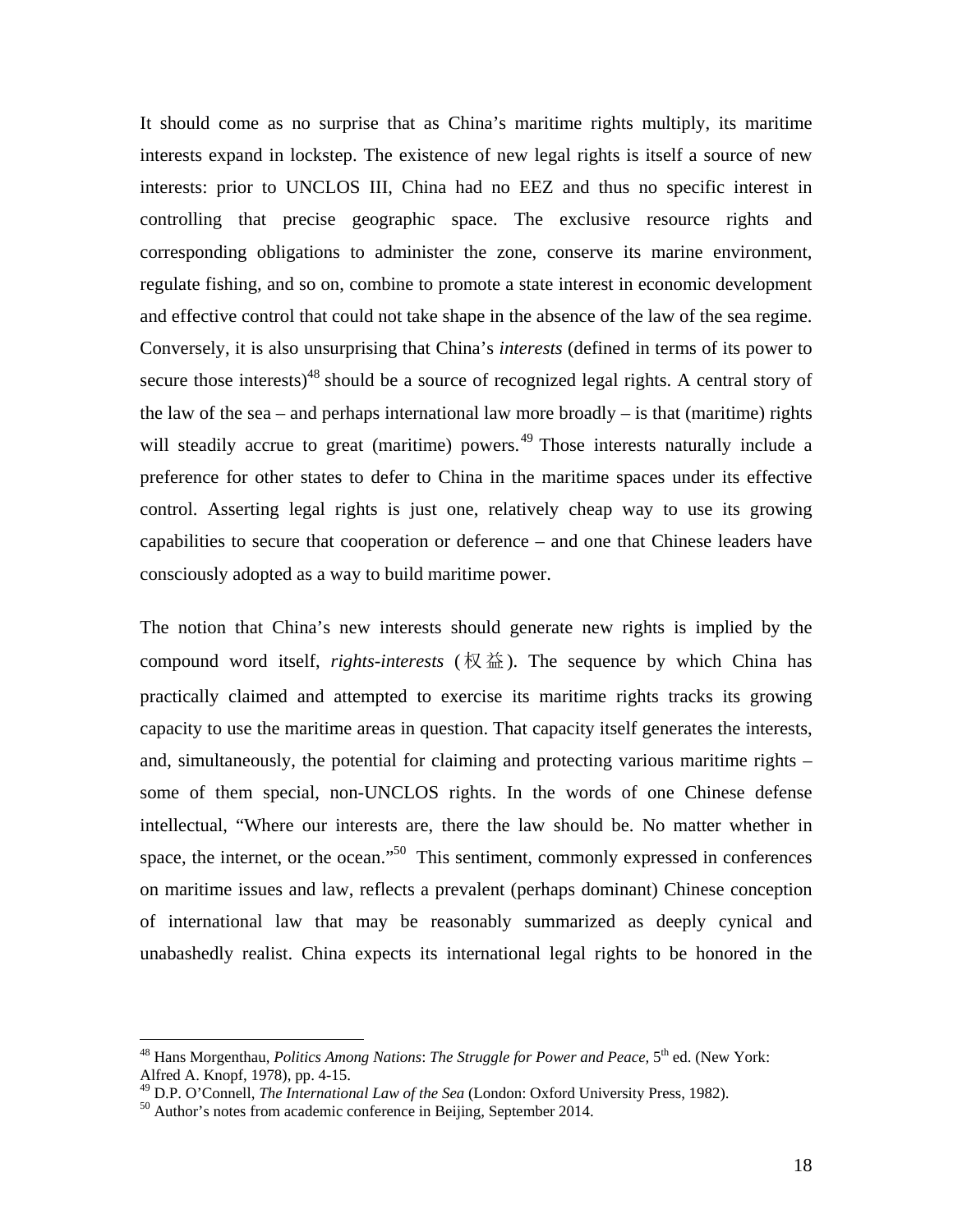It should come as no surprise that as China's maritime rights multiply, its maritime interests expand in lockstep. The existence of new legal rights is itself a source of new interests: prior to UNCLOS III, China had no EEZ and thus no specific interest in controlling that precise geographic space. The exclusive resource rights and corresponding obligations to administer the zone, conserve its marine environment, regulate fishing, and so on, combine to promote a state interest in economic development and effective control that could not take shape in the absence of the law of the sea regime. Conversely, it is also unsurprising that China's *interests* (defined in terms of its power to secure those interests)[48] should be a source of recognized legal rights. A central story of the law of the sea – and perhaps international law more broadly – is that (maritime) rights will steadily accrue to great (maritime) powers.[49] Those interests naturally include a preference for other states to defer to China in the maritime spaces under its effective control. Asserting legal rights is just one, relatively cheap way to use its growing capabilities to secure that cooperation or deference – and one that Chinese leaders have consciously adopted as a way to build maritime power.

The notion that China's new interests should generate new rights is implied by the compound word itself, *rights-interests* (权益). The sequence by which China has practically claimed and attempted to exercise its maritime rights tracks its growing capacity to use the maritime areas in question. That capacity itself generates the interests, and, simultaneously, the potential for claiming and protecting various maritime rights – some of them special, non-UNCLOS rights. In the words of one Chinese defense intellectual, "Where our interests are, there the law should be. No matter whether in space, the internet, or the ocean."[50] This sentiment, commonly expressed in conferences on maritime issues and law, reflects a prevalent (perhaps dominant) Chinese conception of international law that may be reasonably summarized as deeply cynical and unabashedly realist. China expects its international legal rights to be honored in the

---

[48] Hans Morgenthau, *Politics Among Nations*: *The Struggle for Power and Peace*, 5th ed. (New York: Alfred A. Knopf, 1978), pp. 4-15.

[49] D.P. O'Connell, *The International Law of the Sea* (London: Oxford University Press, 1982).

[50] Author's notes from academic conference in Beijing, September 2014.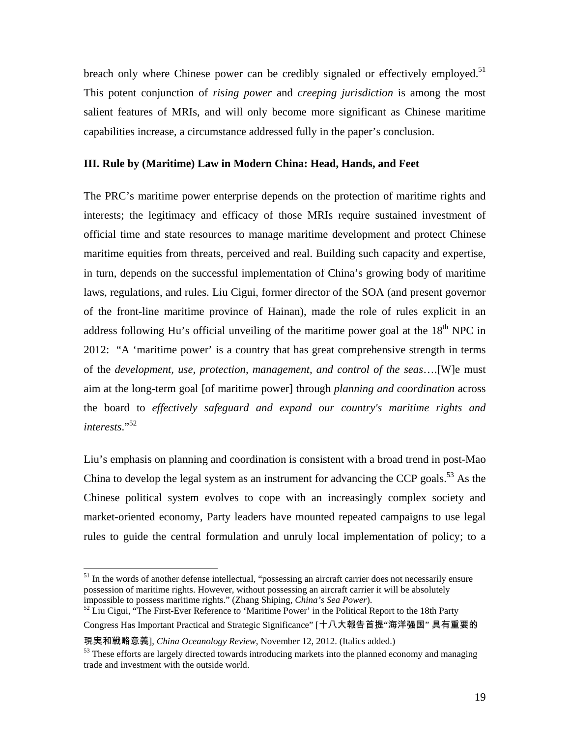breach only where Chinese power can be credibly signaled or effectively employed.[51] This potent conjunction of *rising power* and *creeping jurisdiction* is among the most salient features of MRIs, and will only become more significant as Chinese maritime capabilities increase, a circumstance addressed fully in the paper's conclusion.

### III. Rule by (Maritime) Law in Modern China: Head, Hands, and Feet

The PRC's maritime power enterprise depends on the protection of maritime rights and interests; the legitimacy and efficacy of those MRIs require sustained investment of official time and state resources to manage maritime development and protect Chinese maritime equities from threats, perceived and real. Building such capacity and expertise, in turn, depends on the successful implementation of China's growing body of maritime laws, regulations, and rules. Liu Cigui, former director of the SOA (and present governor of the front-line maritime province of Hainan), made the role of rules explicit in an address following Hu's official unveiling of the maritime power goal at the 18th NPC in 2012: "A 'maritime power' is a country that has great comprehensive strength in terms of the *development, use, protection, management, and control of the seas*….[W]e must aim at the long-term goal [of maritime power] through *planning and coordination* across the board to *effectively safeguard and expand our country's maritime rights and interests*."[52]

Liu's emphasis on planning and coordination is consistent with a broad trend in post-Mao China to develop the legal system as an instrument for advancing the CCP goals.[53] As the Chinese political system evolves to cope with an increasingly complex society and market-oriented economy, Party leaders have mounted repeated campaigns to use legal rules to guide the central formulation and unruly local implementation of policy; to a

---

[51] In the words of another defense intellectual, "possessing an aircraft carrier does not necessarily ensure possession of maritime rights. However, without possessing an aircraft carrier it will be absolutely impossible to possess maritime rights." (Zhang Shiping, *China's Sea Power*).

[52] Liu Cigui, "The First-Ever Reference to 'Maritime Power' in the Political Report to the 18th Party Congress Has Important Practical and Strategic Significance" [十八大報告首提"海洋强国" 具有重要的現実和戦略意義], *China Oceanology Review*, November 12, 2012. (Italics added.)

[53] These efforts are largely directed towards introducing markets into the planned economy and managing trade and investment with the outside world.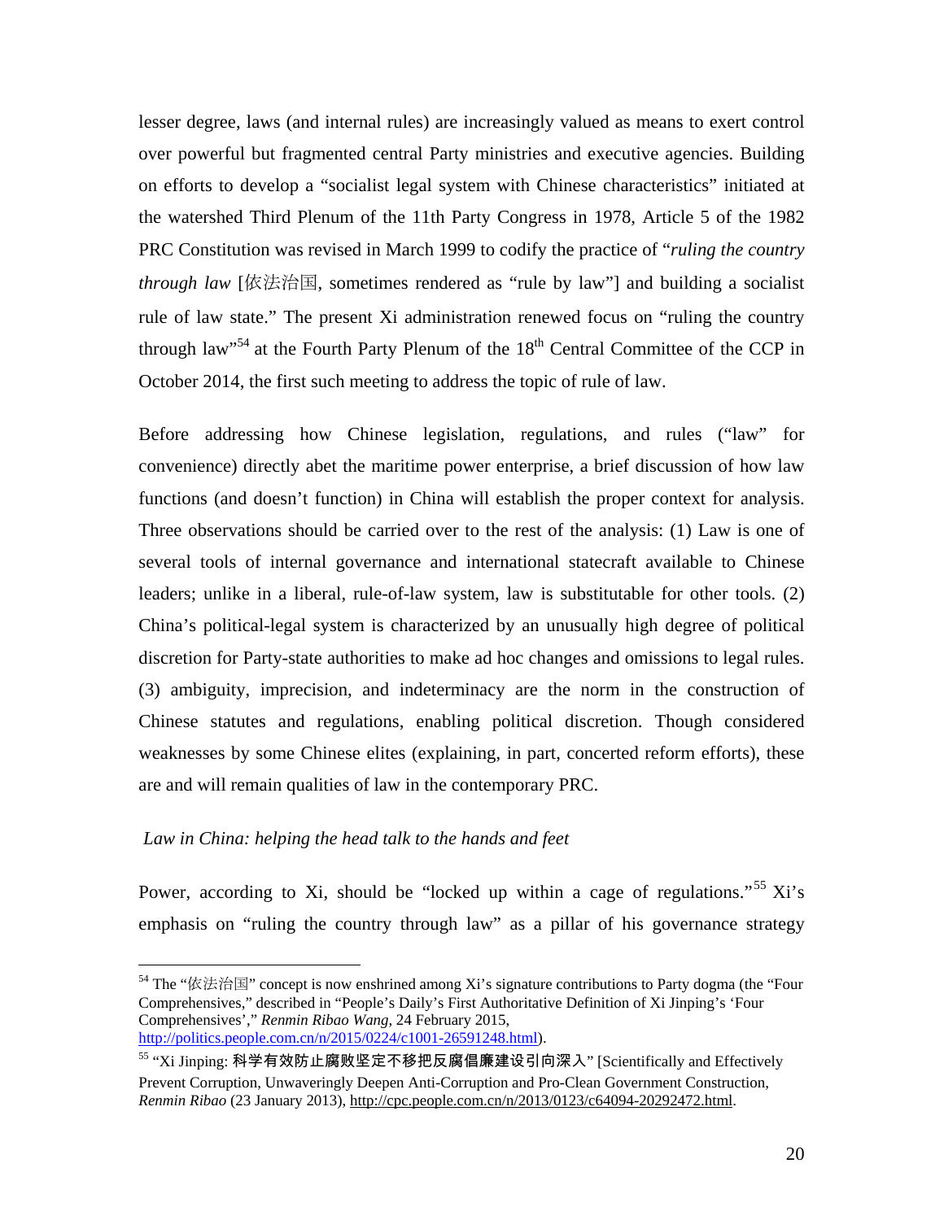lesser degree, laws (and internal rules) are increasingly valued as means to exert control over powerful but fragmented central Party ministries and executive agencies. Building on efforts to develop a "socialist legal system with Chinese characteristics" initiated at the watershed Third Plenum of the 11th Party Congress in 1978, Article 5 of the 1982 PRC Constitution was revised in March 1999 to codify the practice of "*ruling the country through law* [依法治国, sometimes rendered as "rule by law"] and building a socialist rule of law state." The present Xi administration renewed focus on "ruling the country through law"[54] at the Fourth Party Plenum of the 18th Central Committee of the CCP in October 2014, the first such meeting to address the topic of rule of law.

Before addressing how Chinese legislation, regulations, and rules ("law" for convenience) directly abet the maritime power enterprise, a brief discussion of how law functions (and doesn't function) in China will establish the proper context for analysis. Three observations should be carried over to the rest of the analysis: (1) Law is one of several tools of internal governance and international statecraft available to Chinese leaders; unlike in a liberal, rule-of-law system, law is substitutable for other tools. (2) China's political-legal system is characterized by an unusually high degree of political discretion for Party-state authorities to make ad hoc changes and omissions to legal rules. (3) ambiguity, imprecision, and indeterminacy are the norm in the construction of Chinese statutes and regulations, enabling political discretion. Though considered weaknesses by some Chinese elites (explaining, in part, concerted reform efforts), these are and will remain qualities of law in the contemporary PRC.

*Law in China: helping the head talk to the hands and feet*

Power, according to Xi, should be "locked up within a cage of regulations."[55] Xi's emphasis on "ruling the country through law" as a pillar of his governance strategy

---

[54] The "依法治国" concept is now enshrined among Xi's signature contributions to Party dogma (the "Four Comprehensives," described in "People's Daily's First Authoritative Definition of Xi Jinping's 'Four Comprehensives'," *Renmin Ribao Wang*, 24 February 2015, http://politics.people.com.cn/n/2015/0224/c1001-26591248.html).

[55] "Xi Jinping: 科学有效防止腐败坚定不移把反腐倡廉建设引向深入" [Scientifically and Effectively Prevent Corruption, Unwaveringly Deepen Anti-Corruption and Pro-Clean Government Construction, *Renmin Ribao* (23 January 2013), http://cpc.people.com.cn/n/2013/0123/c64094-20292472.html.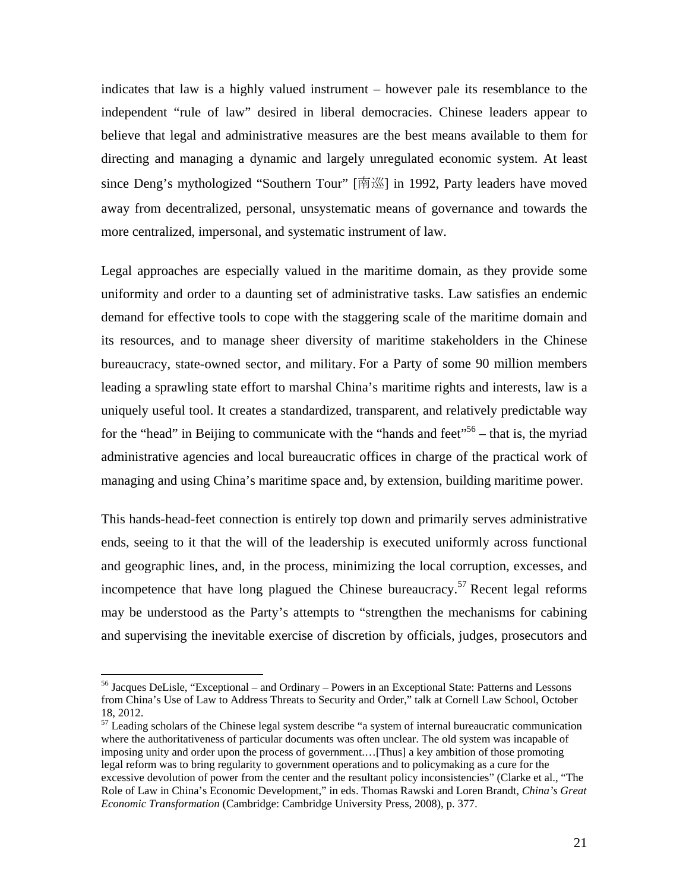indicates that law is a highly valued instrument – however pale its resemblance to the independent "rule of law" desired in liberal democracies. Chinese leaders appear to believe that legal and administrative measures are the best means available to them for directing and managing a dynamic and largely unregulated economic system. At least since Deng's mythologized "Southern Tour" [南巡] in 1992, Party leaders have moved away from decentralized, personal, unsystematic means of governance and towards the more centralized, impersonal, and systematic instrument of law.

Legal approaches are especially valued in the maritime domain, as they provide some uniformity and order to a daunting set of administrative tasks. Law satisfies an endemic demand for effective tools to cope with the staggering scale of the maritime domain and its resources, and to manage sheer diversity of maritime stakeholders in the Chinese bureaucracy, state-owned sector, and military. For a Party of some 90 million members leading a sprawling state effort to marshal China's maritime rights and interests, law is a uniquely useful tool. It creates a standardized, transparent, and relatively predictable way for the "head" in Beijing to communicate with the "hands and feet"[56] – that is, the myriad administrative agencies and local bureaucratic offices in charge of the practical work of managing and using China's maritime space and, by extension, building maritime power.

This hands-head-feet connection is entirely top down and primarily serves administrative ends, seeing to it that the will of the leadership is executed uniformly across functional and geographic lines, and, in the process, minimizing the local corruption, excesses, and incompetence that have long plagued the Chinese bureaucracy.[57] Recent legal reforms may be understood as the Party's attempts to "strengthen the mechanisms for cabining and supervising the inevitable exercise of discretion by officials, judges, prosecutors and

---

[56] Jacques DeLisle, "Exceptional – and Ordinary – Powers in an Exceptional State: Patterns and Lessons from China's Use of Law to Address Threats to Security and Order," talk at Cornell Law School, October 18, 2012.

[57] Leading scholars of the Chinese legal system describe "a system of internal bureaucratic communication where the authoritativeness of particular documents was often unclear. The old system was incapable of imposing unity and order upon the process of government.…[Thus] a key ambition of those promoting legal reform was to bring regularity to government operations and to policymaking as a cure for the excessive devolution of power from the center and the resultant policy inconsistencies" (Clarke et al., "The Role of Law in China's Economic Development," in eds. Thomas Rawski and Loren Brandt, *China's Great Economic Transformation* (Cambridge: Cambridge University Press, 2008), p. 377.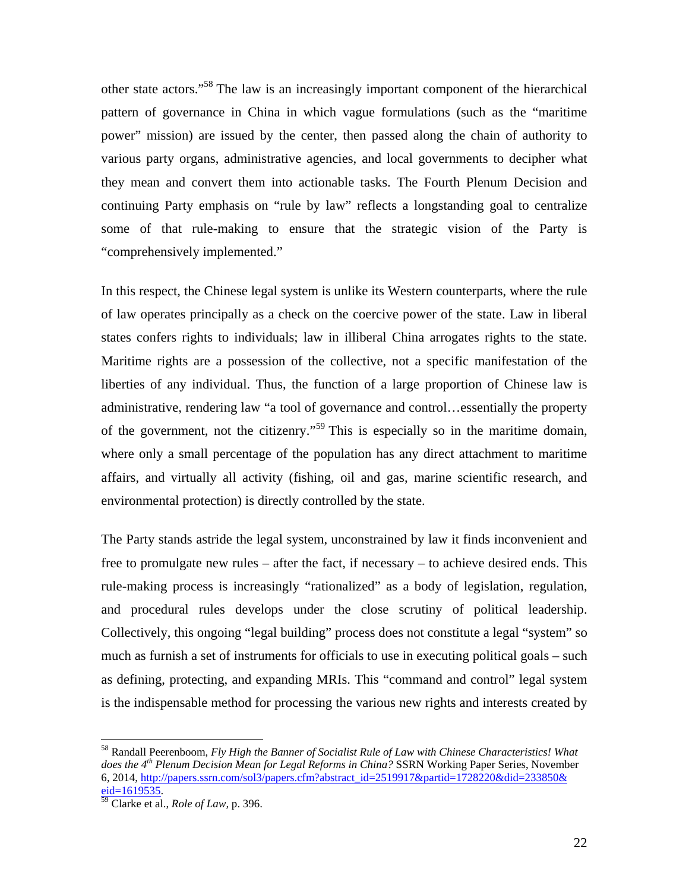other state actors."[58] The law is an increasingly important component of the hierarchical pattern of governance in China in which vague formulations (such as the "maritime power" mission) are issued by the center, then passed along the chain of authority to various party organs, administrative agencies, and local governments to decipher what they mean and convert them into actionable tasks. The Fourth Plenum Decision and continuing Party emphasis on "rule by law" reflects a longstanding goal to centralize some of that rule-making to ensure that the strategic vision of the Party is "comprehensively implemented."

In this respect, the Chinese legal system is unlike its Western counterparts, where the rule of law operates principally as a check on the coercive power of the state. Law in liberal states confers rights to individuals; law in illiberal China arrogates rights to the state. Maritime rights are a possession of the collective, not a specific manifestation of the liberties of any individual. Thus, the function of a large proportion of Chinese law is administrative, rendering law "a tool of governance and control…essentially the property of the government, not the citizenry."[59] This is especially so in the maritime domain, where only a small percentage of the population has any direct attachment to maritime affairs, and virtually all activity (fishing, oil and gas, marine scientific research, and environmental protection) is directly controlled by the state.

The Party stands astride the legal system, unconstrained by law it finds inconvenient and free to promulgate new rules – after the fact, if necessary – to achieve desired ends. This rule-making process is increasingly "rationalized" as a body of legislation, regulation, and procedural rules develops under the close scrutiny of political leadership. Collectively, this ongoing "legal building" process does not constitute a legal "system" so much as furnish a set of instruments for officials to use in executing political goals – such as defining, protecting, and expanding MRIs. This "command and control" legal system is the indispensable method for processing the various new rights and interests created by

---

[58] Randall Peerenboom, *Fly High the Banner of Socialist Rule of Law with Chinese Characteristics! What does the 4th Plenum Decision Mean for Legal Reforms in China?* SSRN Working Paper Series, November 6, 2014, http://papers.ssrn.com/sol3/papers.cfm?abstract_id=2519917&partid=1728220&did=233850&eid=1619535.

[59] Clarke et al., *Role of Law,* p. 396.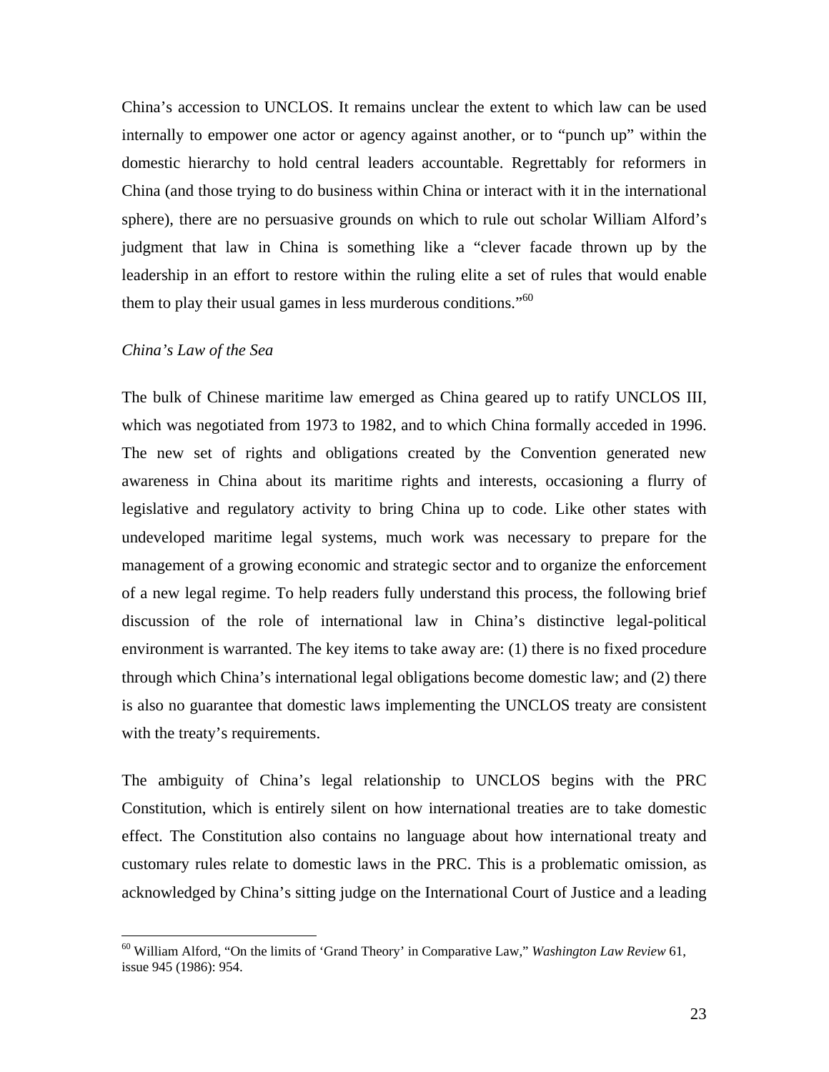China's accession to UNCLOS. It remains unclear the extent to which law can be used internally to empower one actor or agency against another, or to "punch up" within the domestic hierarchy to hold central leaders accountable. Regrettably for reformers in China (and those trying to do business within China or interact with it in the international sphere), there are no persuasive grounds on which to rule out scholar William Alford's judgment that law in China is something like a "clever facade thrown up by the leadership in an effort to restore within the ruling elite a set of rules that would enable them to play their usual games in less murderous conditions."[60]

*China's Law of the Sea*

The bulk of Chinese maritime law emerged as China geared up to ratify UNCLOS III, which was negotiated from 1973 to 1982, and to which China formally acceded in 1996. The new set of rights and obligations created by the Convention generated new awareness in China about its maritime rights and interests, occasioning a flurry of legislative and regulatory activity to bring China up to code. Like other states with undeveloped maritime legal systems, much work was necessary to prepare for the management of a growing economic and strategic sector and to organize the enforcement of a new legal regime. To help readers fully understand this process, the following brief discussion of the role of international law in China's distinctive legal-political environment is warranted. The key items to take away are: (1) there is no fixed procedure through which China's international legal obligations become domestic law; and (2) there is also no guarantee that domestic laws implementing the UNCLOS treaty are consistent with the treaty's requirements.

The ambiguity of China's legal relationship to UNCLOS begins with the PRC Constitution, which is entirely silent on how international treaties are to take domestic effect. The Constitution also contains no language about how international treaty and customary rules relate to domestic laws in the PRC. This is a problematic omission, as acknowledged by China's sitting judge on the International Court of Justice and a leading

[60] William Alford, "On the limits of 'Grand Theory' in Comparative Law," *Washington Law Review* 61, issue 945 (1986): 954.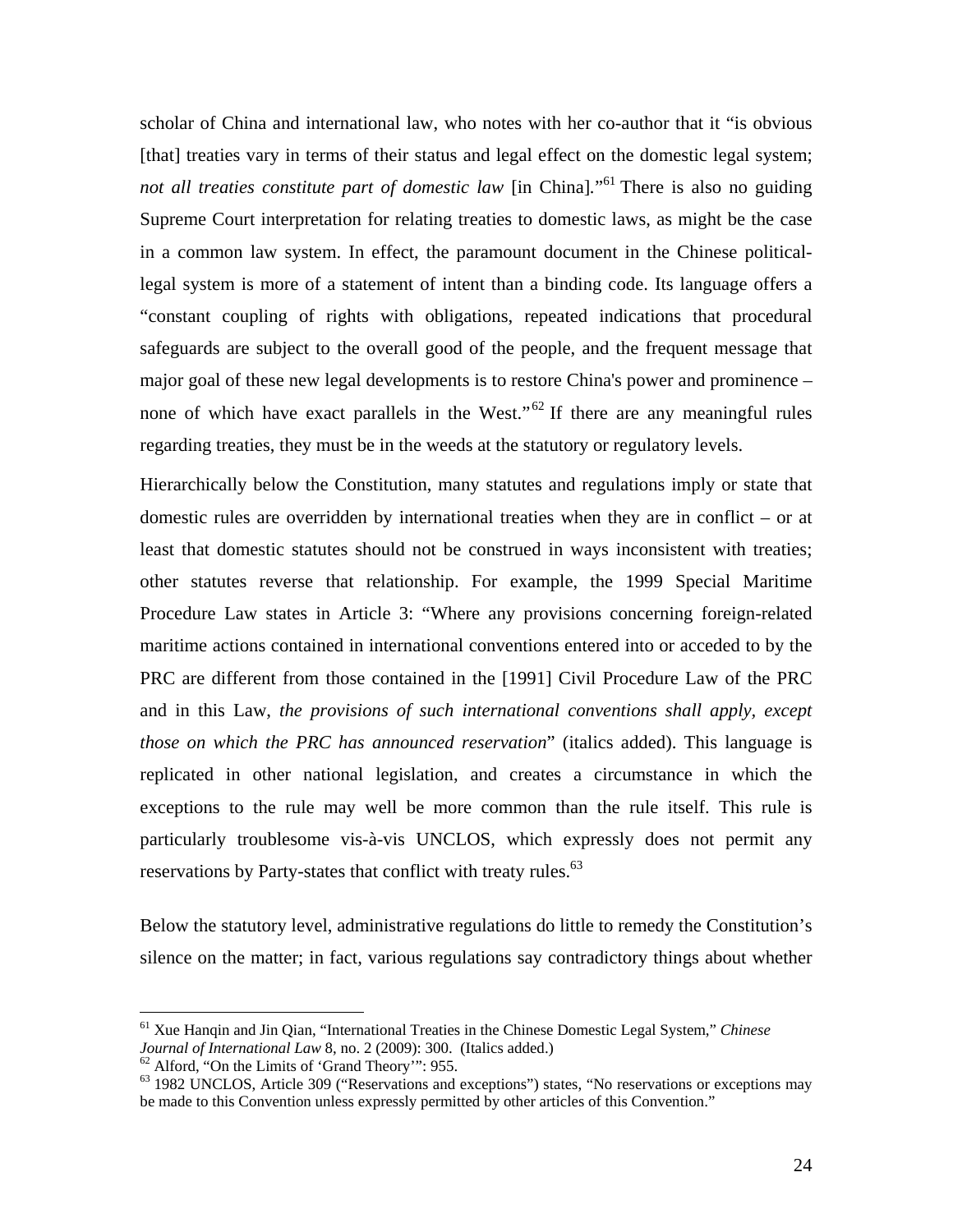scholar of China and international law, who notes with her co-author that it "is obvious [that] treaties vary in terms of their status and legal effect on the domestic legal system; *not all treaties constitute part of domestic law* [in China]."[61] There is also no guiding Supreme Court interpretation for relating treaties to domestic laws, as might be the case in a common law system. In effect, the paramount document in the Chinese political-legal system is more of a statement of intent than a binding code. Its language offers a "constant coupling of rights with obligations, repeated indications that procedural safeguards are subject to the overall good of the people, and the frequent message that major goal of these new legal developments is to restore China's power and prominence – none of which have exact parallels in the West."[62] If there are any meaningful rules regarding treaties, they must be in the weeds at the statutory or regulatory levels.

Hierarchically below the Constitution, many statutes and regulations imply or state that domestic rules are overridden by international treaties when they are in conflict – or at least that domestic statutes should not be construed in ways inconsistent with treaties; other statutes reverse that relationship. For example, the 1999 Special Maritime Procedure Law states in Article 3: "Where any provisions concerning foreign-related maritime actions contained in international conventions entered into or acceded to by the PRC are different from those contained in the [1991] Civil Procedure Law of the PRC and in this Law, *the provisions of such international conventions shall apply, except those on which the PRC has announced reservation*" (italics added). This language is replicated in other national legislation, and creates a circumstance in which the exceptions to the rule may well be more common than the rule itself. This rule is particularly troublesome vis-à-vis UNCLOS, which expressly does not permit any reservations by Party-states that conflict with treaty rules.[63]

Below the statutory level, administrative regulations do little to remedy the Constitution's silence on the matter; in fact, various regulations say contradictory things about whether

---

[61] Xue Hanqin and Jin Qian, "International Treaties in the Chinese Domestic Legal System," *Chinese Journal of International Law* 8, no. 2 (2009): 300. (Italics added.)

[62] Alford, "On the Limits of 'Grand Theory'": 955.

[63] 1982 UNCLOS, Article 309 ("Reservations and exceptions") states, "No reservations or exceptions may be made to this Convention unless expressly permitted by other articles of this Convention."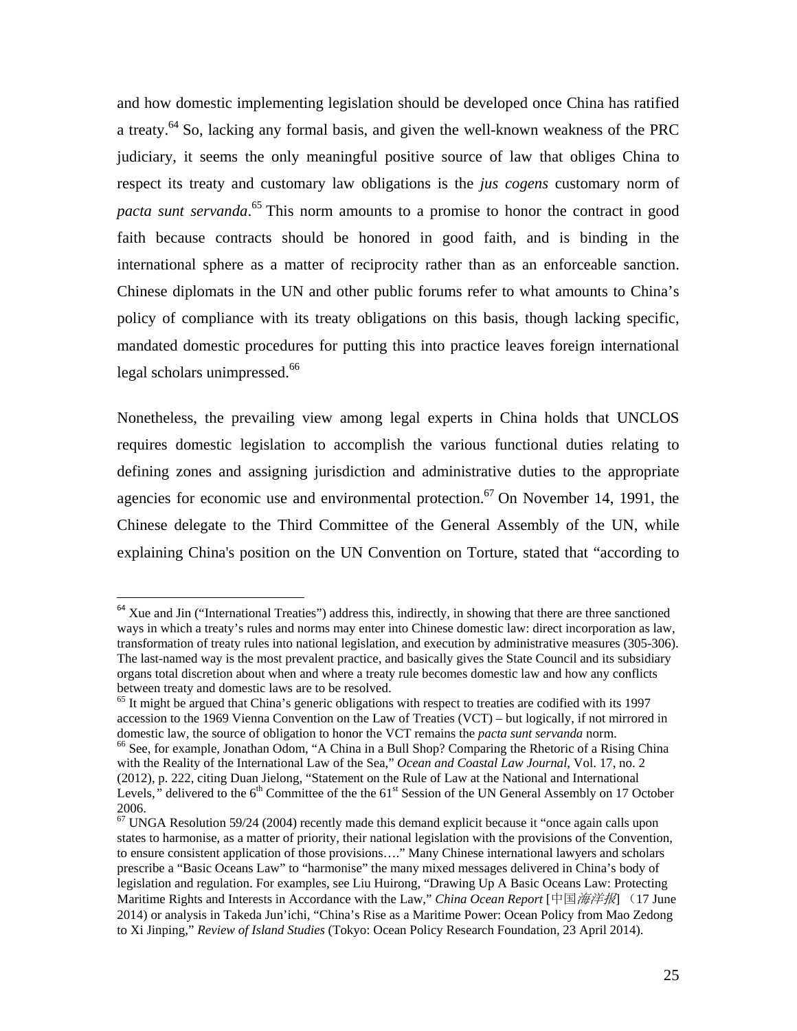and how domestic implementing legislation should be developed once China has ratified a treaty.[64] So, lacking any formal basis, and given the well-known weakness of the PRC judiciary, it seems the only meaningful positive source of law that obliges China to respect its treaty and customary law obligations is the *jus cogens* customary norm of *pacta sunt servanda*.[65] This norm amounts to a promise to honor the contract in good faith because contracts should be honored in good faith, and is binding in the international sphere as a matter of reciprocity rather than as an enforceable sanction. Chinese diplomats in the UN and other public forums refer to what amounts to China's policy of compliance with its treaty obligations on this basis, though lacking specific, mandated domestic procedures for putting this into practice leaves foreign international legal scholars unimpressed.[66]

Nonetheless, the prevailing view among legal experts in China holds that UNCLOS requires domestic legislation to accomplish the various functional duties relating to defining zones and assigning jurisdiction and administrative duties to the appropriate agencies for economic use and environmental protection.[67] On November 14, 1991, the Chinese delegate to the Third Committee of the General Assembly of the UN, while explaining China's position on the UN Convention on Torture, stated that "according to

---

[64] Xue and Jin ("International Treaties") address this, indirectly, in showing that there are three sanctioned ways in which a treaty's rules and norms may enter into Chinese domestic law: direct incorporation as law, transformation of treaty rules into national legislation, and execution by administrative measures (305-306). The last-named way is the most prevalent practice, and basically gives the State Council and its subsidiary organs total discretion about when and where a treaty rule becomes domestic law and how any conflicts between treaty and domestic laws are to be resolved.

[65] It might be argued that China's generic obligations with respect to treaties are codified with its 1997 accession to the 1969 Vienna Convention on the Law of Treaties (VCT) – but logically, if not mirrored in domestic law, the source of obligation to honor the VCT remains the *pacta sunt servanda* norm.

[66] See, for example, Jonathan Odom, "A China in a Bull Shop? Comparing the Rhetoric of a Rising China with the Reality of the International Law of the Sea," *Ocean and Coastal Law Journal*, Vol. 17, no. 2 (2012), p. 222, citing Duan Jielong, "Statement on the Rule of Law at the National and International Levels," delivered to the 6th Committee of the the 61st Session of the UN General Assembly on 17 October 2006.

[67] UNGA Resolution 59/24 (2004) recently made this demand explicit because it "once again calls upon states to harmonise, as a matter of priority, their national legislation with the provisions of the Convention, to ensure consistent application of those provisions…." Many Chinese international lawyers and scholars prescribe a "Basic Oceans Law" to "harmonise" the many mixed messages delivered in China's body of legislation and regulation. For examples, see Liu Huirong, "Drawing Up A Basic Oceans Law: Protecting Maritime Rights and Interests in Accordance with the Law," *China Ocean Report* [中国*海洋报*]（17 June 2014) or analysis in Takeda Jun'ichi, "China's Rise as a Maritime Power: Ocean Policy from Mao Zedong to Xi Jinping," *Review of Island Studies* (Tokyo: Ocean Policy Research Foundation, 23 April 2014).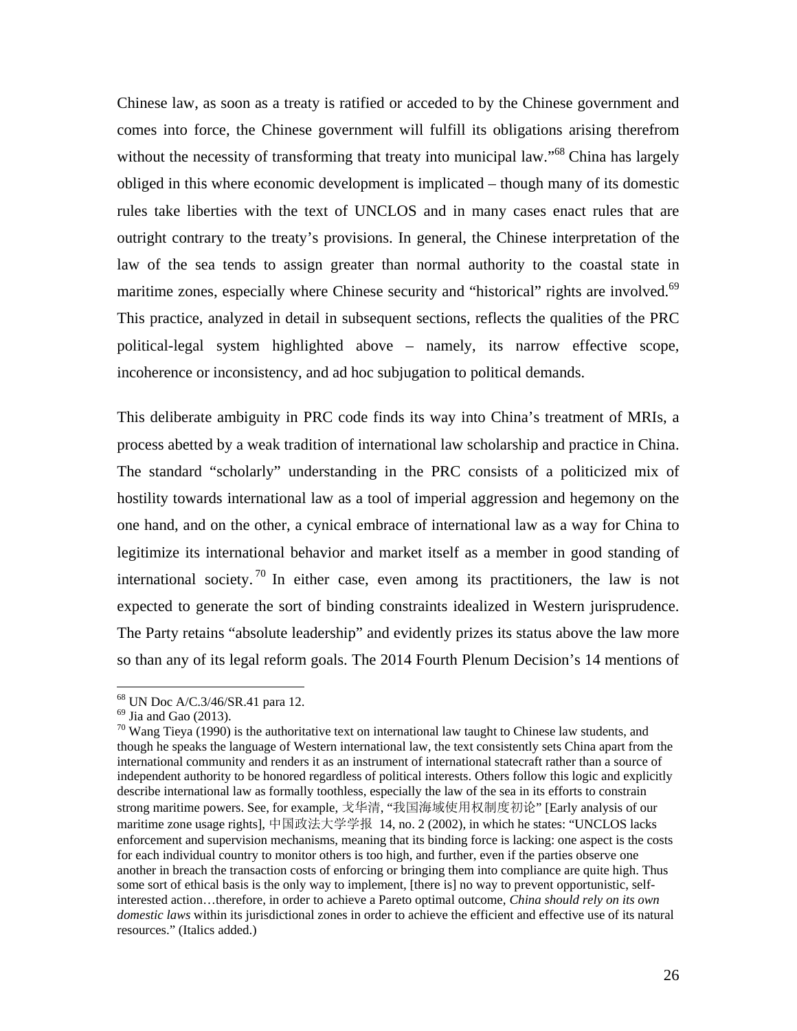Chinese law, as soon as a treaty is ratified or acceded to by the Chinese government and comes into force, the Chinese government will fulfill its obligations arising therefrom without the necessity of transforming that treaty into municipal law."[68] China has largely obliged in this where economic development is implicated – though many of its domestic rules take liberties with the text of UNCLOS and in many cases enact rules that are outright contrary to the treaty's provisions. In general, the Chinese interpretation of the law of the sea tends to assign greater than normal authority to the coastal state in maritime zones, especially where Chinese security and "historical" rights are involved.[69] This practice, analyzed in detail in subsequent sections, reflects the qualities of the PRC political-legal system highlighted above – namely, its narrow effective scope, incoherence or inconsistency, and ad hoc subjugation to political demands.

This deliberate ambiguity in PRC code finds its way into China's treatment of MRIs, a process abetted by a weak tradition of international law scholarship and practice in China. The standard "scholarly" understanding in the PRC consists of a politicized mix of hostility towards international law as a tool of imperial aggression and hegemony on the one hand, and on the other, a cynical embrace of international law as a way for China to legitimize its international behavior and market itself as a member in good standing of international society.[70] In either case, even among its practitioners, the law is not expected to generate the sort of binding constraints idealized in Western jurisprudence. The Party retains "absolute leadership" and evidently prizes its status above the law more so than any of its legal reform goals. The 2014 Fourth Plenum Decision's 14 mentions of

---

[68] UN Doc A/C.3/46/SR.41 para 12.

[69] Jia and Gao (2013).

[70] Wang Tieya (1990) is the authoritative text on international law taught to Chinese law students, and though he speaks the language of Western international law, the text consistently sets China apart from the international community and renders it as an instrument of international statecraft rather than a source of independent authority to be honored regardless of political interests. Others follow this logic and explicitly describe international law as formally toothless, especially the law of the sea in its efforts to constrain strong maritime powers. See, for example, 戈华清, "我国海域使用权制度初论" [Early analysis of our maritime zone usage rights], 中国政法大学学报 14, no. 2 (2002), in which he states: "UNCLOS lacks enforcement and supervision mechanisms, meaning that its binding force is lacking: one aspect is the costs for each individual country to monitor others is too high, and further, even if the parties observe one another in breach the transaction costs of enforcing or bringing them into compliance are quite high. Thus some sort of ethical basis is the only way to implement, [there is] no way to prevent opportunistic, self-interested action…therefore, in order to achieve a Pareto optimal outcome, *China should rely on its own domestic laws* within its jurisdictional zones in order to achieve the efficient and effective use of its natural resources." (Italics added.)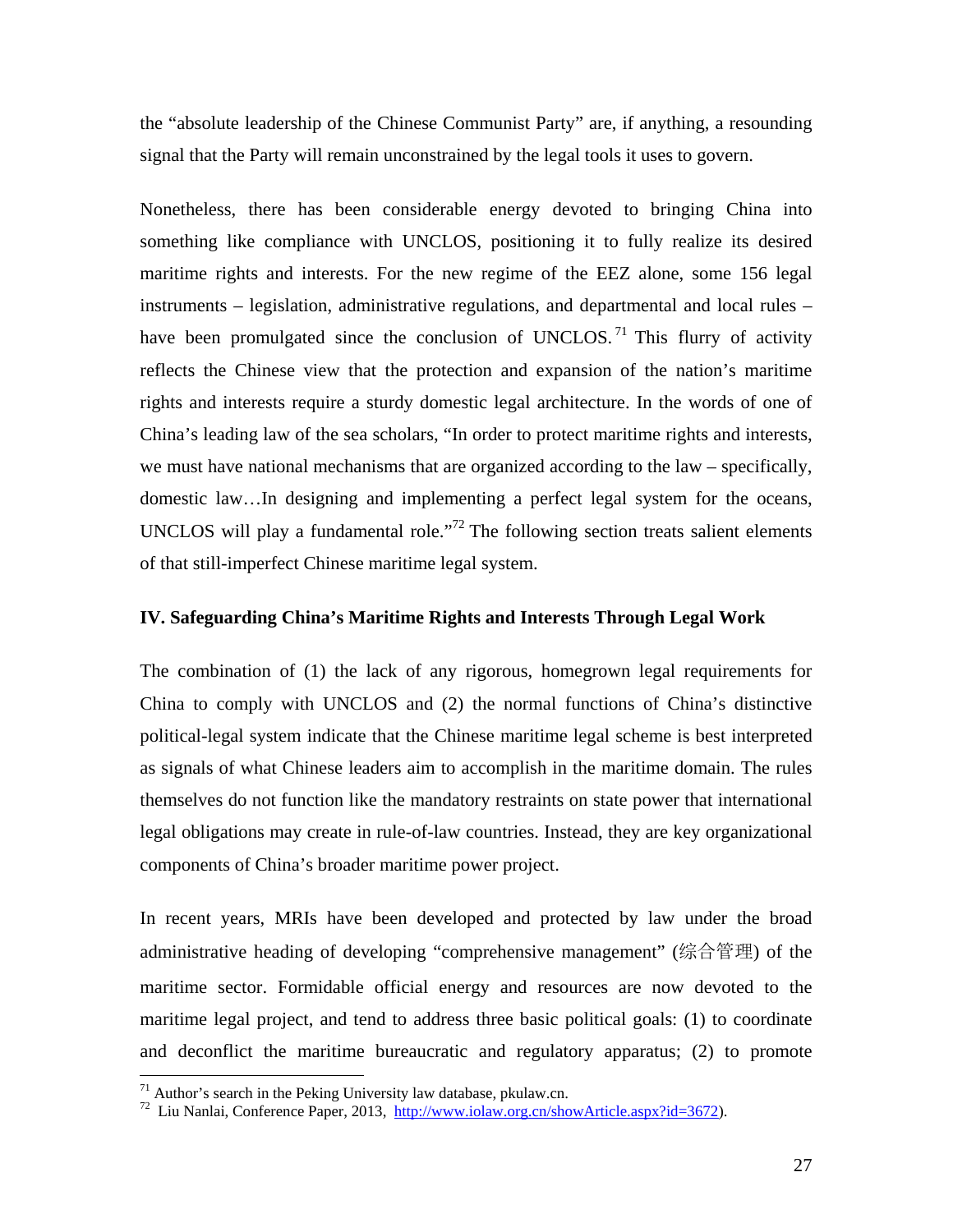the "absolute leadership of the Chinese Communist Party" are, if anything, a resounding signal that the Party will remain unconstrained by the legal tools it uses to govern.

Nonetheless, there has been considerable energy devoted to bringing China into something like compliance with UNCLOS, positioning it to fully realize its desired maritime rights and interests. For the new regime of the EEZ alone, some 156 legal instruments – legislation, administrative regulations, and departmental and local rules – have been promulgated since the conclusion of UNCLOS.[71] This flurry of activity reflects the Chinese view that the protection and expansion of the nation's maritime rights and interests require a sturdy domestic legal architecture. In the words of one of China's leading law of the sea scholars, "In order to protect maritime rights and interests, we must have national mechanisms that are organized according to the law – specifically, domestic law…In designing and implementing a perfect legal system for the oceans, UNCLOS will play a fundamental role."[72] The following section treats salient elements of that still-imperfect Chinese maritime legal system.

## IV. Safeguarding China's Maritime Rights and Interests Through Legal Work

The combination of (1) the lack of any rigorous, homegrown legal requirements for China to comply with UNCLOS and (2) the normal functions of China's distinctive political-legal system indicate that the Chinese maritime legal scheme is best interpreted as signals of what Chinese leaders aim to accomplish in the maritime domain. The rules themselves do not function like the mandatory restraints on state power that international legal obligations may create in rule-of-law countries. Instead, they are key organizational components of China's broader maritime power project.

In recent years, MRIs have been developed and protected by law under the broad administrative heading of developing "comprehensive management" (综合管理) of the maritime sector. Formidable official energy and resources are now devoted to the maritime legal project, and tend to address three basic political goals: (1) to coordinate and deconflict the maritime bureaucratic and regulatory apparatus; (2) to promote

---

[71] Author's search in the Peking University law database, pkulaw.cn.

[72] Liu Nanlai, Conference Paper, 2013, http://www.iolaw.org.cn/showArticle.aspx?id=3672).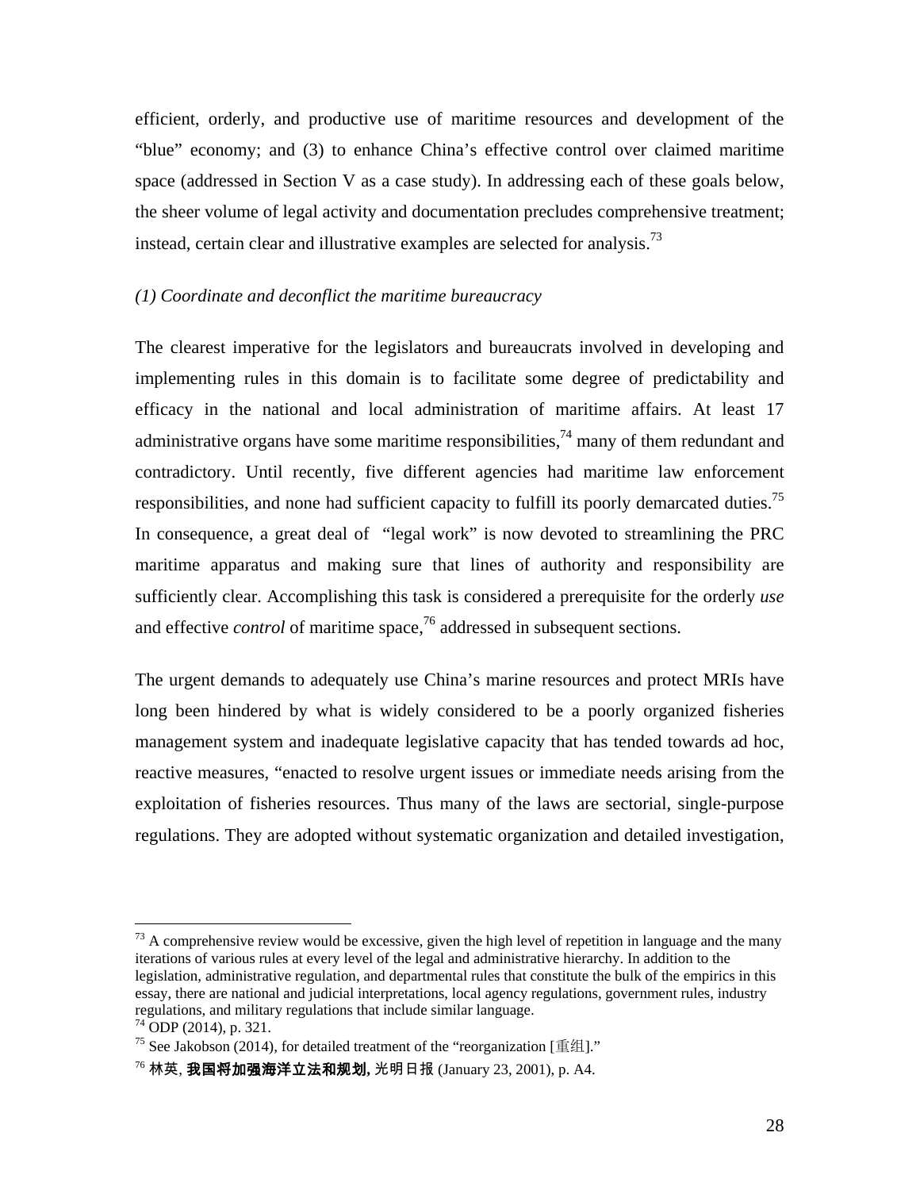efficient, orderly, and productive use of maritime resources and development of the "blue" economy; and (3) to enhance China's effective control over claimed maritime space (addressed in Section V as a case study). In addressing each of these goals below, the sheer volume of legal activity and documentation precludes comprehensive treatment; instead, certain clear and illustrative examples are selected for analysis.[73]

*(1) Coordinate and deconflict the maritime bureaucracy*

The clearest imperative for the legislators and bureaucrats involved in developing and implementing rules in this domain is to facilitate some degree of predictability and efficacy in the national and local administration of maritime affairs. At least 17 administrative organs have some maritime responsibilities,[74] many of them redundant and contradictory. Until recently, five different agencies had maritime law enforcement responsibilities, and none had sufficient capacity to fulfill its poorly demarcated duties.[75] In consequence, a great deal of "legal work" is now devoted to streamlining the PRC maritime apparatus and making sure that lines of authority and responsibility are sufficiently clear. Accomplishing this task is considered a prerequisite for the orderly *use* and effective *control* of maritime space,[76] addressed in subsequent sections.

The urgent demands to adequately use China's marine resources and protect MRIs have long been hindered by what is widely considered to be a poorly organized fisheries management system and inadequate legislative capacity that has tended towards ad hoc, reactive measures, "enacted to resolve urgent issues or immediate needs arising from the exploitation of fisheries resources. Thus many of the laws are sectorial, single-purpose regulations. They are adopted without systematic organization and detailed investigation,

---

[73] A comprehensive review would be excessive, given the high level of repetition in language and the many iterations of various rules at every level of the legal and administrative hierarchy. In addition to the legislation, administrative regulation, and departmental rules that constitute the bulk of the empirics in this essay, there are national and judicial interpretations, local agency regulations, government rules, industry regulations, and military regulations that include similar language.

[74] ODP (2014), p. 321.

[75] See Jakobson (2014), for detailed treatment of the "reorganization [重组]."

[76] 林英, **我国将加强海洋立法和规划,** 光明日报 (January 23, 2001), p. A4.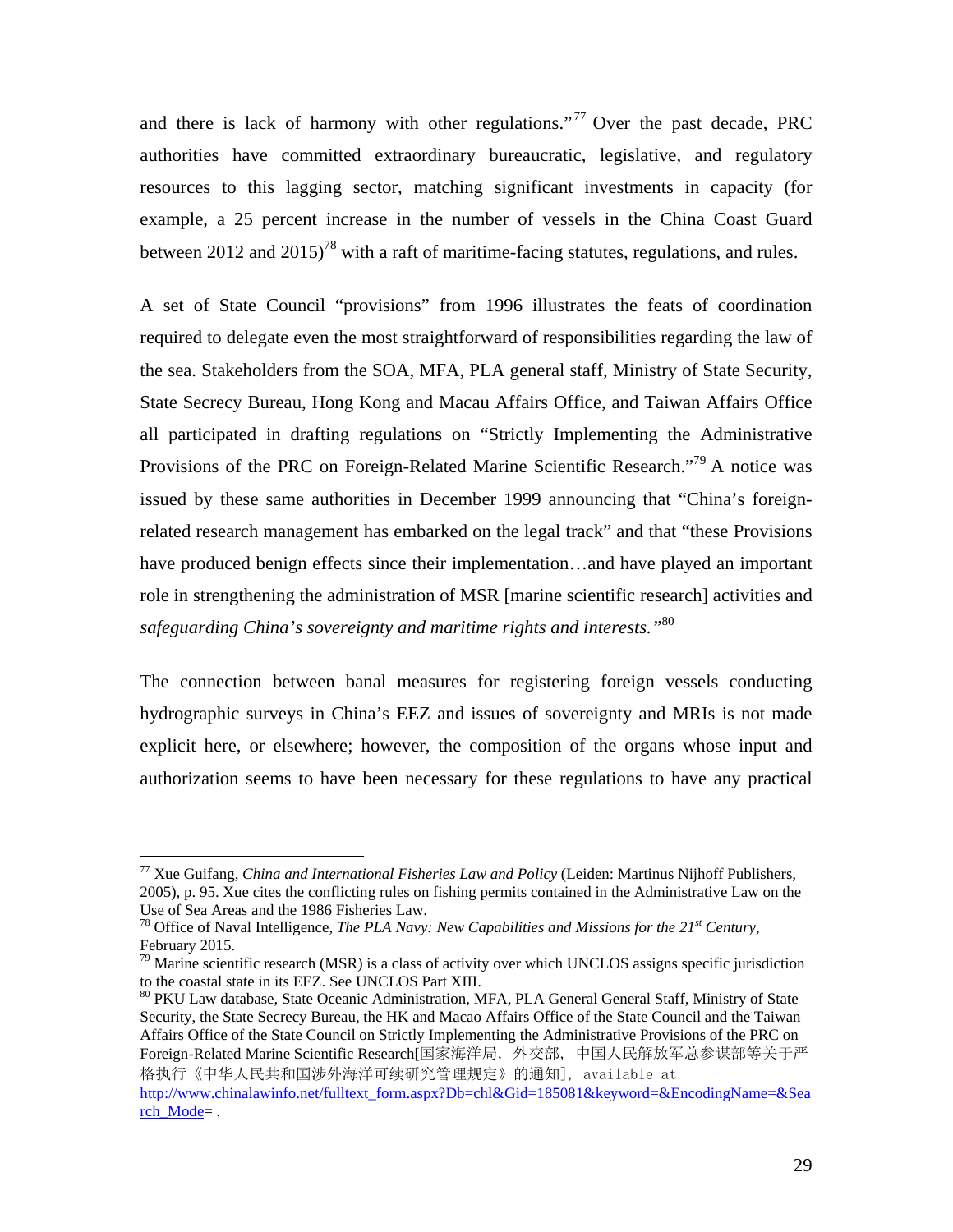and there is lack of harmony with other regulations."[77] Over the past decade, PRC authorities have committed extraordinary bureaucratic, legislative, and regulatory resources to this lagging sector, matching significant investments in capacity (for example, a 25 percent increase in the number of vessels in the China Coast Guard between 2012 and 2015)[78] with a raft of maritime-facing statutes, regulations, and rules.

A set of State Council "provisions" from 1996 illustrates the feats of coordination required to delegate even the most straightforward of responsibilities regarding the law of the sea. Stakeholders from the SOA, MFA, PLA general staff, Ministry of State Security, State Secrecy Bureau, Hong Kong and Macau Affairs Office, and Taiwan Affairs Office all participated in drafting regulations on "Strictly Implementing the Administrative Provisions of the PRC on Foreign-Related Marine Scientific Research."[79] A notice was issued by these same authorities in December 1999 announcing that "China's foreign-related research management has embarked on the legal track" and that "these Provisions have produced benign effects since their implementation…and have played an important role in strengthening the administration of MSR [marine scientific research] activities and *safeguarding China's sovereignty and maritime rights and interests.*"[80]

The connection between banal measures for registering foreign vessels conducting hydrographic surveys in China's EEZ and issues of sovereignty and MRIs is not made explicit here, or elsewhere; however, the composition of the organs whose input and authorization seems to have been necessary for these regulations to have any practical

---

[77] Xue Guifang, *China and International Fisheries Law and Policy* (Leiden: Martinus Nijhoff Publishers, 2005), p. 95. Xue cites the conflicting rules on fishing permits contained in the Administrative Law on the Use of Sea Areas and the 1986 Fisheries Law.

[78] Office of Naval Intelligence, *The PLA Navy: New Capabilities and Missions for the 21st Century*, February 2015.

[79] Marine scientific research (MSR) is a class of activity over which UNCLOS assigns specific jurisdiction to the coastal state in its EEZ. See UNCLOS Part XIII.

[80] PKU Law database, State Oceanic Administration, MFA, PLA General General Staff, Ministry of State Security, the State Secrecy Bureau, the HK and Macao Affairs Office of the State Council and the Taiwan Affairs Office of the State Council on Strictly Implementing the Administrative Provisions of the PRC on Foreign-Related Marine Scientific Research[国家海洋局，外交部，中国人民解放军总参谋部等关于严格执行《中华人民共和国涉外海洋可续研究管理规定》的通知], available at http://www.chinalawinfo.net/fulltext_form.aspx?Db=chl&Gid=185081&keyword=&EncodingName=&Search_Mode= .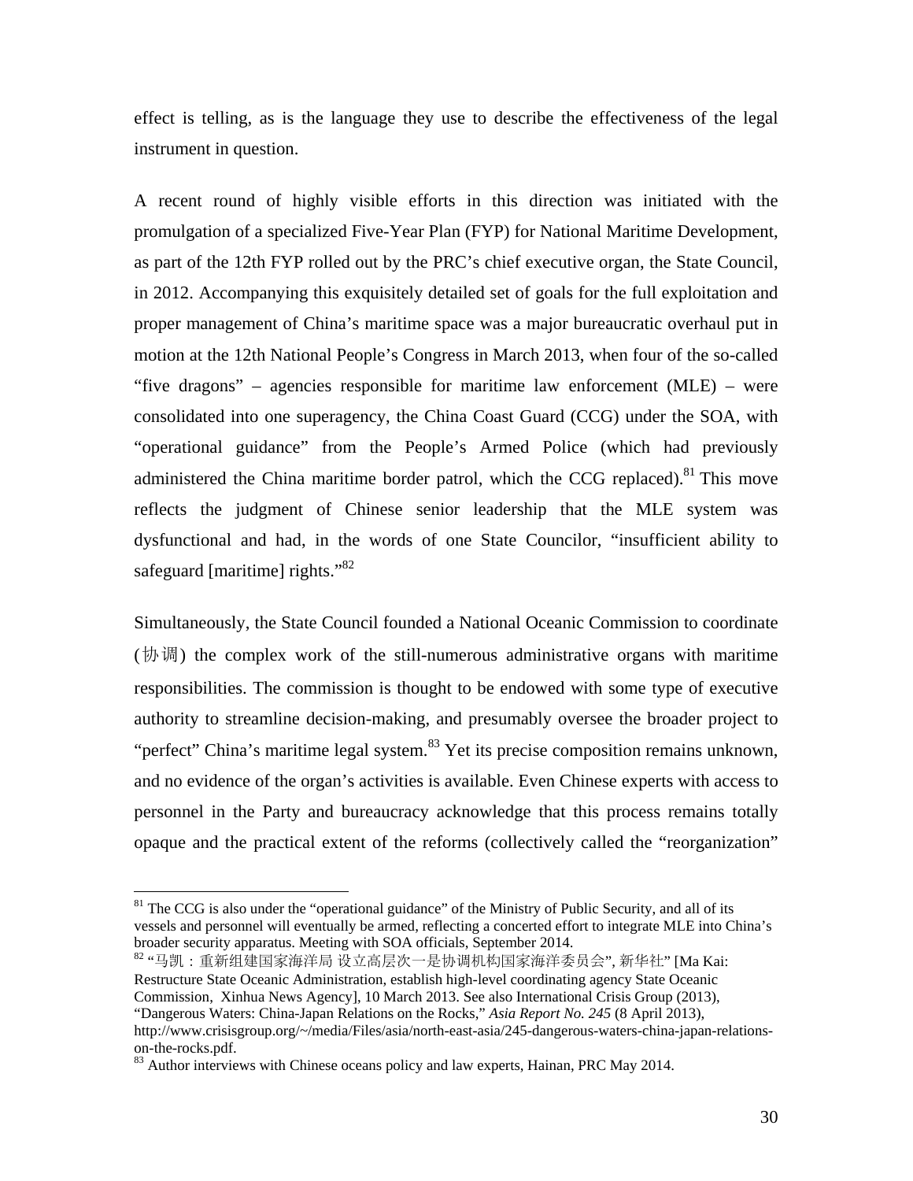effect is telling, as is the language they use to describe the effectiveness of the legal instrument in question.

A recent round of highly visible efforts in this direction was initiated with the promulgation of a specialized Five-Year Plan (FYP) for National Maritime Development, as part of the 12th FYP rolled out by the PRC's chief executive organ, the State Council, in 2012. Accompanying this exquisitely detailed set of goals for the full exploitation and proper management of China's maritime space was a major bureaucratic overhaul put in motion at the 12th National People's Congress in March 2013, when four of the so-called "five dragons" – agencies responsible for maritime law enforcement (MLE) – were consolidated into one superagency, the China Coast Guard (CCG) under the SOA, with "operational guidance" from the People's Armed Police (which had previously administered the China maritime border patrol, which the CCG replaced).[81] This move reflects the judgment of Chinese senior leadership that the MLE system was dysfunctional and had, in the words of one State Councilor, "insufficient ability to safeguard [maritime] rights."[82]

Simultaneously, the State Council founded a National Oceanic Commission to coordinate (协调) the complex work of the still-numerous administrative organs with maritime responsibilities. The commission is thought to be endowed with some type of executive authority to streamline decision-making, and presumably oversee the broader project to "perfect" China's maritime legal system.[83] Yet its precise composition remains unknown, and no evidence of the organ's activities is available. Even Chinese experts with access to personnel in the Party and bureaucracy acknowledge that this process remains totally opaque and the practical extent of the reforms (collectively called the "reorganization"

---

[81] The CCG is also under the "operational guidance" of the Ministry of Public Security, and all of its vessels and personnel will eventually be armed, reflecting a concerted effort to integrate MLE into China's broader security apparatus. Meeting with SOA officials, September 2014.

[82] "马凯：重新组建国家海洋局 设立高层次一是协调机构国家海洋委员会", 新华社" [Ma Kai: Restructure State Oceanic Administration, establish high-level coordinating agency State Oceanic Commission, Xinhua News Agency], 10 March 2013. See also International Crisis Group (2013), "Dangerous Waters: China-Japan Relations on the Rocks," *Asia Report No. 245* (8 April 2013), http://www.crisisgroup.org/~/media/Files/asia/north-east-asia/245-dangerous-waters-china-japan-relations-on-the-rocks.pdf.

[83] Author interviews with Chinese oceans policy and law experts, Hainan, PRC May 2014.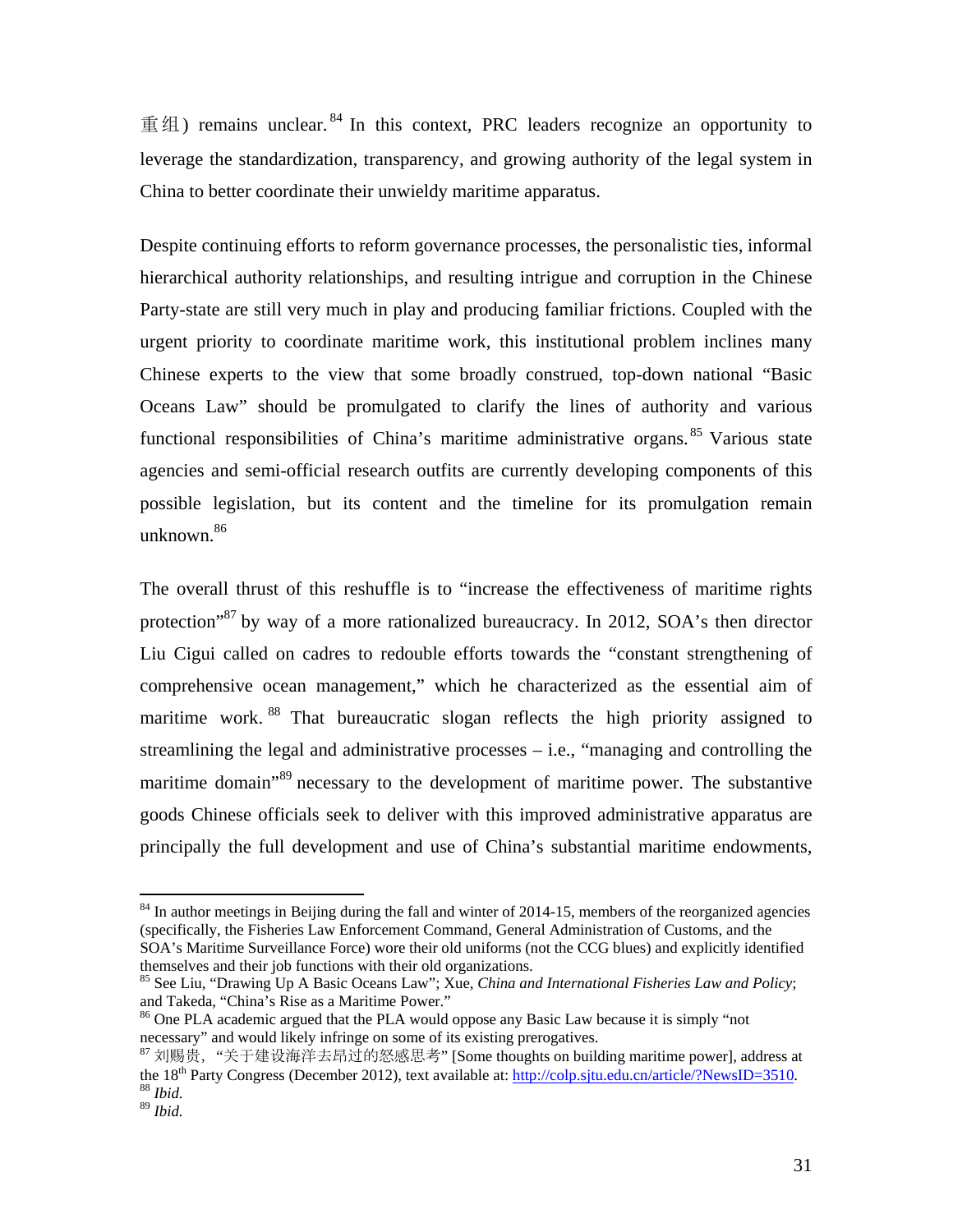重组) remains unclear.[84] In this context, PRC leaders recognize an opportunity to leverage the standardization, transparency, and growing authority of the legal system in China to better coordinate their unwieldy maritime apparatus.

Despite continuing efforts to reform governance processes, the personalistic ties, informal hierarchical authority relationships, and resulting intrigue and corruption in the Chinese Party-state are still very much in play and producing familiar frictions. Coupled with the urgent priority to coordinate maritime work, this institutional problem inclines many Chinese experts to the view that some broadly construed, top-down national "Basic Oceans Law" should be promulgated to clarify the lines of authority and various functional responsibilities of China's maritime administrative organs.[85] Various state agencies and semi-official research outfits are currently developing components of this possible legislation, but its content and the timeline for its promulgation remain unknown.[86]

The overall thrust of this reshuffle is to "increase the effectiveness of maritime rights protection"[87] by way of a more rationalized bureaucracy. In 2012, SOA's then director Liu Cigui called on cadres to redouble efforts towards the "constant strengthening of comprehensive ocean management," which he characterized as the essential aim of maritime work.[88] That bureaucratic slogan reflects the high priority assigned to streamlining the legal and administrative processes – i.e., "managing and controlling the maritime domain"[89] necessary to the development of maritime power. The substantive goods Chinese officials seek to deliver with this improved administrative apparatus are principally the full development and use of China's substantial maritime endowments,

---

[84] In author meetings in Beijing during the fall and winter of 2014-15, members of the reorganized agencies (specifically, the Fisheries Law Enforcement Command, General Administration of Customs, and the SOA's Maritime Surveillance Force) wore their old uniforms (not the CCG blues) and explicitly identified themselves and their job functions with their old organizations.

[85] See Liu, "Drawing Up A Basic Oceans Law"; Xue, *China and International Fisheries Law and Policy*; and Takeda, "China's Rise as a Maritime Power."

[86] One PLA academic argued that the PLA would oppose any Basic Law because it is simply "not necessary" and would likely infringe on some of its existing prerogatives.

[87] 刘赐贵, "关于建设海洋去昂过的怒感思考" [Some thoughts on building maritime power], address at the 18th Party Congress (December 2012), text available at: http://colp.sjtu.edu.cn/article/?NewsID=3510.

[88] *Ibid.*

[89] *Ibid.*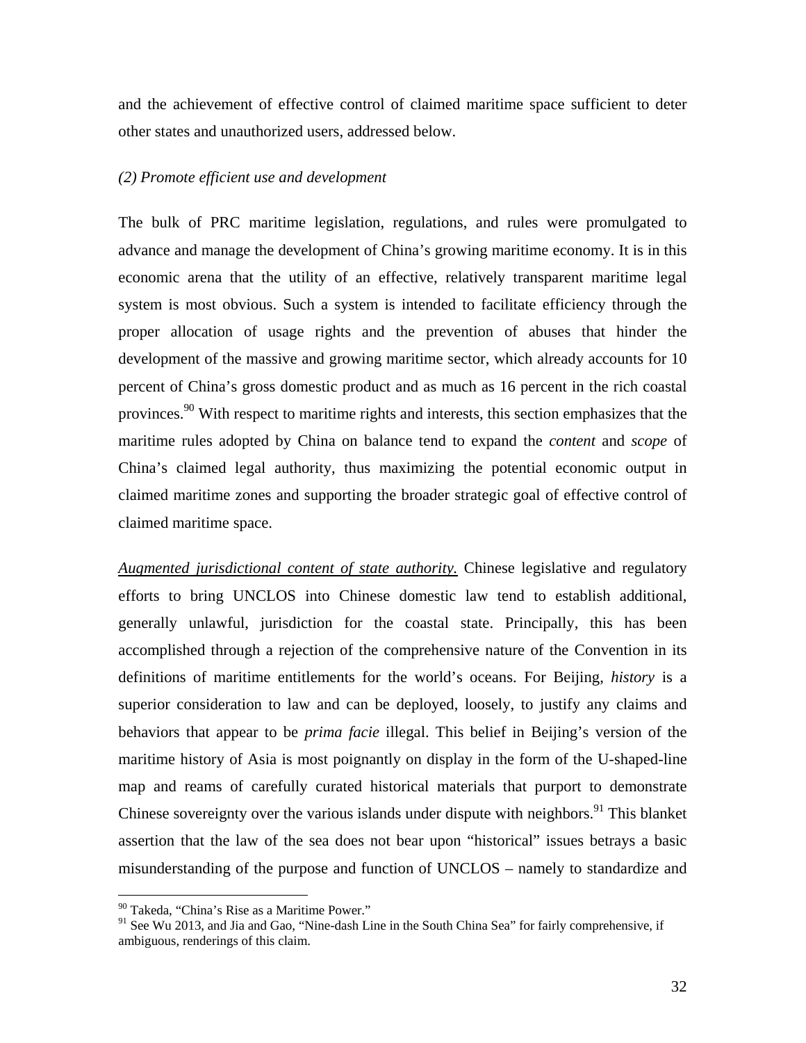and the achievement of effective control of claimed maritime space sufficient to deter other states and unauthorized users, addressed below.

*(2) Promote efficient use and development*

The bulk of PRC maritime legislation, regulations, and rules were promulgated to advance and manage the development of China's growing maritime economy. It is in this economic arena that the utility of an effective, relatively transparent maritime legal system is most obvious. Such a system is intended to facilitate efficiency through the proper allocation of usage rights and the prevention of abuses that hinder the development of the massive and growing maritime sector, which already accounts for 10 percent of China's gross domestic product and as much as 16 percent in the rich coastal provinces.[90] With respect to maritime rights and interests, this section emphasizes that the maritime rules adopted by China on balance tend to expand the *content* and *scope* of China's claimed legal authority, thus maximizing the potential economic output in claimed maritime zones and supporting the broader strategic goal of effective control of claimed maritime space.

*Augmented jurisdictional content of state authority.* Chinese legislative and regulatory efforts to bring UNCLOS into Chinese domestic law tend to establish additional, generally unlawful, jurisdiction for the coastal state. Principally, this has been accomplished through a rejection of the comprehensive nature of the Convention in its definitions of maritime entitlements for the world's oceans. For Beijing, *history* is a superior consideration to law and can be deployed, loosely, to justify any claims and behaviors that appear to be *prima facie* illegal. This belief in Beijing's version of the maritime history of Asia is most poignantly on display in the form of the U-shaped-line map and reams of carefully curated historical materials that purport to demonstrate Chinese sovereignty over the various islands under dispute with neighbors.[91] This blanket assertion that the law of the sea does not bear upon "historical" issues betrays a basic misunderstanding of the purpose and function of UNCLOS – namely to standardize and

---

[90] Takeda, "China's Rise as a Maritime Power."

[91] See Wu 2013, and Jia and Gao, "Nine-dash Line in the South China Sea" for fairly comprehensive, if ambiguous, renderings of this claim.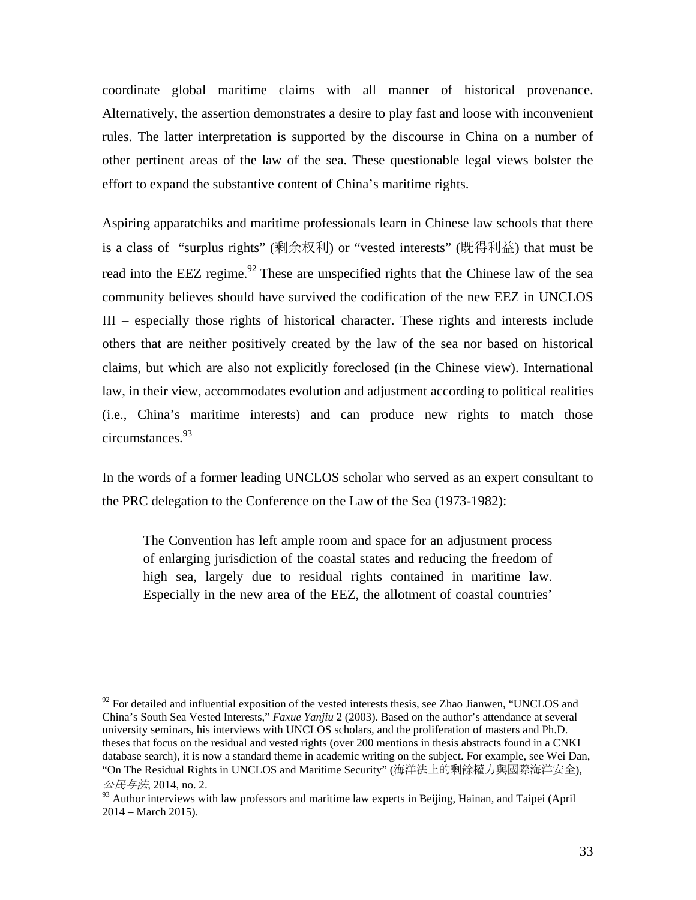coordinate global maritime claims with all manner of historical provenance. Alternatively, the assertion demonstrates a desire to play fast and loose with inconvenient rules. The latter interpretation is supported by the discourse in China on a number of other pertinent areas of the law of the sea. These questionable legal views bolster the effort to expand the substantive content of China's maritime rights.

Aspiring apparatchiks and maritime professionals learn in Chinese law schools that there is a class of "surplus rights" (剩余权利) or "vested interests" (既得利益) that must be read into the EEZ regime.[92] These are unspecified rights that the Chinese law of the sea community believes should have survived the codification of the new EEZ in UNCLOS III – especially those rights of historical character. These rights and interests include others that are neither positively created by the law of the sea nor based on historical claims, but which are also not explicitly foreclosed (in the Chinese view). International law, in their view, accommodates evolution and adjustment according to political realities (i.e., China's maritime interests) and can produce new rights to match those circumstances.[93]

In the words of a former leading UNCLOS scholar who served as an expert consultant to the PRC delegation to the Conference on the Law of the Sea (1973-1982):

> The Convention has left ample room and space for an adjustment process of enlarging jurisdiction of the coastal states and reducing the freedom of high sea, largely due to residual rights contained in maritime law. Especially in the new area of the EEZ, the allotment of coastal countries'

---

[92] For detailed and influential exposition of the vested interests thesis, see Zhao Jianwen, "UNCLOS and China's South Sea Vested Interests," *Faxue Yanjiu* 2 (2003). Based on the author's attendance at several university seminars, his interviews with UNCLOS scholars, and the proliferation of masters and Ph.D. theses that focus on the residual and vested rights (over 200 mentions in thesis abstracts found in a CNKI database search), it is now a standard theme in academic writing on the subject. For example, see Wei Dan, "On The Residual Rights in UNCLOS and Maritime Security" (海洋法上的剩餘權力與國際海洋安全), *公民与法*, 2014, no. 2.

[93] Author interviews with law professors and maritime law experts in Beijing, Hainan, and Taipei (April 2014 – March 2015).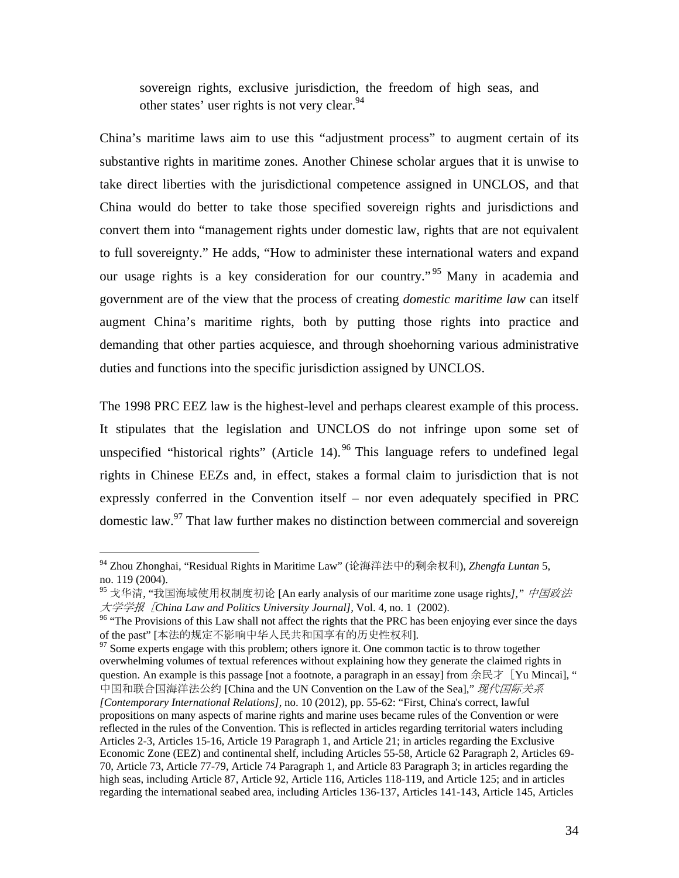> sovereign rights, exclusive jurisdiction, the freedom of high seas, and other states' user rights is not very clear.[94]

China's maritime laws aim to use this "adjustment process" to augment certain of its substantive rights in maritime zones. Another Chinese scholar argues that it is unwise to take direct liberties with the jurisdictional competence assigned in UNCLOS, and that China would do better to take those specified sovereign rights and jurisdictions and convert them into "management rights under domestic law, rights that are not equivalent to full sovereignty." He adds, "How to administer these international waters and expand our usage rights is a key consideration for our country."[95] Many in academia and government are of the view that the process of creating *domestic maritime law* can itself augment China's maritime rights, both by putting those rights into practice and demanding that other parties acquiesce, and through shoehorning various administrative duties and functions into the specific jurisdiction assigned by UNCLOS.

The 1998 PRC EEZ law is the highest-level and perhaps clearest example of this process. It stipulates that the legislation and UNCLOS do not infringe upon some set of unspecified "historical rights" (Article 14).[96] This language refers to undefined legal rights in Chinese EEZs and, in effect, stakes a formal claim to jurisdiction that is not expressly conferred in the Convention itself – nor even adequately specified in PRC domestic law.[97] That law further makes no distinction between commercial and sovereign

---

[94] Zhou Zhonghai, "Residual Rights in Maritime Law" (论海洋法中的剩余权利), *Zhengfa Luntan* 5, no. 119 (2004).

[95] 戈华清, "我国海域使用权制度初论 [An early analysis of our maritime zone usage rights*]*," *中国政法大学学报［China Law and Politics University Journal]*, Vol. 4, no. 1 (2002).

[96] "The Provisions of this Law shall not affect the rights that the PRC has been enjoying ever since the days of the past" [本法的规定不影响中华人民共和国享有的历史性权利].

[97] Some experts engage with this problem; others ignore it. One common tactic is to throw together overwhelming volumes of textual references without explaining how they generate the claimed rights in question. An example is this passage [not a footnote, a paragraph in an essay] from 余民才［Yu Mincai], "中国和联合国海洋法公约 [China and the UN Convention on the Law of the Sea]," *现代国际关系 [Contemporary International Relations]*, no. 10 (2012), pp. 55-62: "First, China's correct, lawful propositions on many aspects of marine rights and marine uses became rules of the Convention or were reflected in the rules of the Convention. This is reflected in articles regarding territorial waters including Articles 2-3, Articles 15-16, Article 19 Paragraph 1, and Article 21; in articles regarding the Exclusive Economic Zone (EEZ) and continental shelf, including Articles 55-58, Article 62 Paragraph 2, Articles 69-70, Article 73, Article 77-79, Article 74 Paragraph 1, and Article 83 Paragraph 3; in articles regarding the high seas, including Article 87, Article 92, Article 116, Articles 118-119, and Article 125; and in articles regarding the international seabed area, including Articles 136-137, Articles 141-143, Article 145, Articles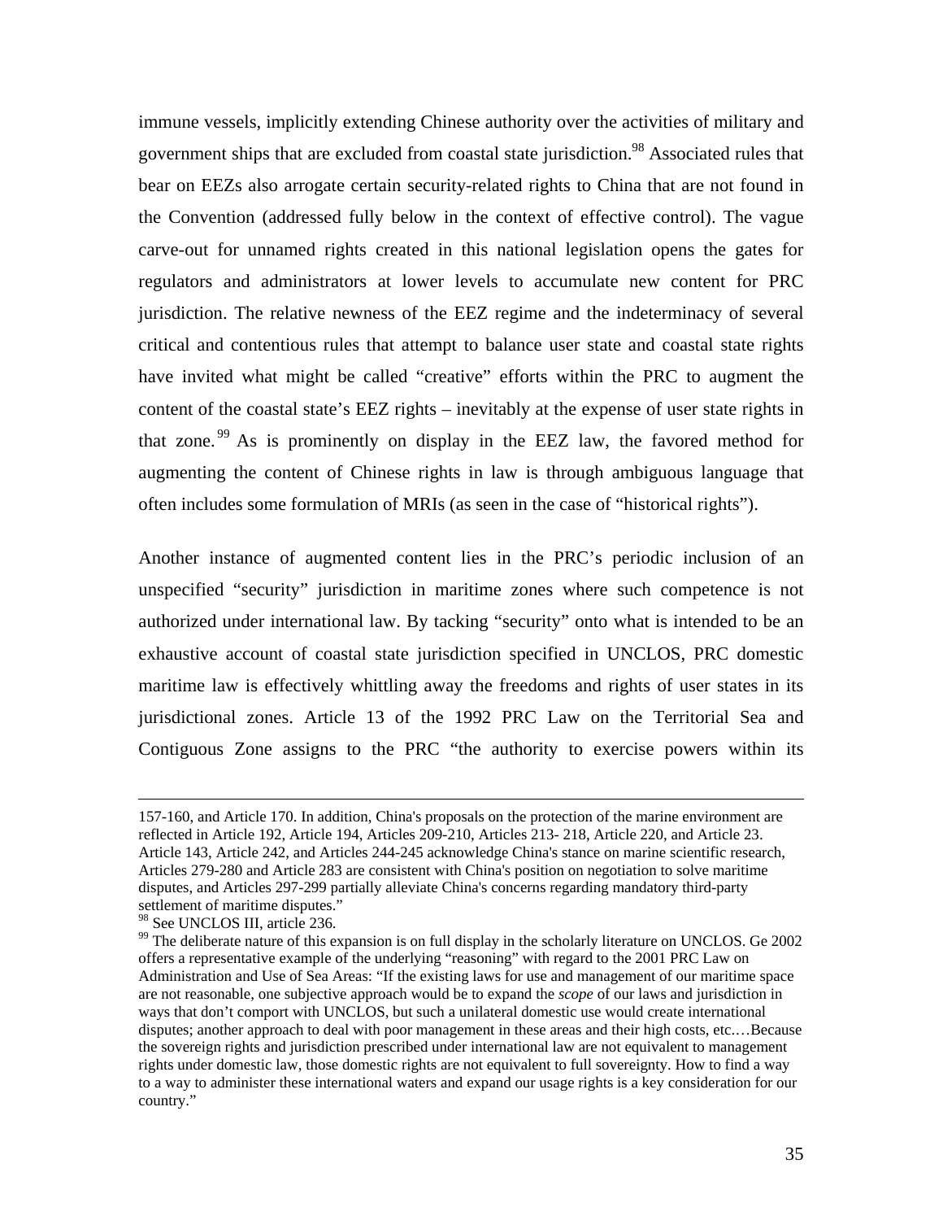immune vessels, implicitly extending Chinese authority over the activities of military and government ships that are excluded from coastal state jurisdiction.[98] Associated rules that bear on EEZs also arrogate certain security-related rights to China that are not found in the Convention (addressed fully below in the context of effective control). The vague carve-out for unnamed rights created in this national legislation opens the gates for regulators and administrators at lower levels to accumulate new content for PRC jurisdiction. The relative newness of the EEZ regime and the indeterminacy of several critical and contentious rules that attempt to balance user state and coastal state rights have invited what might be called "creative" efforts within the PRC to augment the content of the coastal state's EEZ rights – inevitably at the expense of user state rights in that zone.[99] As is prominently on display in the EEZ law, the favored method for augmenting the content of Chinese rights in law is through ambiguous language that often includes some formulation of MRIs (as seen in the case of "historical rights").

Another instance of augmented content lies in the PRC's periodic inclusion of an unspecified "security" jurisdiction in maritime zones where such competence is not authorized under international law. By tacking "security" onto what is intended to be an exhaustive account of coastal state jurisdiction specified in UNCLOS, PRC domestic maritime law is effectively whittling away the freedoms and rights of user states in its jurisdictional zones. Article 13 of the 1992 PRC Law on the Territorial Sea and Contiguous Zone assigns to the PRC "the authority to exercise powers within its

---

157-160, and Article 170. In addition, China's proposals on the protection of the marine environment are reflected in Article 192, Article 194, Articles 209-210, Articles 213- 218, Article 220, and Article 23. Article 143, Article 242, and Articles 244-245 acknowledge China's stance on marine scientific research, Articles 279-280 and Article 283 are consistent with China's position on negotiation to solve maritime disputes, and Articles 297-299 partially alleviate China's concerns regarding mandatory third-party settlement of maritime disputes."

[98] See UNCLOS III, article 236.

[99] The deliberate nature of this expansion is on full display in the scholarly literature on UNCLOS. Ge 2002 offers a representative example of the underlying "reasoning" with regard to the 2001 PRC Law on Administration and Use of Sea Areas: "If the existing laws for use and management of our maritime space are not reasonable, one subjective approach would be to expand the *scope* of our laws and jurisdiction in ways that don't comport with UNCLOS, but such a unilateral domestic use would create international disputes; another approach to deal with poor management in these areas and their high costs, etc.…Because the sovereign rights and jurisdiction prescribed under international law are not equivalent to management rights under domestic law, those domestic rights are not equivalent to full sovereignty. How to find a way to a way to administer these international waters and expand our usage rights is a key consideration for our country."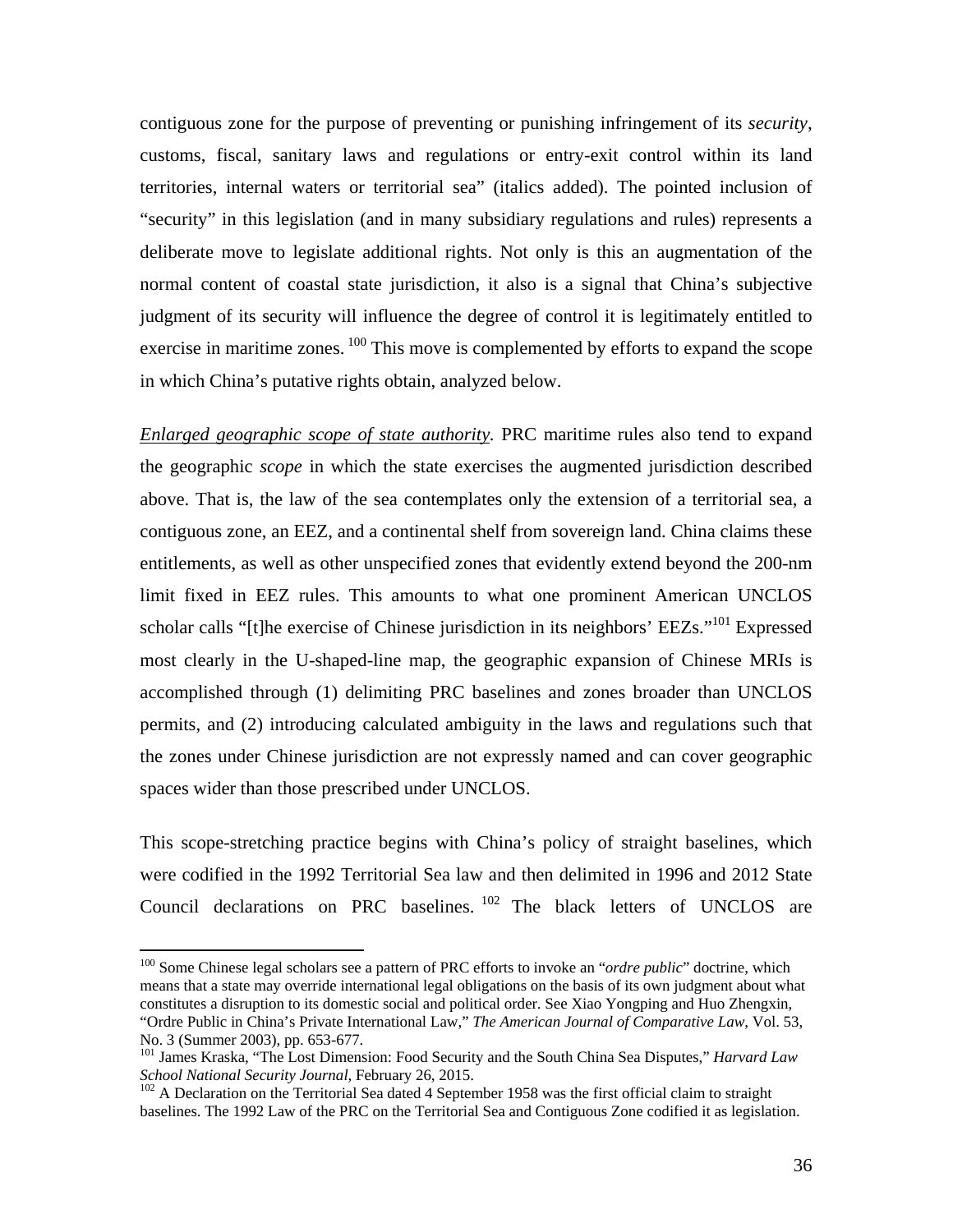contiguous zone for the purpose of preventing or punishing infringement of its *security*, customs, fiscal, sanitary laws and regulations or entry-exit control within its land territories, internal waters or territorial sea" (italics added). The pointed inclusion of "security" in this legislation (and in many subsidiary regulations and rules) represents a deliberate move to legislate additional rights. Not only is this an augmentation of the normal content of coastal state jurisdiction, it also is a signal that China's subjective judgment of its security will influence the degree of control it is legitimately entitled to exercise in maritime zones. [100] This move is complemented by efforts to expand the scope in which China's putative rights obtain, analyzed below.

<u>*Enlarged geographic scope of state authority.*</u> PRC maritime rules also tend to expand the geographic *scope* in which the state exercises the augmented jurisdiction described above. That is, the law of the sea contemplates only the extension of a territorial sea, a contiguous zone, an EEZ, and a continental shelf from sovereign land. China claims these entitlements, as well as other unspecified zones that evidently extend beyond the 200-nm limit fixed in EEZ rules. This amounts to what one prominent American UNCLOS scholar calls "[t]he exercise of Chinese jurisdiction in its neighbors' EEZs."[101] Expressed most clearly in the U-shaped-line map, the geographic expansion of Chinese MRIs is accomplished through (1) delimiting PRC baselines and zones broader than UNCLOS permits, and (2) introducing calculated ambiguity in the laws and regulations such that the zones under Chinese jurisdiction are not expressly named and can cover geographic spaces wider than those prescribed under UNCLOS.

This scope-stretching practice begins with China's policy of straight baselines, which were codified in the 1992 Territorial Sea law and then delimited in 1996 and 2012 State Council declarations on PRC baselines. [102] The black letters of UNCLOS are

---

[100] Some Chinese legal scholars see a pattern of PRC efforts to invoke an "*ordre public*" doctrine, which means that a state may override international legal obligations on the basis of its own judgment about what constitutes a disruption to its domestic social and political order. See Xiao Yongping and Huo Zhengxin, "Ordre Public in China's Private International Law," *The American Journal of Comparative Law*, Vol. 53, No. 3 (Summer 2003), pp. 653-677.

[101] James Kraska, "The Lost Dimension: Food Security and the South China Sea Disputes," *Harvard Law School National Security Journal*, February 26, 2015.

[102] A Declaration on the Territorial Sea dated 4 September 1958 was the first official claim to straight baselines. The 1992 Law of the PRC on the Territorial Sea and Contiguous Zone codified it as legislation.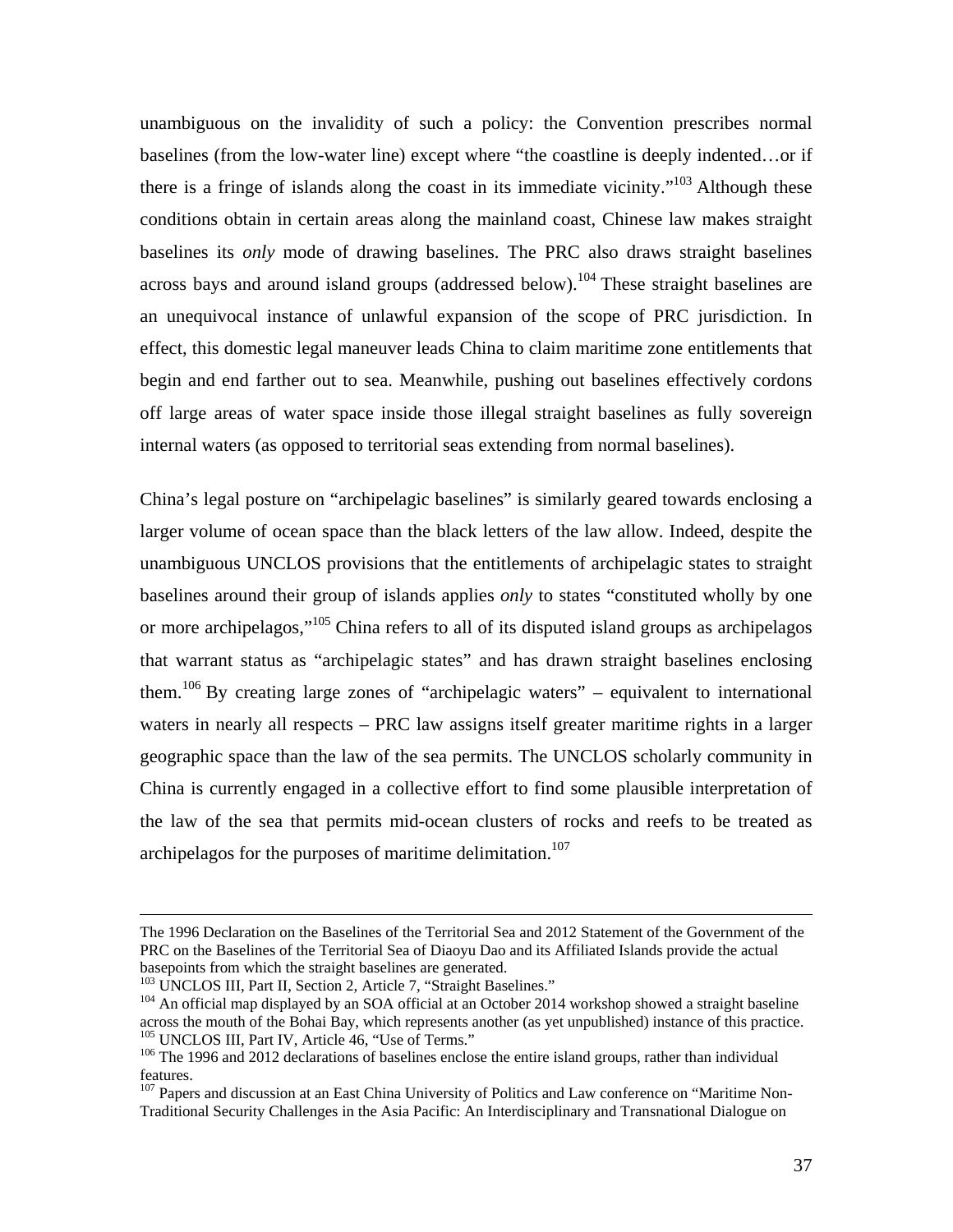unambiguous on the invalidity of such a policy: the Convention prescribes normal baselines (from the low-water line) except where "the coastline is deeply indented…or if there is a fringe of islands along the coast in its immediate vicinity."[103] Although these conditions obtain in certain areas along the mainland coast, Chinese law makes straight baselines its *only* mode of drawing baselines. The PRC also draws straight baselines across bays and around island groups (addressed below).[104] These straight baselines are an unequivocal instance of unlawful expansion of the scope of PRC jurisdiction. In effect, this domestic legal maneuver leads China to claim maritime zone entitlements that begin and end farther out to sea. Meanwhile, pushing out baselines effectively cordons off large areas of water space inside those illegal straight baselines as fully sovereign internal waters (as opposed to territorial seas extending from normal baselines).

China's legal posture on "archipelagic baselines" is similarly geared towards enclosing a larger volume of ocean space than the black letters of the law allow. Indeed, despite the unambiguous UNCLOS provisions that the entitlements of archipelagic states to straight baselines around their group of islands applies *only* to states "constituted wholly by one or more archipelagos,"[105] China refers to all of its disputed island groups as archipelagos that warrant status as "archipelagic states" and has drawn straight baselines enclosing them.[106] By creating large zones of "archipelagic waters" – equivalent to international waters in nearly all respects – PRC law assigns itself greater maritime rights in a larger geographic space than the law of the sea permits. The UNCLOS scholarly community in China is currently engaged in a collective effort to find some plausible interpretation of the law of the sea that permits mid-ocean clusters of rocks and reefs to be treated as archipelagos for the purposes of maritime delimitation.[107]

---

The 1996 Declaration on the Baselines of the Territorial Sea and 2012 Statement of the Government of the PRC on the Baselines of the Territorial Sea of Diaoyu Dao and its Affiliated Islands provide the actual basepoints from which the straight baselines are generated.

[103] UNCLOS III, Part II, Section 2, Article 7, "Straight Baselines."

[104] An official map displayed by an SOA official at an October 2014 workshop showed a straight baseline across the mouth of the Bohai Bay, which represents another (as yet unpublished) instance of this practice.

[105] UNCLOS III, Part IV, Article 46, "Use of Terms."

[106] The 1996 and 2012 declarations of baselines enclose the entire island groups, rather than individual features.

[107] Papers and discussion at an East China University of Politics and Law conference on "Maritime Non-Traditional Security Challenges in the Asia Pacific: An Interdisciplinary and Transnational Dialogue on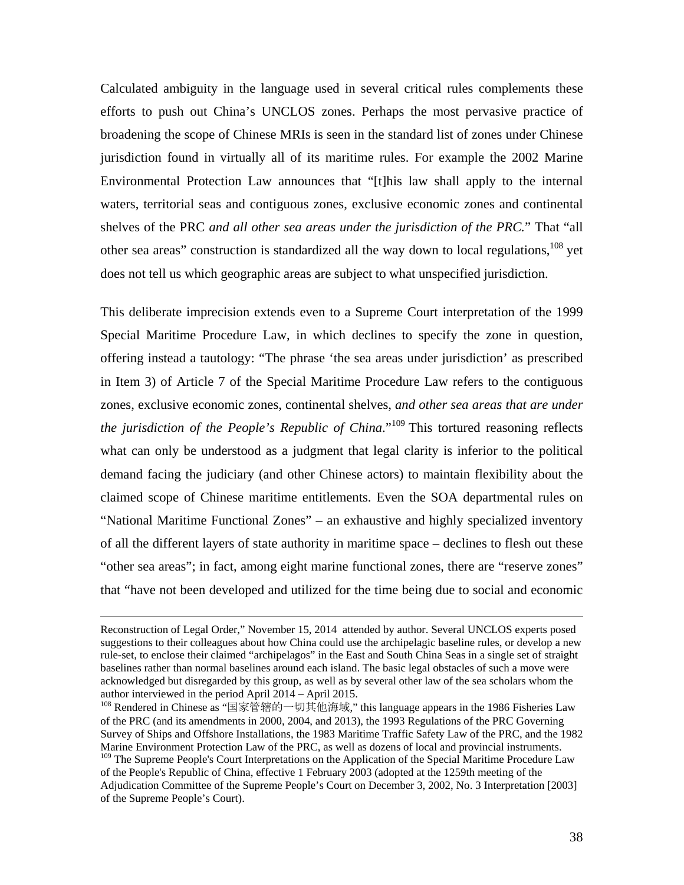Calculated ambiguity in the language used in several critical rules complements these efforts to push out China's UNCLOS zones. Perhaps the most pervasive practice of broadening the scope of Chinese MRIs is seen in the standard list of zones under Chinese jurisdiction found in virtually all of its maritime rules. For example the 2002 Marine Environmental Protection Law announces that "[t]his law shall apply to the internal waters, territorial seas and contiguous zones, exclusive economic zones and continental shelves of the PRC *and all other sea areas under the jurisdiction of the PRC.*" That "all other sea areas" construction is standardized all the way down to local regulations,[108] yet does not tell us which geographic areas are subject to what unspecified jurisdiction.

This deliberate imprecision extends even to a Supreme Court interpretation of the 1999 Special Maritime Procedure Law, in which declines to specify the zone in question, offering instead a tautology: "The phrase 'the sea areas under jurisdiction' as prescribed in Item 3) of Article 7 of the Special Maritime Procedure Law refers to the contiguous zones, exclusive economic zones, continental shelves, *and other sea areas that are under the jurisdiction of the People's Republic of China.*"[109] This tortured reasoning reflects what can only be understood as a judgment that legal clarity is inferior to the political demand facing the judiciary (and other Chinese actors) to maintain flexibility about the claimed scope of Chinese maritime entitlements. Even the SOA departmental rules on "National Maritime Functional Zones" – an exhaustive and highly specialized inventory of all the different layers of state authority in maritime space – declines to flesh out these "other sea areas"; in fact, among eight marine functional zones, there are "reserve zones" that "have not been developed and utilized for the time being due to social and economic

---

Reconstruction of Legal Order," November 15, 2014 attended by author. Several UNCLOS experts posed suggestions to their colleagues about how China could use the archipelagic baseline rules, or develop a new rule-set, to enclose their claimed "archipelagos" in the East and South China Seas in a single set of straight baselines rather than normal baselines around each island. The basic legal obstacles of such a move were acknowledged but disregarded by this group, as well as by several other law of the sea scholars whom the author interviewed in the period April 2014 – April 2015.

[108] Rendered in Chinese as "国家管辖的一切其他海域," this language appears in the 1986 Fisheries Law of the PRC (and its amendments in 2000, 2004, and 2013), the 1993 Regulations of the PRC Governing Survey of Ships and Offshore Installations, the 1983 Maritime Traffic Safety Law of the PRC, and the 1982 Marine Environment Protection Law of the PRC, as well as dozens of local and provincial instruments.

[109] The Supreme People's Court Interpretations on the Application of the Special Maritime Procedure Law of the People's Republic of China, effective 1 February 2003 (adopted at the 1259th meeting of the Adjudication Committee of the Supreme People's Court on December 3, 2002, No. 3 Interpretation [2003] of the Supreme People's Court).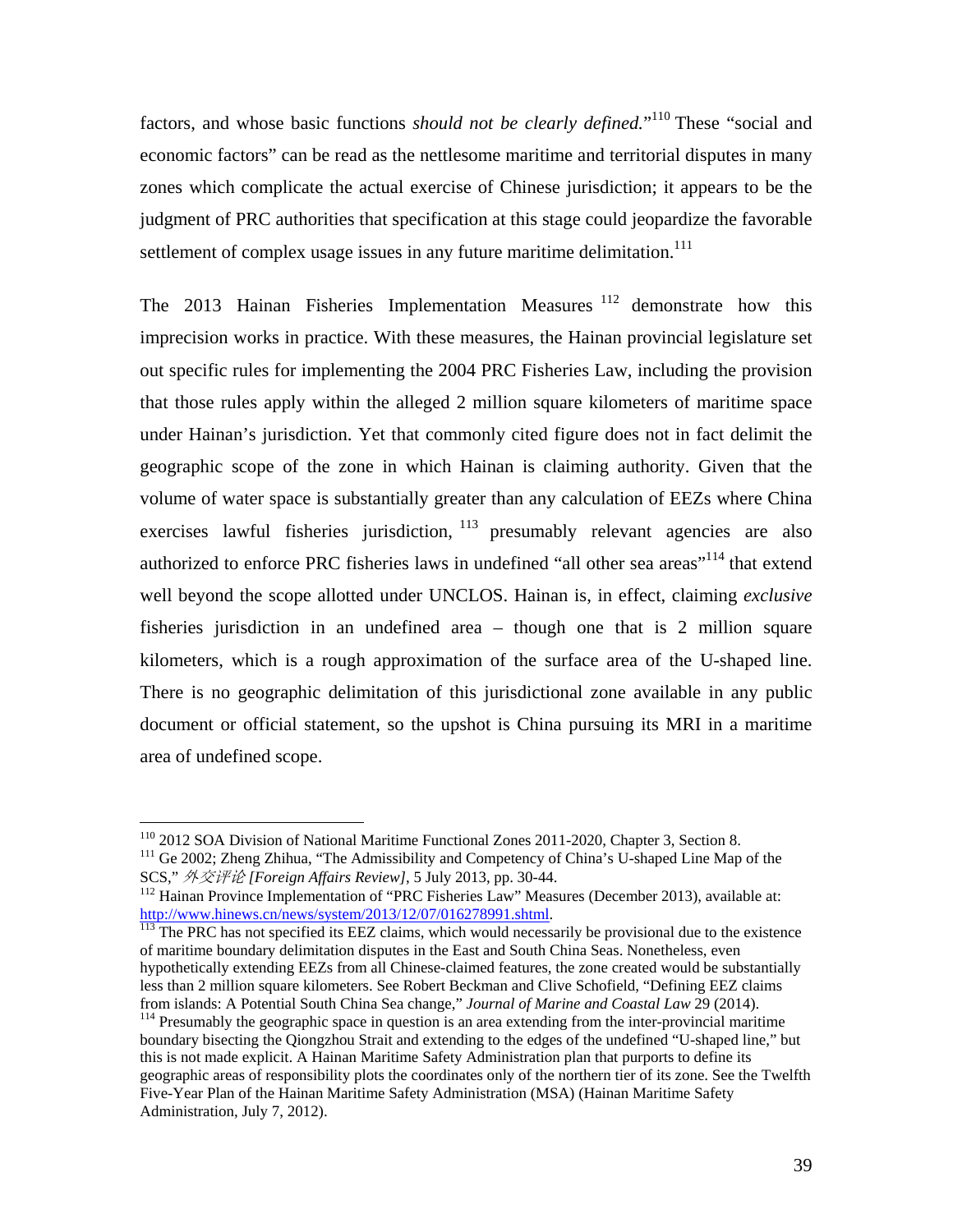factors, and whose basic functions *should not be clearly defined.*"[110] These "social and economic factors" can be read as the nettlesome maritime and territorial disputes in many zones which complicate the actual exercise of Chinese jurisdiction; it appears to be the judgment of PRC authorities that specification at this stage could jeopardize the favorable settlement of complex usage issues in any future maritime delimitation.[111]

The 2013 Hainan Fisheries Implementation Measures [112] demonstrate how this imprecision works in practice. With these measures, the Hainan provincial legislature set out specific rules for implementing the 2004 PRC Fisheries Law, including the provision that those rules apply within the alleged 2 million square kilometers of maritime space under Hainan's jurisdiction. Yet that commonly cited figure does not in fact delimit the geographic scope of the zone in which Hainan is claiming authority. Given that the volume of water space is substantially greater than any calculation of EEZs where China exercises lawful fisheries jurisdiction, [113] presumably relevant agencies are also authorized to enforce PRC fisheries laws in undefined "all other sea areas"[114] that extend well beyond the scope allotted under UNCLOS. Hainan is, in effect, claiming *exclusive* fisheries jurisdiction in an undefined area – though one that is 2 million square kilometers, which is a rough approximation of the surface area of the U-shaped line. There is no geographic delimitation of this jurisdictional zone available in any public document or official statement, so the upshot is China pursuing its MRI in a maritime area of undefined scope.

---

[110] 2012 SOA Division of National Maritime Functional Zones 2011-2020, Chapter 3, Section 8.

[111] Ge 2002; Zheng Zhihua, "The Admissibility and Competency of China's U-shaped Line Map of the SCS," *外交评论 [Foreign Affairs Review]*, 5 July 2013, pp. 30-44.

[112] Hainan Province Implementation of "PRC Fisheries Law" Measures (December 2013), available at: http://www.hinews.cn/news/system/2013/12/07/016278991.shtml.

[113] The PRC has not specified its EEZ claims, which would necessarily be provisional due to the existence of maritime boundary delimitation disputes in the East and South China Seas. Nonetheless, even hypothetically extending EEZs from all Chinese-claimed features, the zone created would be substantially less than 2 million square kilometers. See Robert Beckman and Clive Schofield, "Defining EEZ claims from islands: A Potential South China Sea change," *Journal of Marine and Coastal Law* 29 (2014).

[114] Presumably the geographic space in question is an area extending from the inter-provincial maritime boundary bisecting the Qiongzhou Strait and extending to the edges of the undefined "U-shaped line," but this is not made explicit. A Hainan Maritime Safety Administration plan that purports to define its geographic areas of responsibility plots the coordinates only of the northern tier of its zone. See the Twelfth Five-Year Plan of the Hainan Maritime Safety Administration (MSA) (Hainan Maritime Safety Administration, July 7, 2012).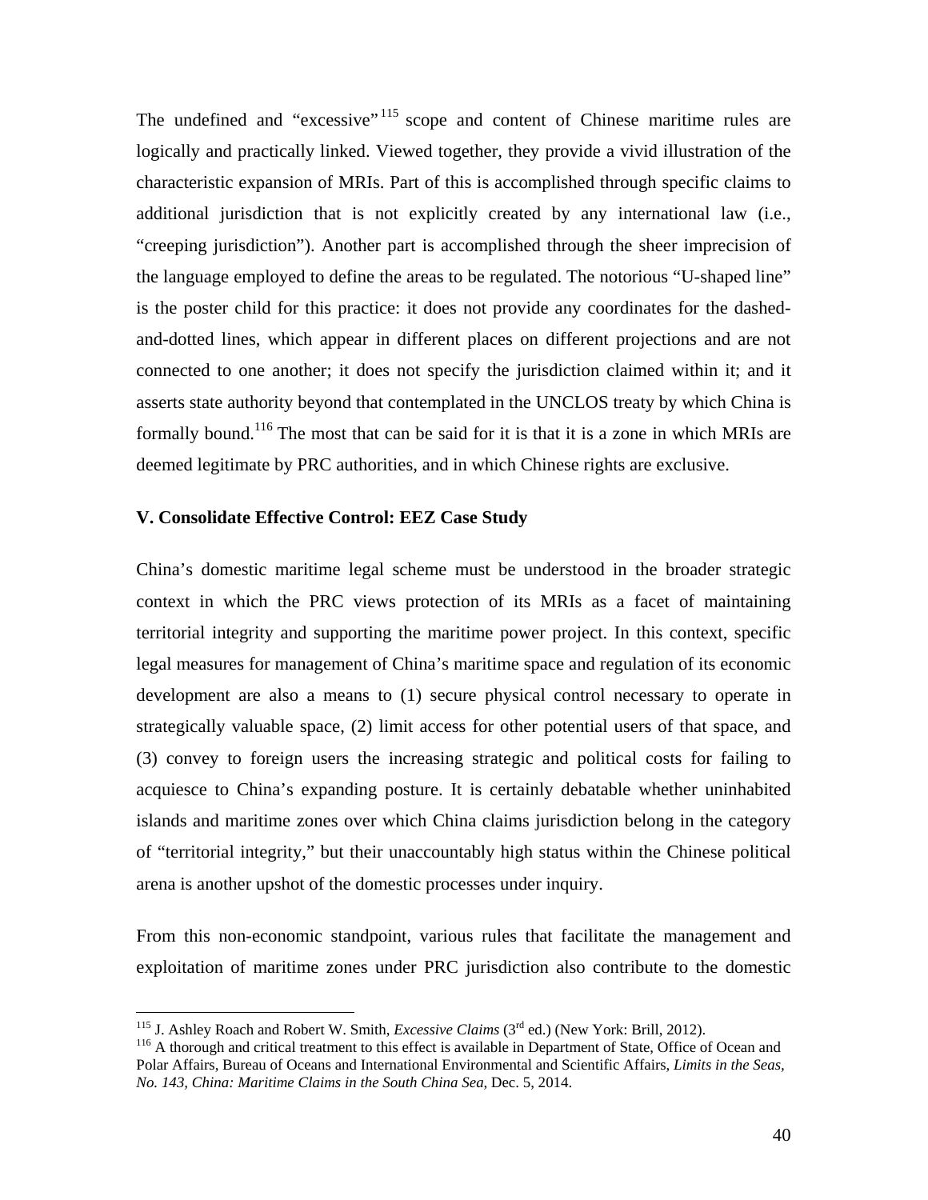The undefined and "excessive"[115] scope and content of Chinese maritime rules are logically and practically linked. Viewed together, they provide a vivid illustration of the characteristic expansion of MRIs. Part of this is accomplished through specific claims to additional jurisdiction that is not explicitly created by any international law (i.e., "creeping jurisdiction"). Another part is accomplished through the sheer imprecision of the language employed to define the areas to be regulated. The notorious "U-shaped line" is the poster child for this practice: it does not provide any coordinates for the dashed-and-dotted lines, which appear in different places on different projections and are not connected to one another; it does not specify the jurisdiction claimed within it; and it asserts state authority beyond that contemplated in the UNCLOS treaty by which China is formally bound.[116] The most that can be said for it is that it is a zone in which MRIs are deemed legitimate by PRC authorities, and in which Chinese rights are exclusive.

**V. Consolidate Effective Control: EEZ Case Study**

China's domestic maritime legal scheme must be understood in the broader strategic context in which the PRC views protection of its MRIs as a facet of maintaining territorial integrity and supporting the maritime power project. In this context, specific legal measures for management of China's maritime space and regulation of its economic development are also a means to (1) secure physical control necessary to operate in strategically valuable space, (2) limit access for other potential users of that space, and (3) convey to foreign users the increasing strategic and political costs for failing to acquiesce to China's expanding posture. It is certainly debatable whether uninhabited islands and maritime zones over which China claims jurisdiction belong in the category of "territorial integrity," but their unaccountably high status within the Chinese political arena is another upshot of the domestic processes under inquiry.

From this non-economic standpoint, various rules that facilitate the management and exploitation of maritime zones under PRC jurisdiction also contribute to the domestic

---

[115] J. Ashley Roach and Robert W. Smith, *Excessive Claims* (3rd ed.) (New York: Brill, 2012).

[116] A thorough and critical treatment to this effect is available in Department of State, Office of Ocean and Polar Affairs, Bureau of Oceans and International Environmental and Scientific Affairs, *Limits in the Seas, No. 143, China: Maritime Claims in the South China Sea*, Dec. 5, 2014.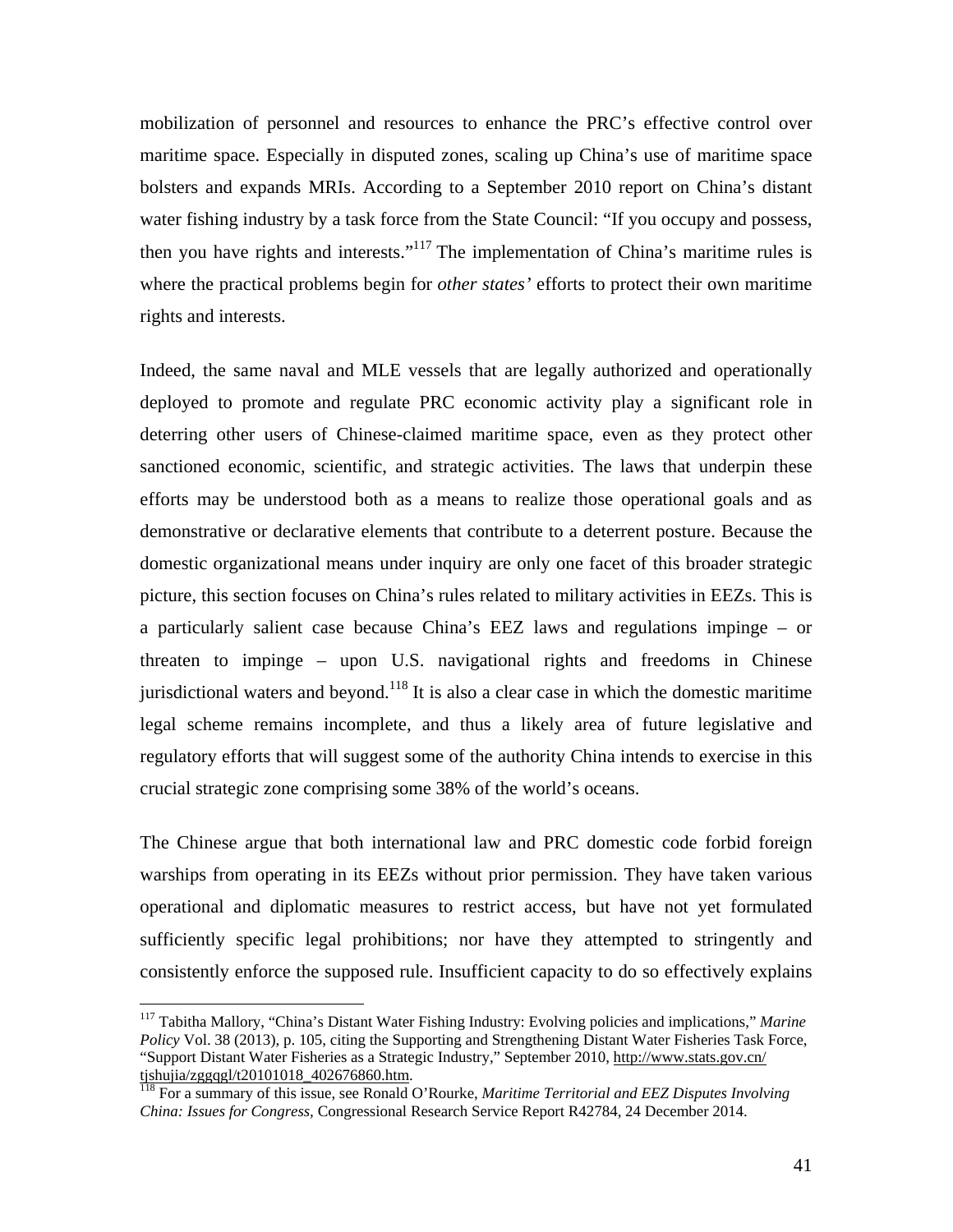mobilization of personnel and resources to enhance the PRC's effective control over maritime space. Especially in disputed zones, scaling up China's use of maritime space bolsters and expands MRIs. According to a September 2010 report on China's distant water fishing industry by a task force from the State Council: "If you occupy and possess, then you have rights and interests."[117] The implementation of China's maritime rules is where the practical problems begin for *other states'* efforts to protect their own maritime rights and interests.

Indeed, the same naval and MLE vessels that are legally authorized and operationally deployed to promote and regulate PRC economic activity play a significant role in deterring other users of Chinese-claimed maritime space, even as they protect other sanctioned economic, scientific, and strategic activities. The laws that underpin these efforts may be understood both as a means to realize those operational goals and as demonstrative or declarative elements that contribute to a deterrent posture. Because the domestic organizational means under inquiry are only one facet of this broader strategic picture, this section focuses on China's rules related to military activities in EEZs. This is a particularly salient case because China's EEZ laws and regulations impinge – or threaten to impinge – upon U.S. navigational rights and freedoms in Chinese jurisdictional waters and beyond.[118] It is also a clear case in which the domestic maritime legal scheme remains incomplete, and thus a likely area of future legislative and regulatory efforts that will suggest some of the authority China intends to exercise in this crucial strategic zone comprising some 38% of the world's oceans.

The Chinese argue that both international law and PRC domestic code forbid foreign warships from operating in its EEZs without prior permission. They have taken various operational and diplomatic measures to restrict access, but have not yet formulated sufficiently specific legal prohibitions; nor have they attempted to stringently and consistently enforce the supposed rule. Insufficient capacity to do so effectively explains

---

[117] Tabitha Mallory, "China's Distant Water Fishing Industry: Evolving policies and implications," *Marine Policy* Vol. 38 (2013), p. 105, citing the Supporting and Strengthening Distant Water Fisheries Task Force, "Support Distant Water Fisheries as a Strategic Industry," September 2010, http://www.stats.gov.cn/tjshujia/zggqgl/t20101018_402676860.htm.

[118] For a summary of this issue, see Ronald O'Rourke, *Maritime Territorial and EEZ Disputes Involving China: Issues for Congress*, Congressional Research Service Report R42784, 24 December 2014.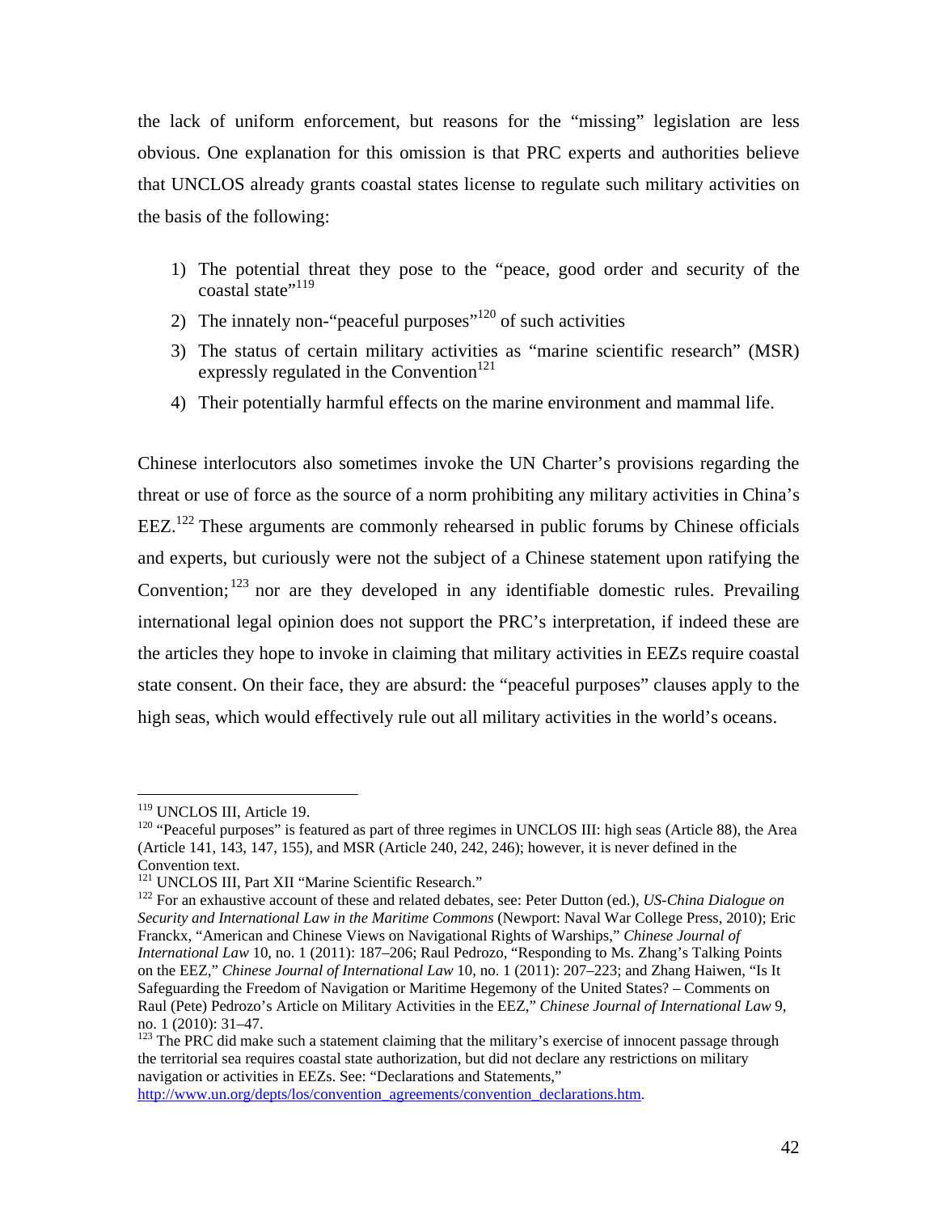the lack of uniform enforcement, but reasons for the "missing" legislation are less obvious. One explanation for this omission is that PRC experts and authorities believe that UNCLOS already grants coastal states license to regulate such military activities on the basis of the following:

1) The potential threat they pose to the "peace, good order and security of the coastal state"[119]
2) The innately non-"peaceful purposes"[120] of such activities
3) The status of certain military activities as "marine scientific research" (MSR) expressly regulated in the Convention[121]
4) Their potentially harmful effects on the marine environment and mammal life.

Chinese interlocutors also sometimes invoke the UN Charter's provisions regarding the threat or use of force as the source of a norm prohibiting any military activities in China's EEZ.[122] These arguments are commonly rehearsed in public forums by Chinese officials and experts, but curiously were not the subject of a Chinese statement upon ratifying the Convention;[123] nor are they developed in any identifiable domestic rules. Prevailing international legal opinion does not support the PRC's interpretation, if indeed these are the articles they hope to invoke in claiming that military activities in EEZs require coastal state consent. On their face, they are absurd: the "peaceful purposes" clauses apply to the high seas, which would effectively rule out all military activities in the world's oceans.

---

[119] UNCLOS III, Article 19.

[120] "Peaceful purposes" is featured as part of three regimes in UNCLOS III: high seas (Article 88), the Area (Article 141, 143, 147, 155), and MSR (Article 240, 242, 246); however, it is never defined in the Convention text.

[121] UNCLOS III, Part XII "Marine Scientific Research."

[122] For an exhaustive account of these and related debates, see: Peter Dutton (ed.), *US-China Dialogue on Security and International Law in the Maritime Commons* (Newport: Naval War College Press, 2010); Eric Franckx, "American and Chinese Views on Navigational Rights of Warships," *Chinese Journal of International Law* 10, no. 1 (2011): 187–206; Raul Pedrozo, "Responding to Ms. Zhang's Talking Points on the EEZ," *Chinese Journal of International Law* 10, no. 1 (2011): 207–223; and Zhang Haiwen, "Is It Safeguarding the Freedom of Navigation or Maritime Hegemony of the United States? – Comments on Raul (Pete) Pedrozo's Article on Military Activities in the EEZ," *Chinese Journal of International Law* 9, no. 1 (2010): 31–47.

[123] The PRC did make such a statement claiming that the military's exercise of innocent passage through the territorial sea requires coastal state authorization, but did not declare any restrictions on military navigation or activities in EEZs. See: "Declarations and Statements," http://www.un.org/depts/los/convention_agreements/convention_declarations.htm.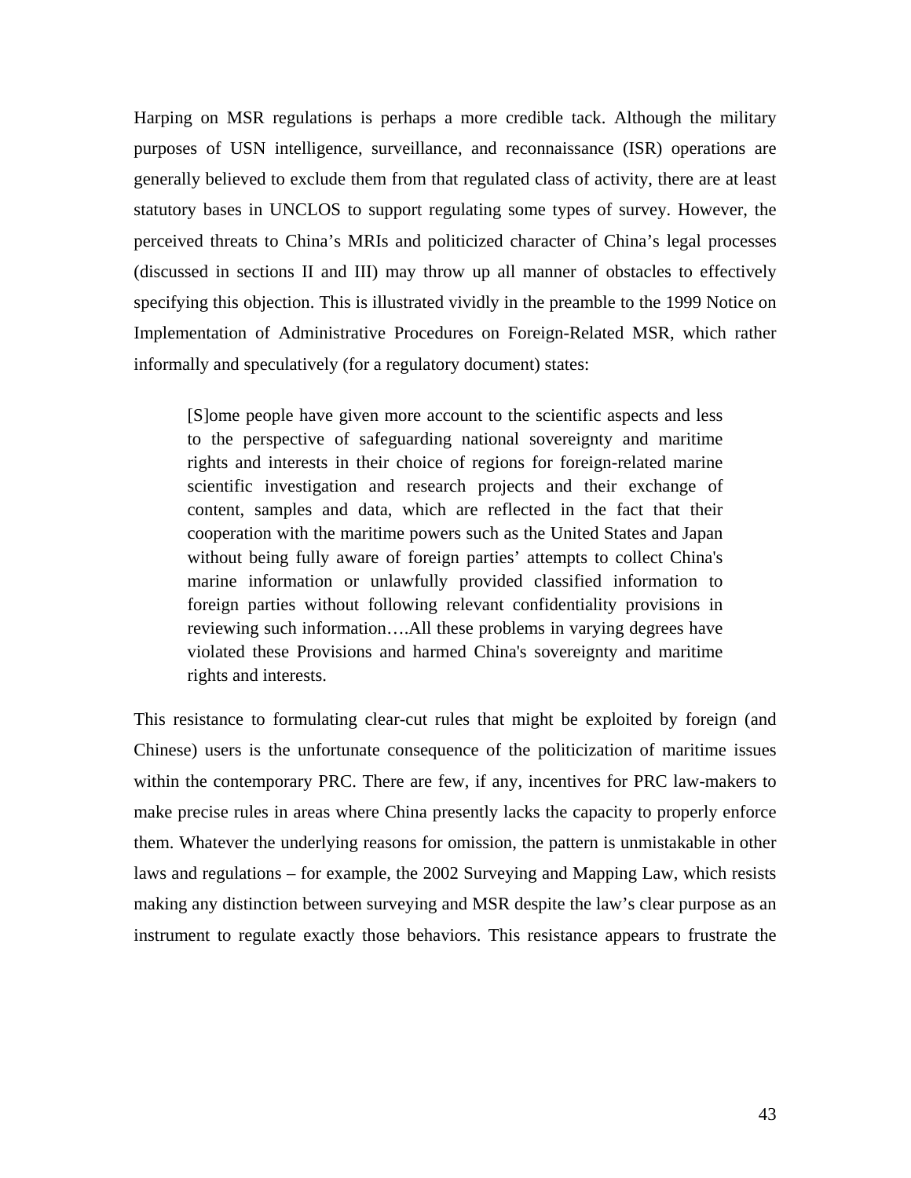Harping on MSR regulations is perhaps a more credible tack. Although the military purposes of USN intelligence, surveillance, and reconnaissance (ISR) operations are generally believed to exclude them from that regulated class of activity, there are at least statutory bases in UNCLOS to support regulating some types of survey. However, the perceived threats to China's MRIs and politicized character of China's legal processes (discussed in sections II and III) may throw up all manner of obstacles to effectively specifying this objection. This is illustrated vividly in the preamble to the 1999 Notice on Implementation of Administrative Procedures on Foreign-Related MSR, which rather informally and speculatively (for a regulatory document) states:

> [S]ome people have given more account to the scientific aspects and less to the perspective of safeguarding national sovereignty and maritime rights and interests in their choice of regions for foreign-related marine scientific investigation and research projects and their exchange of content, samples and data, which are reflected in the fact that their cooperation with the maritime powers such as the United States and Japan without being fully aware of foreign parties' attempts to collect China's marine information or unlawfully provided classified information to foreign parties without following relevant confidentiality provisions in reviewing such information….All these problems in varying degrees have violated these Provisions and harmed China's sovereignty and maritime rights and interests.

This resistance to formulating clear-cut rules that might be exploited by foreign (and Chinese) users is the unfortunate consequence of the politicization of maritime issues within the contemporary PRC. There are few, if any, incentives for PRC law-makers to make precise rules in areas where China presently lacks the capacity to properly enforce them. Whatever the underlying reasons for omission, the pattern is unmistakable in other laws and regulations – for example, the 2002 Surveying and Mapping Law, which resists making any distinction between surveying and MSR despite the law's clear purpose as an instrument to regulate exactly those behaviors. This resistance appears to frustrate the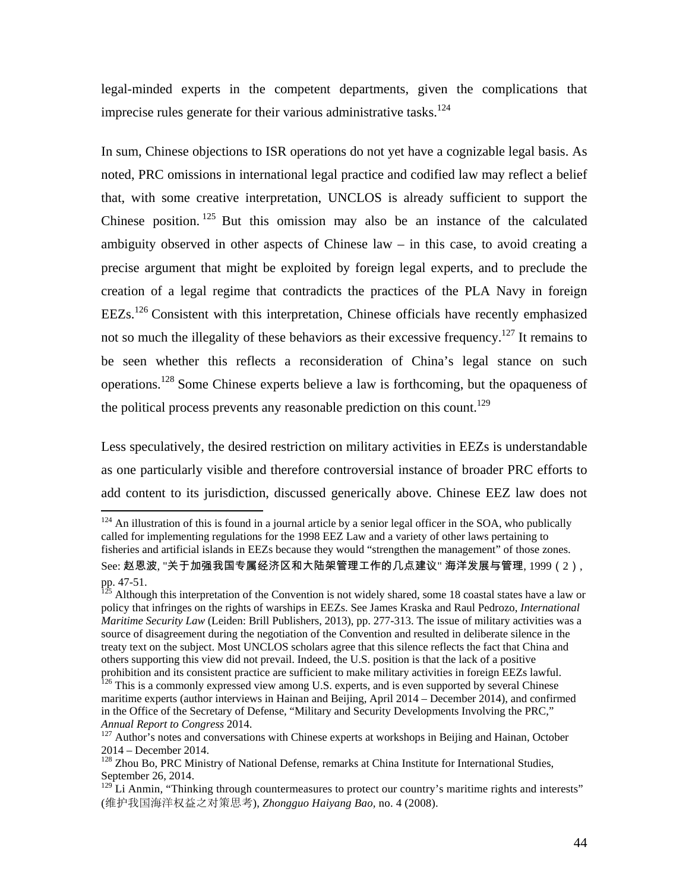legal-minded experts in the competent departments, given the complications that imprecise rules generate for their various administrative tasks.[124]

In sum, Chinese objections to ISR operations do not yet have a cognizable legal basis. As noted, PRC omissions in international legal practice and codified law may reflect a belief that, with some creative interpretation, UNCLOS is already sufficient to support the Chinese position.[125] But this omission may also be an instance of the calculated ambiguity observed in other aspects of Chinese law – in this case, to avoid creating a precise argument that might be exploited by foreign legal experts, and to preclude the creation of a legal regime that contradicts the practices of the PLA Navy in foreign EEZs.[126] Consistent with this interpretation, Chinese officials have recently emphasized not so much the illegality of these behaviors as their excessive frequency.[127] It remains to be seen whether this reflects a reconsideration of China's legal stance on such operations.[128] Some Chinese experts believe a law is forthcoming, but the opaqueness of the political process prevents any reasonable prediction on this count.[129]

Less speculatively, the desired restriction on military activities in EEZs is understandable as one particularly visible and therefore controversial instance of broader PRC efforts to add content to its jurisdiction, discussed generically above. Chinese EEZ law does not

---

[124] An illustration of this is found in a journal article by a senior legal officer in the SOA, who publically called for implementing regulations for the 1998 EEZ Law and a variety of other laws pertaining to fisheries and artificial islands in EEZs because they would "strengthen the management" of those zones. See: 赵恩波, "关于加强我国专属经济区和大陆架管理工作的几点建议" 海洋发展与管理, 1999（2）, pp. 47-51.

[125] Although this interpretation of the Convention is not widely shared, some 18 coastal states have a law or policy that infringes on the rights of warships in EEZs. See James Kraska and Raul Pedrozo, *International Maritime Security Law* (Leiden: Brill Publishers, 2013), pp. 277-313. The issue of military activities was a source of disagreement during the negotiation of the Convention and resulted in deliberate silence in the treaty text on the subject. Most UNCLOS scholars agree that this silence reflects the fact that China and others supporting this view did not prevail. Indeed, the U.S. position is that the lack of a positive prohibition and its consistent practice are sufficient to make military activities in foreign EEZs lawful.

[126] This is a commonly expressed view among U.S. experts, and is even supported by several Chinese maritime experts (author interviews in Hainan and Beijing, April 2014 – December 2014), and confirmed in the Office of the Secretary of Defense, "Military and Security Developments Involving the PRC," *Annual Report to Congress* 2014.

[127] Author's notes and conversations with Chinese experts at workshops in Beijing and Hainan, October 2014 – December 2014.

[128] Zhou Bo, PRC Ministry of National Defense, remarks at China Institute for International Studies, September 26, 2014.

[129] Li Anmin, "Thinking through countermeasures to protect our country's maritime rights and interests" (维护我国海洋权益之对策思考), *Zhongguo Haiyang Bao*, no. 4 (2008).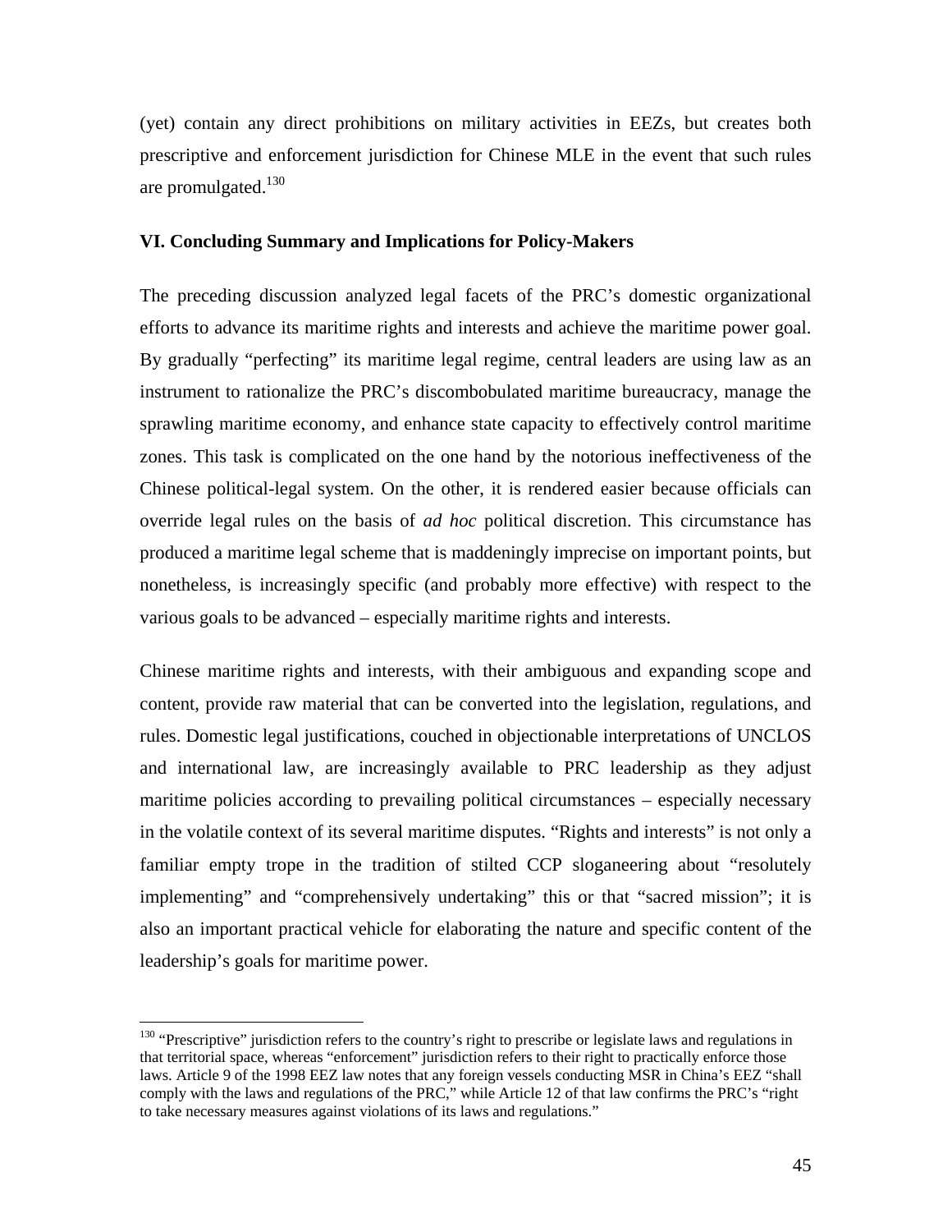(yet) contain any direct prohibitions on military activities in EEZs, but creates both prescriptive and enforcement jurisdiction for Chinese MLE in the event that such rules are promulgated.[130]

**VI. Concluding Summary and Implications for Policy-Makers**

The preceding discussion analyzed legal facets of the PRC's domestic organizational efforts to advance its maritime rights and interests and achieve the maritime power goal. By gradually "perfecting" its maritime legal regime, central leaders are using law as an instrument to rationalize the PRC's discombobulated maritime bureaucracy, manage the sprawling maritime economy, and enhance state capacity to effectively control maritime zones. This task is complicated on the one hand by the notorious ineffectiveness of the Chinese political-legal system. On the other, it is rendered easier because officials can override legal rules on the basis of *ad hoc* political discretion. This circumstance has produced a maritime legal scheme that is maddeningly imprecise on important points, but nonetheless, is increasingly specific (and probably more effective) with respect to the various goals to be advanced – especially maritime rights and interests.

Chinese maritime rights and interests, with their ambiguous and expanding scope and content, provide raw material that can be converted into the legislation, regulations, and rules. Domestic legal justifications, couched in objectionable interpretations of UNCLOS and international law, are increasingly available to PRC leadership as they adjust maritime policies according to prevailing political circumstances – especially necessary in the volatile context of its several maritime disputes. "Rights and interests" is not only a familiar empty trope in the tradition of stilted CCP sloganeering about "resolutely implementing" and "comprehensively undertaking" this or that "sacred mission"; it is also an important practical vehicle for elaborating the nature and specific content of the leadership's goals for maritime power.

---

[130] "Prescriptive" jurisdiction refers to the country's right to prescribe or legislate laws and regulations in that territorial space, whereas "enforcement" jurisdiction refers to their right to practically enforce those laws. Article 9 of the 1998 EEZ law notes that any foreign vessels conducting MSR in China's EEZ "shall comply with the laws and regulations of the PRC," while Article 12 of that law confirms the PRC's "right to take necessary measures against violations of its laws and regulations."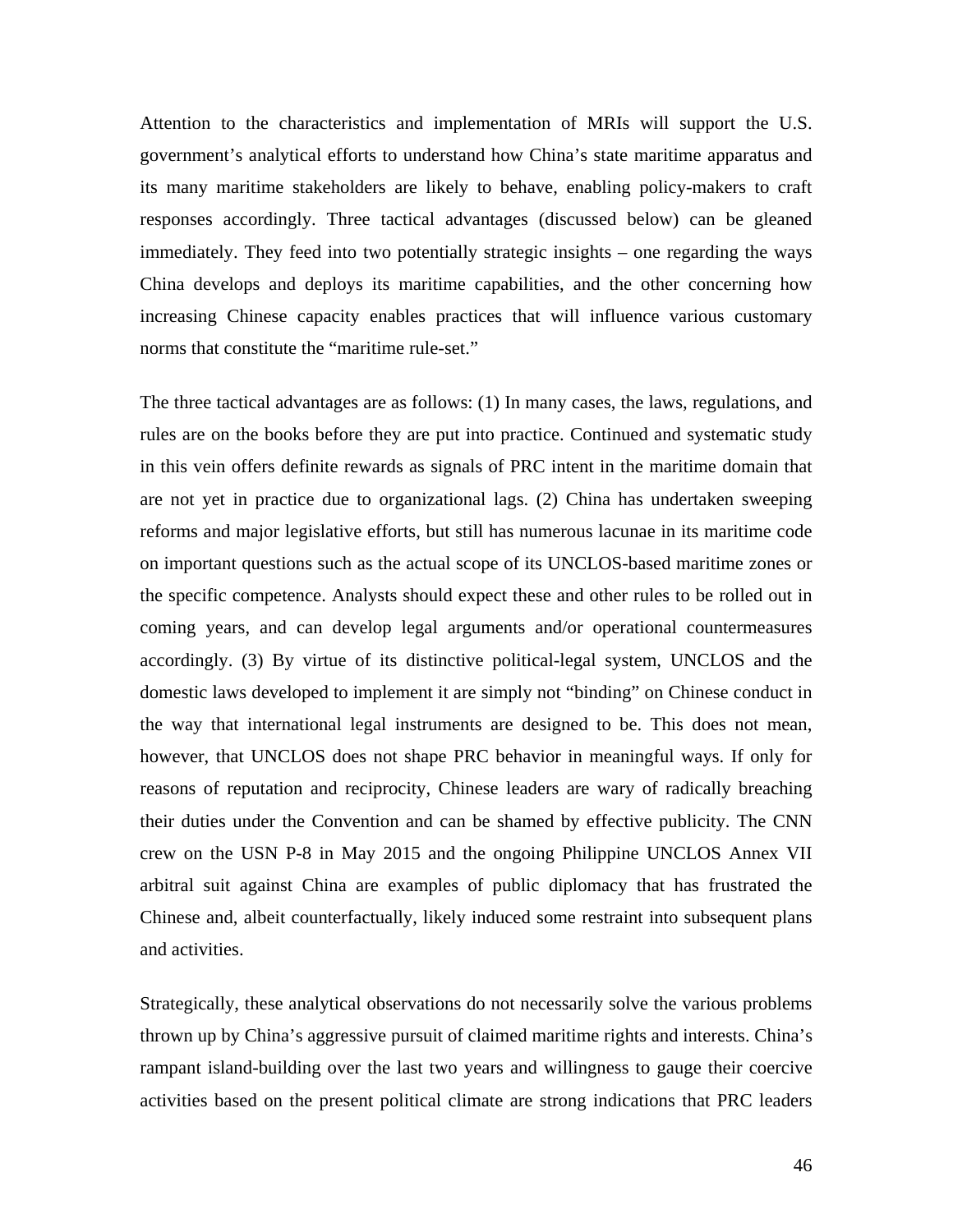Attention to the characteristics and implementation of MRIs will support the U.S. government's analytical efforts to understand how China's state maritime apparatus and its many maritime stakeholders are likely to behave, enabling policy-makers to craft responses accordingly. Three tactical advantages (discussed below) can be gleaned immediately. They feed into two potentially strategic insights – one regarding the ways China develops and deploys its maritime capabilities, and the other concerning how increasing Chinese capacity enables practices that will influence various customary norms that constitute the "maritime rule-set."

The three tactical advantages are as follows: (1) In many cases, the laws, regulations, and rules are on the books before they are put into practice. Continued and systematic study in this vein offers definite rewards as signals of PRC intent in the maritime domain that are not yet in practice due to organizational lags. (2) China has undertaken sweeping reforms and major legislative efforts, but still has numerous lacunae in its maritime code on important questions such as the actual scope of its UNCLOS-based maritime zones or the specific competence. Analysts should expect these and other rules to be rolled out in coming years, and can develop legal arguments and/or operational countermeasures accordingly. (3) By virtue of its distinctive political-legal system, UNCLOS and the domestic laws developed to implement it are simply not "binding" on Chinese conduct in the way that international legal instruments are designed to be. This does not mean, however, that UNCLOS does not shape PRC behavior in meaningful ways. If only for reasons of reputation and reciprocity, Chinese leaders are wary of radically breaching their duties under the Convention and can be shamed by effective publicity. The CNN crew on the USN P-8 in May 2015 and the ongoing Philippine UNCLOS Annex VII arbitral suit against China are examples of public diplomacy that has frustrated the Chinese and, albeit counterfactually, likely induced some restraint into subsequent plans and activities.

Strategically, these analytical observations do not necessarily solve the various problems thrown up by China's aggressive pursuit of claimed maritime rights and interests. China's rampant island-building over the last two years and willingness to gauge their coercive activities based on the present political climate are strong indications that PRC leaders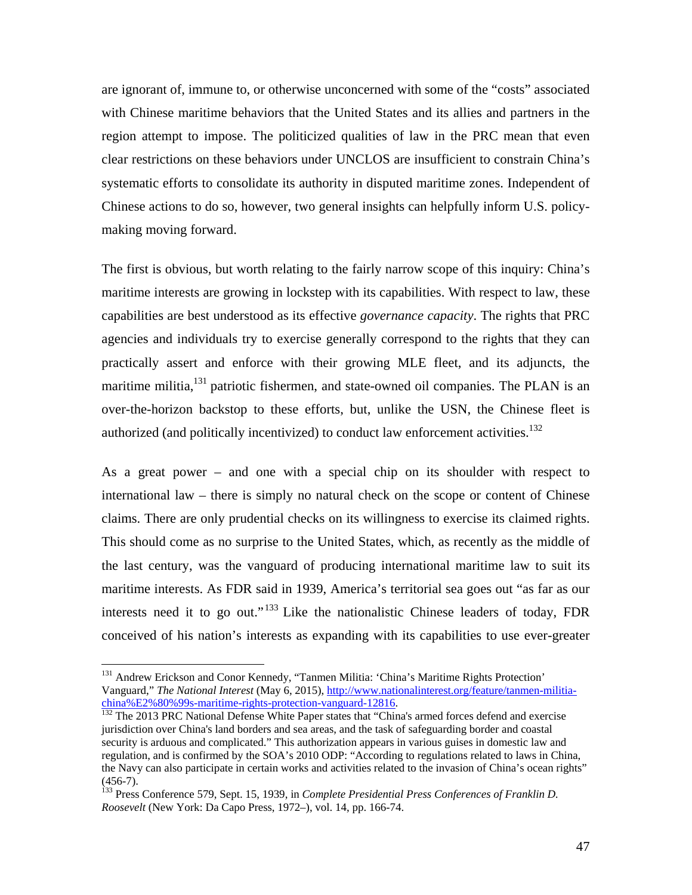are ignorant of, immune to, or otherwise unconcerned with some of the "costs" associated with Chinese maritime behaviors that the United States and its allies and partners in the region attempt to impose. The politicized qualities of law in the PRC mean that even clear restrictions on these behaviors under UNCLOS are insufficient to constrain China's systematic efforts to consolidate its authority in disputed maritime zones. Independent of Chinese actions to do so, however, two general insights can helpfully inform U.S. policy-making moving forward.

The first is obvious, but worth relating to the fairly narrow scope of this inquiry: China's maritime interests are growing in lockstep with its capabilities. With respect to law, these capabilities are best understood as its effective *governance capacity*. The rights that PRC agencies and individuals try to exercise generally correspond to the rights that they can practically assert and enforce with their growing MLE fleet, and its adjuncts, the maritime militia,[131] patriotic fishermen, and state-owned oil companies. The PLAN is an over-the-horizon backstop to these efforts, but, unlike the USN, the Chinese fleet is authorized (and politically incentivized) to conduct law enforcement activities.[132]

As a great power – and one with a special chip on its shoulder with respect to international law – there is simply no natural check on the scope or content of Chinese claims. There are only prudential checks on its willingness to exercise its claimed rights. This should come as no surprise to the United States, which, as recently as the middle of the last century, was the vanguard of producing international maritime law to suit its maritime interests. As FDR said in 1939, America's territorial sea goes out "as far as our interests need it to go out."[133] Like the nationalistic Chinese leaders of today, FDR conceived of his nation's interests as expanding with its capabilities to use ever-greater

---

[131] Andrew Erickson and Conor Kennedy, "Tanmen Militia: 'China's Maritime Rights Protection' Vanguard," *The National Interest* (May 6, 2015), http://www.nationalinterest.org/feature/tanmen-militia-china%E2%80%99s-maritime-rights-protection-vanguard-12816.

[132] The 2013 PRC National Defense White Paper states that "China's armed forces defend and exercise jurisdiction over China's land borders and sea areas, and the task of safeguarding border and coastal security is arduous and complicated." This authorization appears in various guises in domestic law and regulation, and is confirmed by the SOA's 2010 ODP: "According to regulations related to laws in China, the Navy can also participate in certain works and activities related to the invasion of China's ocean rights" (456-7).

[133] Press Conference 579, Sept. 15, 1939, in *Complete Presidential Press Conferences of Franklin D. Roosevelt* (New York: Da Capo Press, 1972–), vol. 14, pp. 166-74.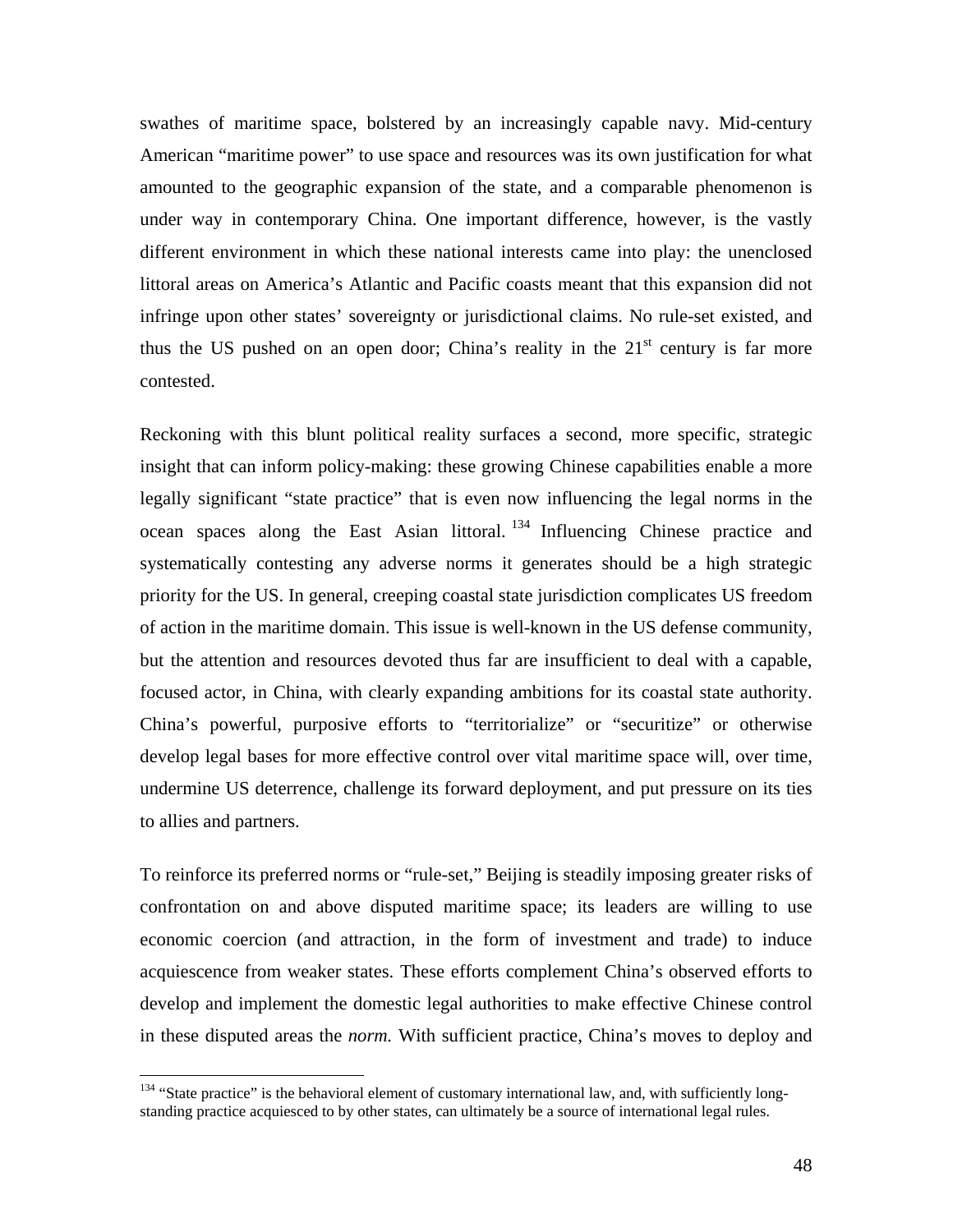swathes of maritime space, bolstered by an increasingly capable navy. Mid-century American "maritime power" to use space and resources was its own justification for what amounted to the geographic expansion of the state, and a comparable phenomenon is under way in contemporary China. One important difference, however, is the vastly different environment in which these national interests came into play: the unenclosed littoral areas on America's Atlantic and Pacific coasts meant that this expansion did not infringe upon other states' sovereignty or jurisdictional claims. No rule-set existed, and thus the US pushed on an open door; China's reality in the 21st century is far more contested.

Reckoning with this blunt political reality surfaces a second, more specific, strategic insight that can inform policy-making: these growing Chinese capabilities enable a more legally significant "state practice" that is even now influencing the legal norms in the ocean spaces along the East Asian littoral.[134] Influencing Chinese practice and systematically contesting any adverse norms it generates should be a high strategic priority for the US. In general, creeping coastal state jurisdiction complicates US freedom of action in the maritime domain. This issue is well-known in the US defense community, but the attention and resources devoted thus far are insufficient to deal with a capable, focused actor, in China, with clearly expanding ambitions for its coastal state authority. China's powerful, purposive efforts to "territorialize" or "securitize" or otherwise develop legal bases for more effective control over vital maritime space will, over time, undermine US deterrence, challenge its forward deployment, and put pressure on its ties to allies and partners.

To reinforce its preferred norms or "rule-set," Beijing is steadily imposing greater risks of confrontation on and above disputed maritime space; its leaders are willing to use economic coercion (and attraction, in the form of investment and trade) to induce acquiescence from weaker states. These efforts complement China's observed efforts to develop and implement the domestic legal authorities to make effective Chinese control in these disputed areas the *norm.* With sufficient practice, China's moves to deploy and

[134] "State practice" is the behavioral element of customary international law, and, with sufficiently long-standing practice acquiesced to by other states, can ultimately be a source of international legal rules.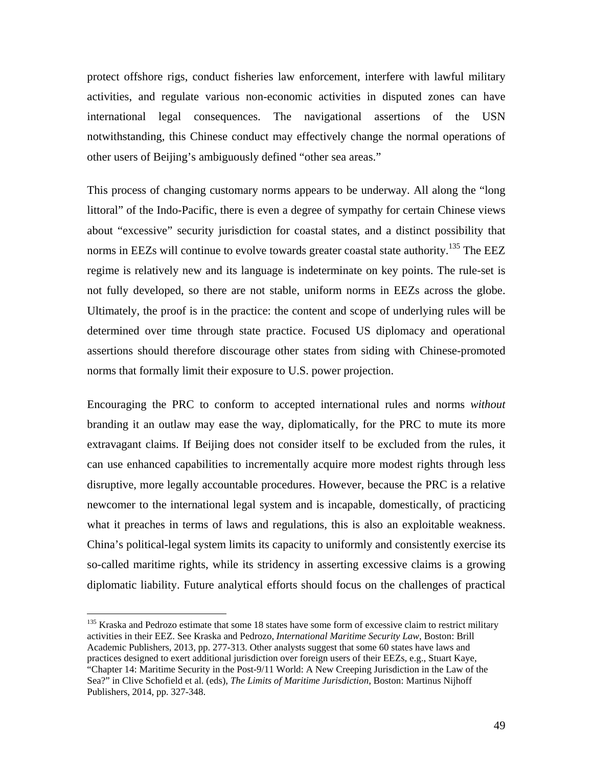protect offshore rigs, conduct fisheries law enforcement, interfere with lawful military activities, and regulate various non-economic activities in disputed zones can have international legal consequences. The navigational assertions of the USN notwithstanding, this Chinese conduct may effectively change the normal operations of other users of Beijing's ambiguously defined "other sea areas."

This process of changing customary norms appears to be underway. All along the "long littoral" of the Indo-Pacific, there is even a degree of sympathy for certain Chinese views about "excessive" security jurisdiction for coastal states, and a distinct possibility that norms in EEZs will continue to evolve towards greater coastal state authority.[135] The EEZ regime is relatively new and its language is indeterminate on key points. The rule-set is not fully developed, so there are not stable, uniform norms in EEZs across the globe. Ultimately, the proof is in the practice: the content and scope of underlying rules will be determined over time through state practice. Focused US diplomacy and operational assertions should therefore discourage other states from siding with Chinese-promoted norms that formally limit their exposure to U.S. power projection.

Encouraging the PRC to conform to accepted international rules and norms *without* branding it an outlaw may ease the way, diplomatically, for the PRC to mute its more extravagant claims. If Beijing does not consider itself to be excluded from the rules, it can use enhanced capabilities to incrementally acquire more modest rights through less disruptive, more legally accountable procedures. However, because the PRC is a relative newcomer to the international legal system and is incapable, domestically, of practicing what it preaches in terms of laws and regulations, this is also an exploitable weakness. China's political-legal system limits its capacity to uniformly and consistently exercise its so-called maritime rights, while its stridency in asserting excessive claims is a growing diplomatic liability. Future analytical efforts should focus on the challenges of practical

---

[135] Kraska and Pedrozo estimate that some 18 states have some form of excessive claim to restrict military activities in their EEZ. See Kraska and Pedrozo, *International Maritime Security Law*, Boston: Brill Academic Publishers, 2013, pp. 277-313. Other analysts suggest that some 60 states have laws and practices designed to exert additional jurisdiction over foreign users of their EEZs, e.g., Stuart Kaye, "Chapter 14: Maritime Security in the Post-9/11 World: A New Creeping Jurisdiction in the Law of the Sea?" in Clive Schofield et al. (eds), *The Limits of Maritime Jurisdiction*, Boston: Martinus Nijhoff Publishers, 2014, pp. 327-348.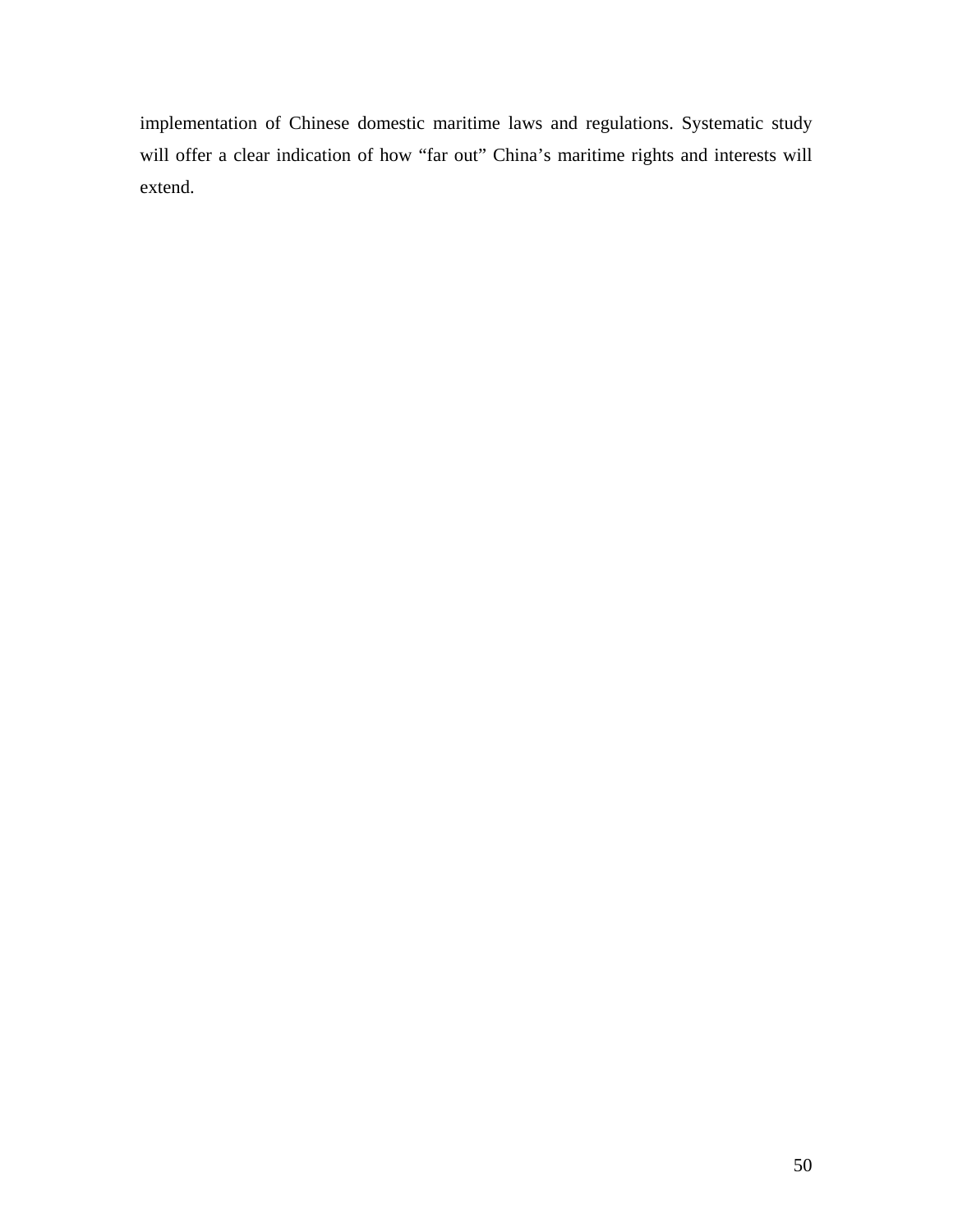implementation of Chinese domestic maritime laws and regulations. Systematic study will offer a clear indication of how “far out” China’s maritime rights and interests will extend.